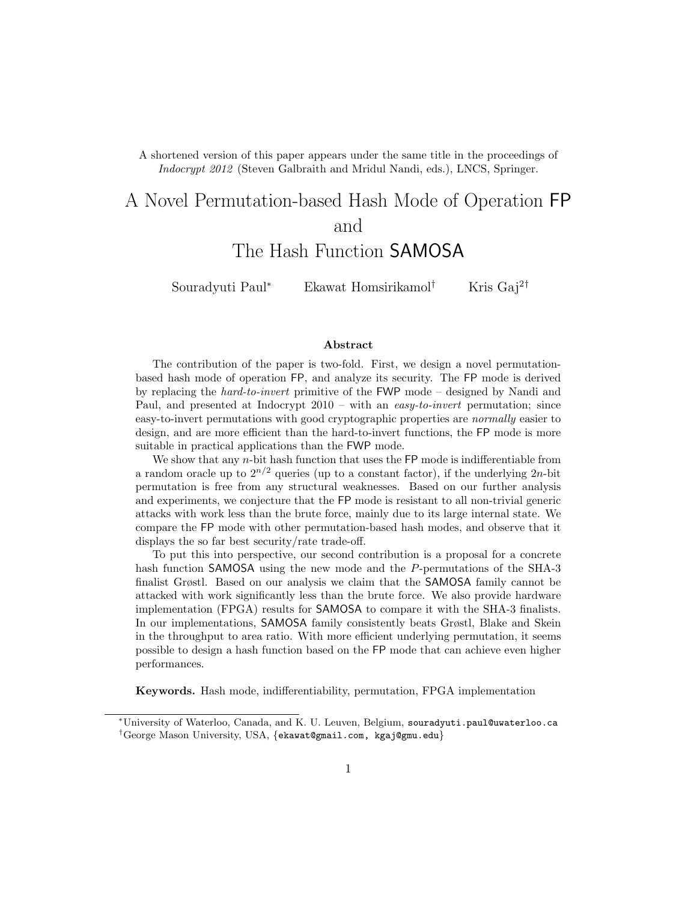A shortened version of this paper appears under the same title in the proceedings of *Indocrypt 2012* (Steven Galbraith and Mridul Nandi, eds.), LNCS, Springer.

# A Novel Permutation-based Hash Mode of Operation FP and The Hash Function SAMOSA

Souradyuti Paul[*] Ekawat Homsirikamol[†] Kris Gaj[2†]

### Abstract

The contribution of the paper is two-fold. First, we design a novel permutation-based hash mode of operation FP, and analyze its security. The FP mode is derived by replacing the *hard-to-invert* primitive of the FWP mode – designed by Nandi and Paul, and presented at Indocrypt 2010 – with an *easy-to-invert* permutation; since easy-to-invert permutations with good cryptographic properties are *normally* easier to design, and are more efficient than the hard-to-invert functions, the FP mode is more suitable in practical applications than the FWP mode.

We show that any $n$-bit hash function that uses the FP mode is indifferentiable from a random oracle up to $2^{n/2}$ queries (up to a constant factor), if the underlying $2n$-bit permutation is free from any structural weaknesses. Based on our further analysis and experiments, we conjecture that the FP mode is resistant to all non-trivial generic attacks with work less than the brute force, mainly due to its large internal state. We compare the FP mode with other permutation-based hash modes, and observe that it displays the so far best security/rate trade-off.

To put this into perspective, our second contribution is a proposal for a concrete hash function SAMOSA using the new mode and the $P$-permutations of the SHA-3 finalist Grøstl. Based on our analysis we claim that the SAMOSA family cannot be attacked with work significantly less than the brute force. We also provide hardware implementation (FPGA) results for SAMOSA to compare it with the SHA-3 finalists. In our implementations, SAMOSA family consistently beats Grøstl, Blake and Skein in the throughput to area ratio. With more efficient underlying permutation, it seems possible to design a hash function based on the FP mode that can achieve even higher performances.

**Keywords.** Hash mode, indifferentiability, permutation, FPGA implementation

---

[*]University of Waterloo, Canada, and K. U. Leuven, Belgium, souradyuti.paul@uwaterloo.ca

[†]George Mason University, USA, {ekawat@gmail.com, kgaj@gmu.edu}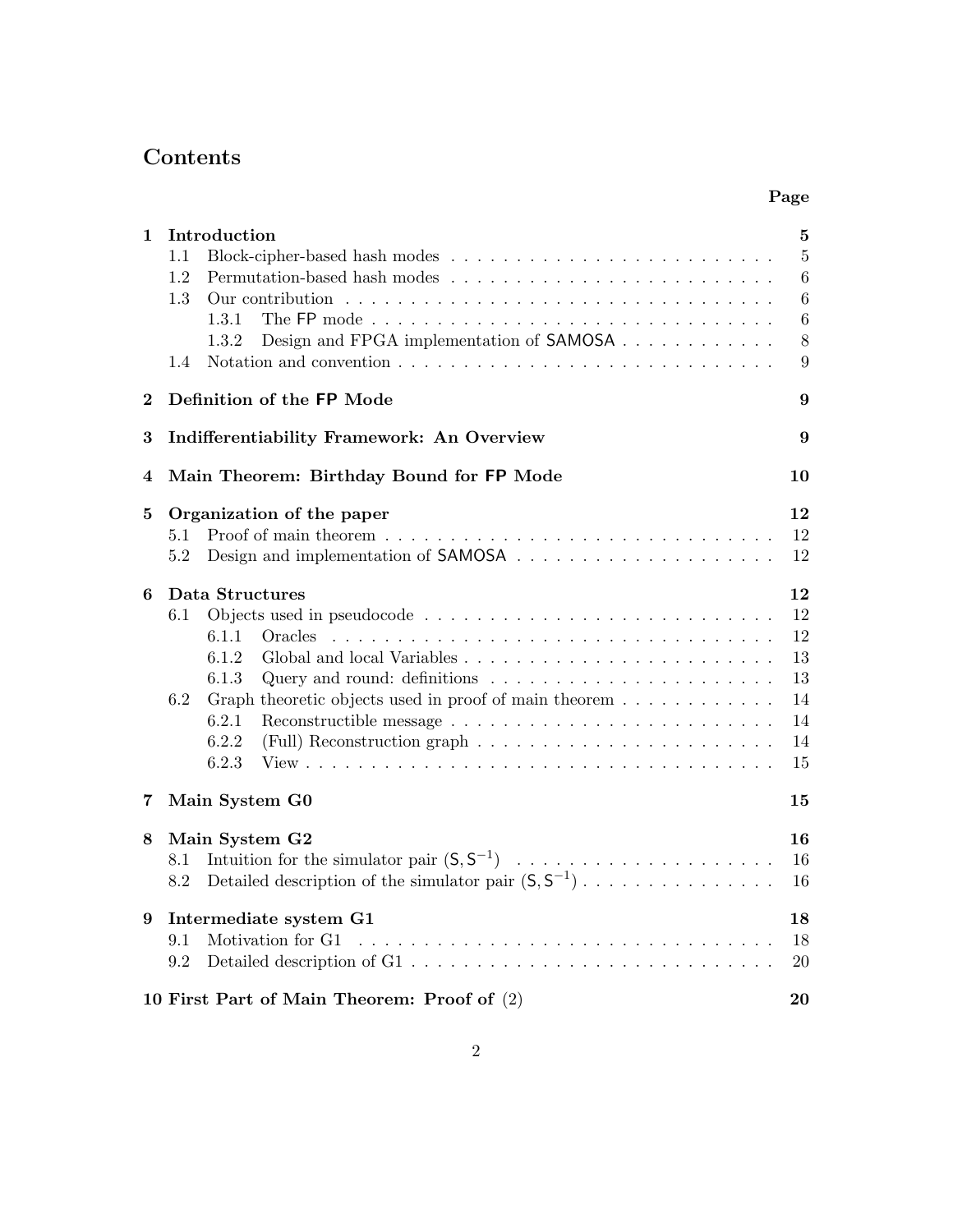# Contents

| | Page |
|---|---|
| **1 Introduction** | **5** |
| 1.1 Block-cipher-based hash modes | 5 |
| 1.2 Permutation-based hash modes | 6 |
| 1.3 Our contribution | 6 |
| 1.3.1 The FP mode | 6 |
| 1.3.2 Design and FPGA implementation of SAMOSA | 8 |
| 1.4 Notation and convention | 9 |
| **2 Definition of the FP Mode** | **9** |
| **3 Indifferentiability Framework: An Overview** | **9** |
| **4 Main Theorem: Birthday Bound for FP Mode** | **10** |
| **5 Organization of the paper** | **12** |
| 5.1 Proof of main theorem | 12 |
| 5.2 Design and implementation of SAMOSA | 12 |
| **6 Data Structures** | **12** |
| 6.1 Objects used in pseudocode | 12 |
| 6.1.1 Oracles | 12 |
| 6.1.2 Global and local Variables | 13 |
| 6.1.3 Query and round: definitions | 13 |
| 6.2 Graph theoretic objects used in proof of main theorem | 14 |
| 6.2.1 Reconstructible message | 14 |
| 6.2.2 (Full) Reconstruction graph | 14 |
| 6.2.3 View | 15 |
| **7 Main System G0** | **15** |
| **8 Main System G2** | **16** |
| 8.1 Intuition for the simulator pair $(\mathsf{S}, \mathsf{S}^{-1})$ | 16 |
| 8.2 Detailed description of the simulator pair $(\mathsf{S}, \mathsf{S}^{-1})$ | 16 |
| **9 Intermediate system G1** | **18** |
| 9.1 Motivation for G1 | 18 |
| 9.2 Detailed description of G1 | 20 |
| **10 First Part of Main Theorem: Proof of (2)** | **20** |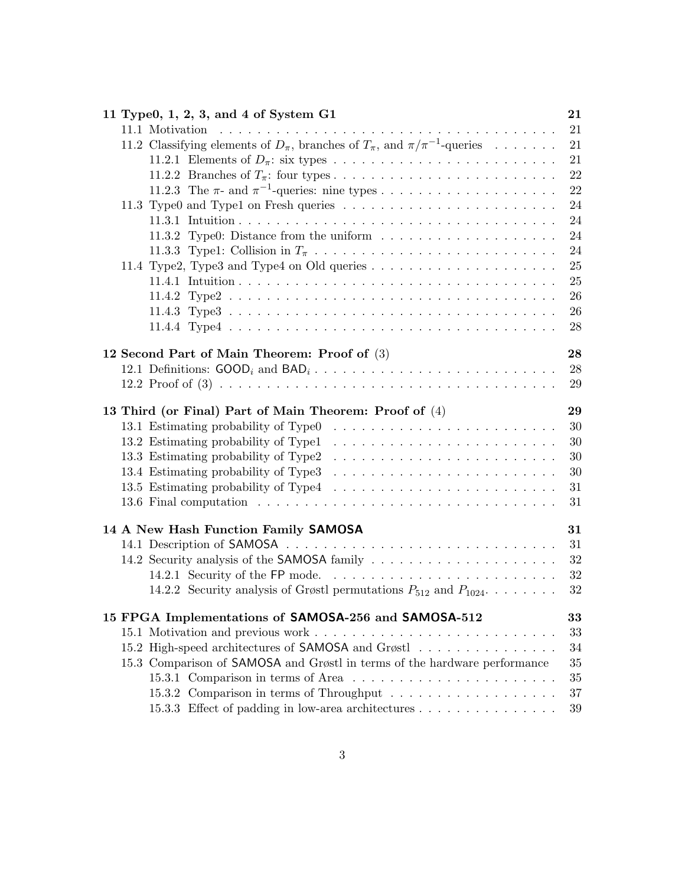**11 Type0, 1, 2, 3, and 4 of System G1** 21

- 11.1 Motivation . . . . . . . . . . . . . . . . . . . . . . . . . . . . . . . . . . . . 21
- 11.2 Classifying elements of $D_\pi$, branches of $T_\pi$, and $\pi/\pi^{-1}$-queries . . . . . . . 21
  - 11.2.1 Elements of $D_\pi$: six types . . . . . . . . . . . . . . . . . . . . . . . 21
  - 11.2.2 Branches of $T_\pi$: four types . . . . . . . . . . . . . . . . . . . . . . . 22
  - 11.2.3 The $\pi$- and $\pi^{-1}$-queries: nine types . . . . . . . . . . . . . . . . . . 22
- 11.3 Type0 and Type1 on Fresh queries . . . . . . . . . . . . . . . . . . . . . . 24
  - 11.3.1 Intuition . . . . . . . . . . . . . . . . . . . . . . . . . . . . . . . . . 24
  - 11.3.2 Type0: Distance from the uniform . . . . . . . . . . . . . . . . . . . 24
  - 11.3.3 Type1: Collision in $T_\pi$ . . . . . . . . . . . . . . . . . . . . . . . . . 24
- 11.4 Type2, Type3 and Type4 on Old queries . . . . . . . . . . . . . . . . . . . . 25
  - 11.4.1 Intuition . . . . . . . . . . . . . . . . . . . . . . . . . . . . . . . . . 25
  - 11.4.2 Type2 . . . . . . . . . . . . . . . . . . . . . . . . . . . . . . . . . . 26
  - 11.4.3 Type3 . . . . . . . . . . . . . . . . . . . . . . . . . . . . . . . . . . 26
  - 11.4.4 Type4 . . . . . . . . . . . . . . . . . . . . . . . . . . . . . . . . . . 28

**12 Second Part of Main Theorem: Proof of (3)** 28

- 12.1 Definitions: $\mathsf{GOOD}_i$ and $\mathsf{BAD}_i$ . . . . . . . . . . . . . . . . . . . . . . . . . . 28
- 12.2 Proof of (3) . . . . . . . . . . . . . . . . . . . . . . . . . . . . . . . . . . . . 29

**13 Third (or Final) Part of Main Theorem: Proof of (4)** 29

- 13.1 Estimating probability of Type0 . . . . . . . . . . . . . . . . . . . . . . . . 30
- 13.2 Estimating probability of Type1 . . . . . . . . . . . . . . . . . . . . . . . . 30
- 13.3 Estimating probability of Type2 . . . . . . . . . . . . . . . . . . . . . . . . 30
- 13.4 Estimating probability of Type3 . . . . . . . . . . . . . . . . . . . . . . . . 30
- 13.5 Estimating probability of Type4 . . . . . . . . . . . . . . . . . . . . . . . . 31
- 13.6 Final computation . . . . . . . . . . . . . . . . . . . . . . . . . . . . . . . . 31

**14 A New Hash Function Family SAMOSA** 31

- 14.1 Description of SAMOSA . . . . . . . . . . . . . . . . . . . . . . . . . . . . . 31
- 14.2 Security analysis of the SAMOSA family . . . . . . . . . . . . . . . . . . . . 32
  - 14.2.1 Security of the FP mode. . . . . . . . . . . . . . . . . . . . . . . . . . 32
  - 14.2.2 Security analysis of Grøstl permutations $P_{512}$ and $P_{1024}$. . . . . . . . 32

**15 FPGA Implementations of SAMOSA-256 and SAMOSA-512** 33

- 15.1 Motivation and previous work . . . . . . . . . . . . . . . . . . . . . . . . . . 33
- 15.2 High-speed architectures of SAMOSA and Grøstl . . . . . . . . . . . . . . . 34
- 15.3 Comparison of SAMOSA and Grøstl in terms of the hardware performance 35
  - 15.3.1 Comparison in terms of Area . . . . . . . . . . . . . . . . . . . . . . 35
  - 15.3.2 Comparison in terms of Throughput . . . . . . . . . . . . . . . . . . . 37
  - 15.3.3 Effect of padding in low-area architectures . . . . . . . . . . . . . . . . 39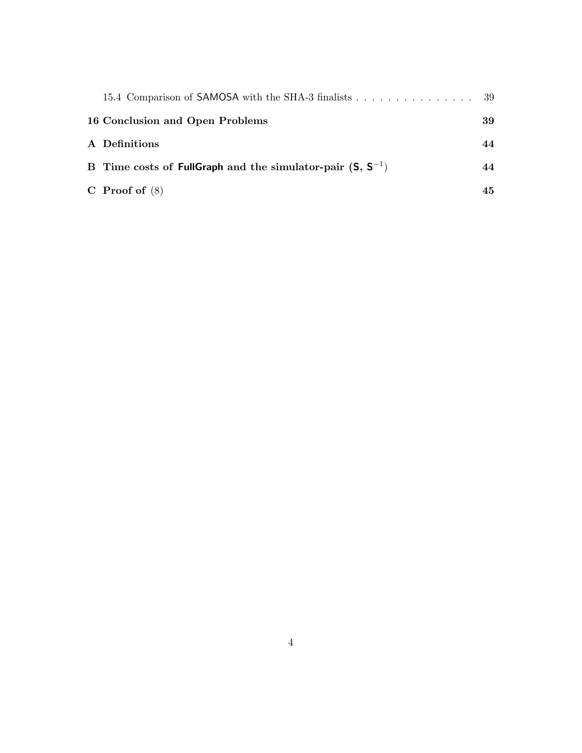15.4 Comparison of SAMOSA with the SHA-3 finalists . . . . . . . . . . . . . . . . 39

**16 Conclusion and Open Problems** **39**

**A Definitions** **44**

**B Time costs of FullGraph and the simulator-pair (S, $\mathsf{S}^{-1}$)** **44**

**C Proof of (8)** **45**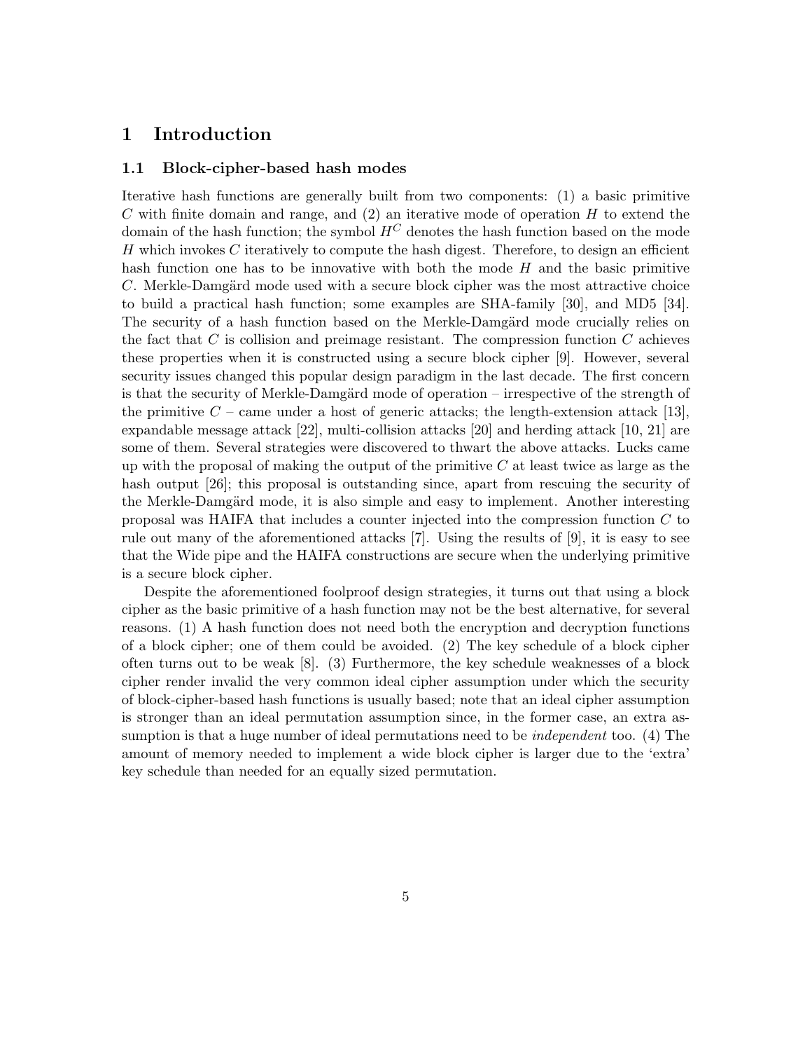# 1 Introduction

## 1.1 Block-cipher-based hash modes

Iterative hash functions are generally built from two components: (1) a basic primitive $C$ with finite domain and range, and (2) an iterative mode of operation $H$ to extend the domain of the hash function; the symbol $H^C$ denotes the hash function based on the mode $H$ which invokes $C$ iteratively to compute the hash digest. Therefore, to design an efficient hash function one has to be innovative with both the mode $H$ and the basic primitive $C$. Merkle-Damgärd mode used with a secure block cipher was the most attractive choice to build a practical hash function; some examples are SHA-family [30], and MD5 [34]. The security of a hash function based on the Merkle-Damgärd mode crucially relies on the fact that $C$ is collision and preimage resistant. The compression function $C$ achieves these properties when it is constructed using a secure block cipher [9]. However, several security issues changed this popular design paradigm in the last decade. The first concern is that the security of Merkle-Damgärd mode of operation – irrespective of the strength of the primitive $C$ – came under a host of generic attacks; the length-extension attack [13], expandable message attack [22], multi-collision attacks [20] and herding attack [10, 21] are some of them. Several strategies were discovered to thwart the above attacks. Lucks came up with the proposal of making the output of the primitive $C$ at least twice as large as the hash output [26]; this proposal is outstanding since, apart from rescuing the security of the Merkle-Damgärd mode, it is also simple and easy to implement. Another interesting proposal was HAIFA that includes a counter injected into the compression function $C$ to rule out many of the aforementioned attacks [7]. Using the results of [9], it is easy to see that the Wide pipe and the HAIFA constructions are secure when the underlying primitive is a secure block cipher.

Despite the aforementioned foolproof design strategies, it turns out that using a block cipher as the basic primitive of a hash function may not be the best alternative, for several reasons. (1) A hash function does not need both the encryption and decryption functions of a block cipher; one of them could be avoided. (2) The key schedule of a block cipher often turns out to be weak [8]. (3) Furthermore, the key schedule weaknesses of a block cipher render invalid the very common ideal cipher assumption under which the security of block-cipher-based hash functions is usually based; note that an ideal cipher assumption is stronger than an ideal permutation assumption since, in the former case, an extra assumption is that a huge number of ideal permutations need to be *independent* too. (4) The amount of memory needed to implement a wide block cipher is larger due to the 'extra' key schedule than needed for an equally sized permutation.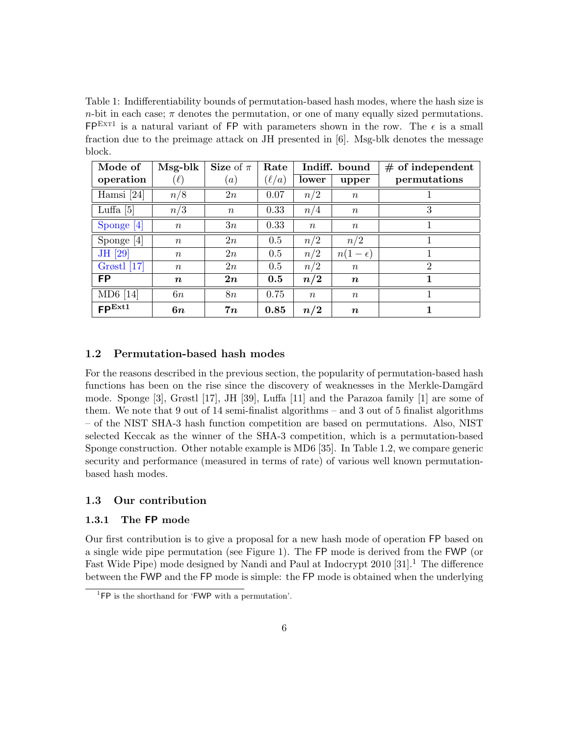Table 1: Indifferentiability bounds of permutation-based hash modes, where the hash size is $n$-bit in each case; $\pi$ denotes the permutation, or one of many equally sized permutations. $\mathsf{FP}^{\text{EXT1}}$ is a natural variant of FP with parameters shown in the row. The $\epsilon$ is a small fraction due to the preimage attack on JH presented in [6]. Msg-blk denotes the message block.

| Mode of operation | Msg-blk ($\ell$) | Size of $\pi$ ($a$) | Rate ($\ell/a$) | Indiff. bound | | # of independent permutations |
|---|---|---|---|---|---|---|
| | | | | lower | upper | |
| Hamsi [24] | $n/8$ | $2n$ | 0.07 | $n/2$ | $n$ | 1 |
| Luffa [5] | $n/3$ | $n$ | 0.33 | $n/4$ | $n$ | 3 |
| Sponge [4] | $n$ | $3n$ | 0.33 | $n$ | $n$ | 1 |
| Sponge [4] | $n$ | $2n$ | 0.5 | $n/2$ | $n/2$ | 1 |
| JH [29] | $n$ | $2n$ | 0.5 | $n/2$ | $n(1-\epsilon)$ | 1 |
| Grøstl [17] | $n$ | $2n$ | 0.5 | $n/2$ | $n$ | 2 |
| **FP** | $\boldsymbol{n}$ | $\boldsymbol{2n}$ | **0.5** | $\boldsymbol{n/2}$ | $\boldsymbol{n}$ | **1** |
| MD6 [14] | $6n$ | $8n$ | 0.75 | $n$ | $n$ | 1 |
| $\mathbf{FP^{Ext1}}$ | $\boldsymbol{6n}$ | $\boldsymbol{7n}$ | **0.85** | $\boldsymbol{n/2}$ | $\boldsymbol{n}$ | **1** |

### 1.2 Permutation-based hash modes

For the reasons described in the previous section, the popularity of permutation-based hash functions has been on the rise since the discovery of weaknesses in the Merkle-Damgärd mode. Sponge [3], Grøstl [17], JH [39], Luffa [11] and the Parazoa family [1] are some of them. We note that 9 out of 14 semi-finalist algorithms – and 3 out of 5 finalist algorithms – of the NIST SHA-3 hash function competition are based on permutations. Also, NIST selected Keccak as the winner of the SHA-3 competition, which is a permutation-based Sponge construction. Other notable example is MD6 [35]. In Table 1.2, we compare generic security and performance (measured in terms of rate) of various well known permutation-based hash modes.

### 1.3 Our contribution

#### 1.3.1 The FP mode

Our first contribution is to give a proposal for a new hash mode of operation FP based on a single wide pipe permutation (see Figure 1). The FP mode is derived from the FWP (or Fast Wide Pipe) mode designed by Nandi and Paul at Indocrypt 2010 [31].[1] The difference between the FWP and the FP mode is simple: the FP mode is obtained when the underlying

[1] FP is the shorthand for 'FWP with a permutation'.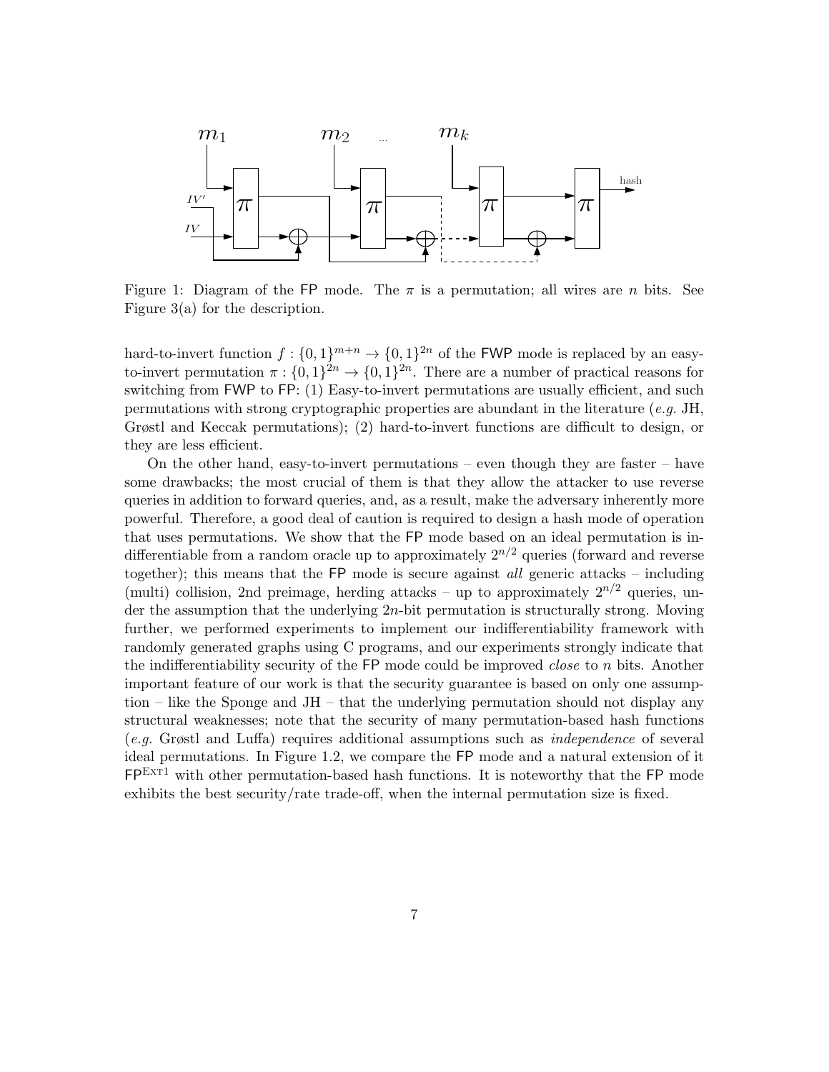Figure 1: Diagram of the FP mode. The $\pi$ is a permutation; all wires are $n$ bits. See Figure 3(a) for the description.

hard-to-invert function $f : \{0,1\}^{m+n} \rightarrow \{0,1\}^{2n}$ of the FWP mode is replaced by an easy-to-invert permutation $\pi : \{0,1\}^{2n} \rightarrow \{0,1\}^{2n}$. There are a number of practical reasons for switching from FWP to FP: (1) Easy-to-invert permutations are usually efficient, and such permutations with strong cryptographic properties are abundant in the literature (*e.g.* JH, Grøstl and Keccak permutations); (2) hard-to-invert functions are difficult to design, or they are less efficient.

On the other hand, easy-to-invert permutations – even though they are faster – have some drawbacks; the most crucial of them is that they allow the attacker to use reverse queries in addition to forward queries, and, as a result, make the adversary inherently more powerful. Therefore, a good deal of caution is required to design a hash mode of operation that uses permutations. We show that the FP mode based on an ideal permutation is indifferentiable from a random oracle up to approximately $2^{n/2}$ queries (forward and reverse together); this means that the FP mode is secure against *all* generic attacks – including (multi) collision, 2nd preimage, herding attacks – up to approximately $2^{n/2}$ queries, under the assumption that the underlying $2n$-bit permutation is structurally strong. Moving further, we performed experiments to implement our indifferentiability framework with randomly generated graphs using C programs, and our experiments strongly indicate that the indifferentiability security of the FP mode could be improved *close* to $n$ bits. Another important feature of our work is that the security guarantee is based on only one assumption – like the Sponge and JH – that the underlying permutation should not display any structural weaknesses; note that the security of many permutation-based hash functions (*e.g.* Grøstl and Luffa) requires additional assumptions such as *independence* of several ideal permutations. In Figure 1.2, we compare the FP mode and a natural extension of it $\mathsf{FP}^{\text{Ext1}}$ with other permutation-based hash functions. It is noteworthy that the FP mode exhibits the best security/rate trade-off, when the internal permutation size is fixed.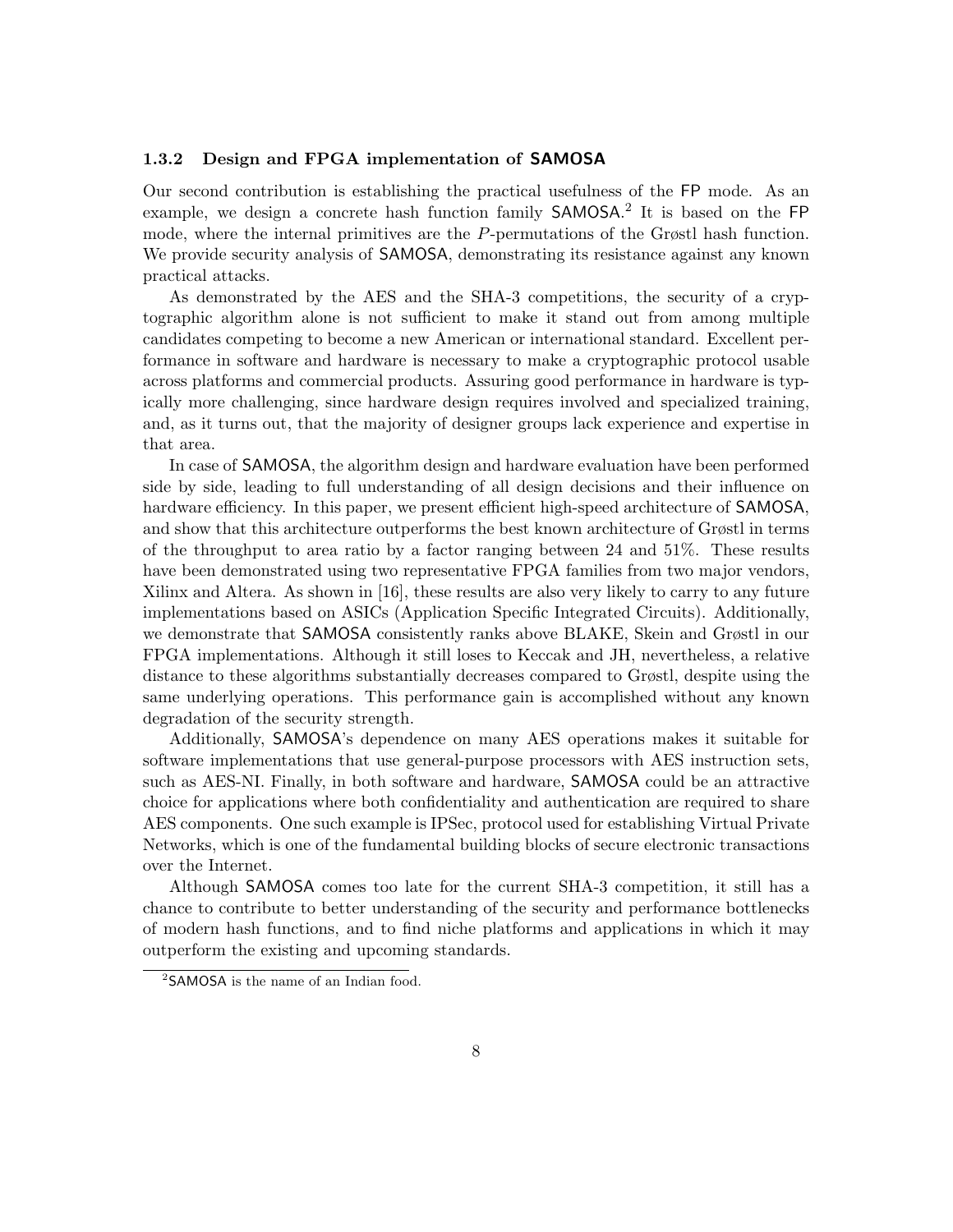### 1.3.2 Design and FPGA implementation of SAMOSA

Our second contribution is establishing the practical usefulness of the FP mode. As an example, we design a concrete hash function family SAMOSA.[2] It is based on the FP mode, where the internal primitives are the $P$-permutations of the Grøstl hash function. We provide security analysis of SAMOSA, demonstrating its resistance against any known practical attacks.

As demonstrated by the AES and the SHA-3 competitions, the security of a cryptographic algorithm alone is not sufficient to make it stand out from among multiple candidates competing to become a new American or international standard. Excellent performance in software and hardware is necessary to make a cryptographic protocol usable across platforms and commercial products. Assuring good performance in hardware is typically more challenging, since hardware design requires involved and specialized training, and, as it turns out, that the majority of designer groups lack experience and expertise in that area.

In case of SAMOSA, the algorithm design and hardware evaluation have been performed side by side, leading to full understanding of all design decisions and their influence on hardware efficiency. In this paper, we present efficient high-speed architecture of SAMOSA, and show that this architecture outperforms the best known architecture of Grøstl in terms of the throughput to area ratio by a factor ranging between 24 and 51%. These results have been demonstrated using two representative FPGA families from two major vendors, Xilinx and Altera. As shown in [16], these results are also very likely to carry to any future implementations based on ASICs (Application Specific Integrated Circuits). Additionally, we demonstrate that SAMOSA consistently ranks above BLAKE, Skein and Grøstl in our FPGA implementations. Although it still loses to Keccak and JH, nevertheless, a relative distance to these algorithms substantially decreases compared to Grøstl, despite using the same underlying operations. This performance gain is accomplished without any known degradation of the security strength.

Additionally, SAMOSA's dependence on many AES operations makes it suitable for software implementations that use general-purpose processors with AES instruction sets, such as AES-NI. Finally, in both software and hardware, SAMOSA could be an attractive choice for applications where both confidentiality and authentication are required to share AES components. One such example is IPSec, protocol used for establishing Virtual Private Networks, which is one of the fundamental building blocks of secure electronic transactions over the Internet.

Although SAMOSA comes too late for the current SHA-3 competition, it still has a chance to contribute to better understanding of the security and performance bottlenecks of modern hash functions, and to find niche platforms and applications in which it may outperform the existing and upcoming standards.

[2] SAMOSA is the name of an Indian food.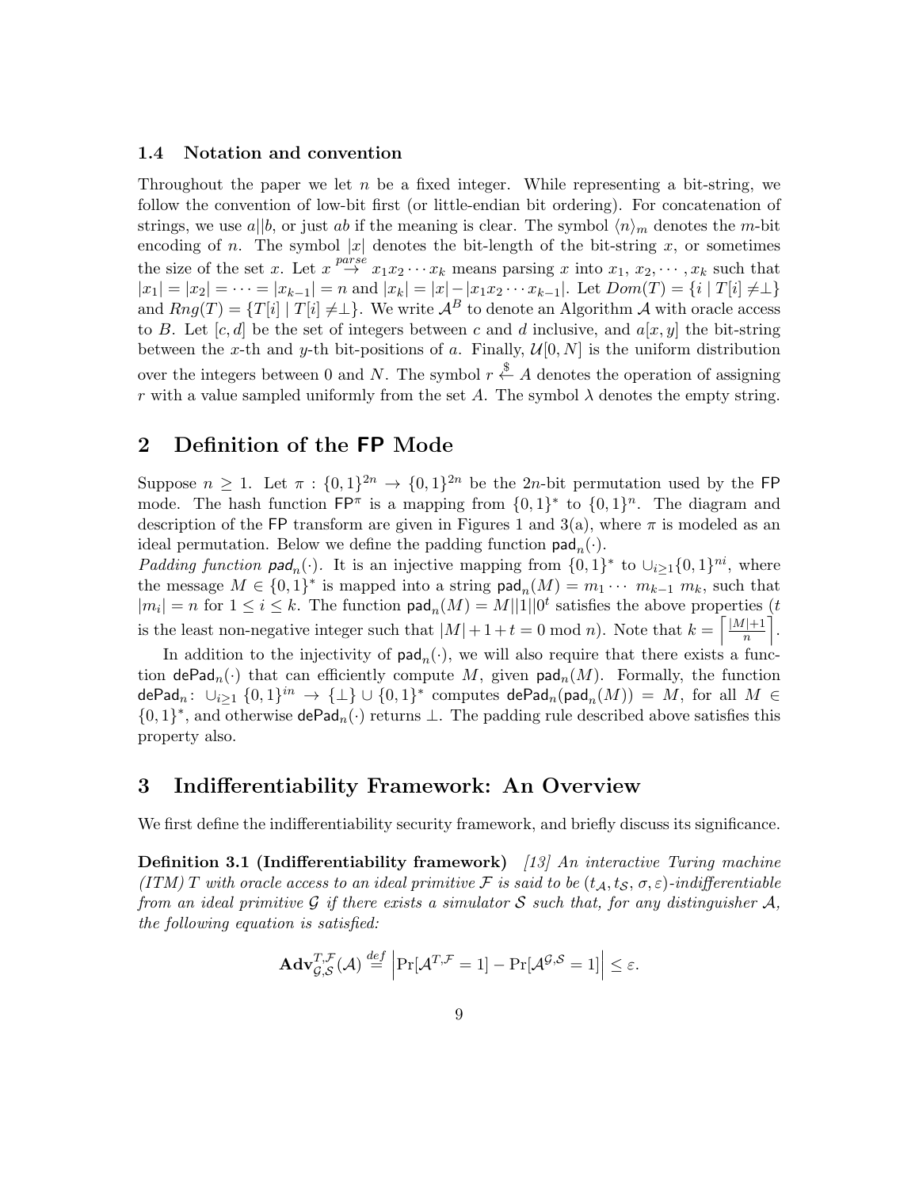### 1.4 Notation and convention

Throughout the paper we let $n$ be a fixed integer. While representing a bit-string, we follow the convention of low-bit first (or little-endian bit ordering). For concatenation of strings, we use $a||b$, or just $ab$ if the meaning is clear. The symbol $\langle n \rangle_m$ denotes the $m$-bit encoding of $n$. The symbol $|x|$ denotes the bit-length of the bit-string $x$, or sometimes the size of the set $x$. Let $x \overset{parse}{\rightarrow} x_1 x_2 \cdots x_k$ means parsing $x$ into $x_1, x_2, \cdots, x_k$ such that $|x_1| = |x_2| = \cdots = |x_{k-1}| = n$ and $|x_k| = |x| - |x_1 x_2 \cdots x_{k-1}|$. Let $Dom(T) = \{i \mid T[i] \neq \perp\}$ and $Rng(T) = \{T[i] \mid T[i] \neq \perp\}$. We write $\mathcal{A}^B$ to denote an Algorithm $\mathcal{A}$ with oracle access to $B$. Let $[c, d]$ be the set of integers between $c$ and $d$ inclusive, and $a[x, y]$ the bit-string between the $x$-th and $y$-th bit-positions of $a$. Finally, $\mathcal{U}[0, N]$ is the uniform distribution over the integers between 0 and $N$. The symbol $r \overset{\$}{\leftarrow} A$ denotes the operation of assigning $r$ with a value sampled uniformly from the set $A$. The symbol $\lambda$ denotes the empty string.

## 2 Definition of the FP Mode

Suppose $n \geq 1$. Let $\pi : \{0,1\}^{2n} \to \{0,1\}^{2n}$ be the $2n$-bit permutation used by the FP mode. The hash function $\mathsf{FP}^\pi$ is a mapping from $\{0,1\}^*$ to $\{0,1\}^n$. The diagram and description of the FP transform are given in Figures 1 and 3(a), where $\pi$ is modeled as an ideal permutation. Below we define the padding function $\mathsf{pad}_n(\cdot)$.

*Padding function $\mathsf{pad}_n(\cdot)$.* It is an injective mapping from $\{0,1\}^*$ to $\cup_{i \geq 1} \{0,1\}^{ni}$, where the message $M \in \{0,1\}^*$ is mapped into a string $\mathsf{pad}_n(M) = m_1 \cdots m_{k-1} m_k$, such that $|m_i| = n$ for $1 \leq i \leq k$. The function $\mathsf{pad}_n(M) = M||1||0^t$ satisfies the above properties ($t$ is the least non-negative integer such that $|M| + 1 + t = 0 \bmod n$). Note that $k = \left\lceil \frac{|M|+1}{n} \right\rceil$.

In addition to the injectivity of $\mathsf{pad}_n(\cdot)$, we will also require that there exists a function $\mathsf{dePad}_n(\cdot)$ that can efficiently compute $M$, given $\mathsf{pad}_n(M)$. Formally, the function $\mathsf{dePad}_n \colon \cup_{i \geq 1} \{0,1\}^{in} \to \{\perp\} \cup \{0,1\}^*$ computes $\mathsf{dePad}_n(\mathsf{pad}_n(M)) = M$, for all $M \in \{0,1\}^*$, and otherwise $\mathsf{dePad}_n(\cdot)$ returns $\perp$. The padding rule described above satisfies this property also.

## 3 Indifferentiability Framework: An Overview

We first define the indifferentiability security framework, and briefly discuss its significance.

**Definition 3.1 (Indifferentiability framework)** *[13] An interactive Turing machine (ITM) $T$ with oracle access to an ideal primitive $\mathcal{F}$ is said to be $(t_\mathcal{A}, t_\mathcal{S}, \sigma, \varepsilon)$-indifferentiable from an ideal primitive $\mathcal{G}$ if there exists a simulator $\mathcal{S}$ such that, for any distinguisher $\mathcal{A}$, the following equation is satisfied:*

$$\mathbf{Adv}_{\mathcal{G},\mathcal{S}}^{T,\mathcal{F}}(\mathcal{A}) \overset{def}{=} \left| \Pr[\mathcal{A}^{T,\mathcal{F}} = 1] - \Pr[\mathcal{A}^{\mathcal{G},\mathcal{S}} = 1] \right| \leq \varepsilon.$$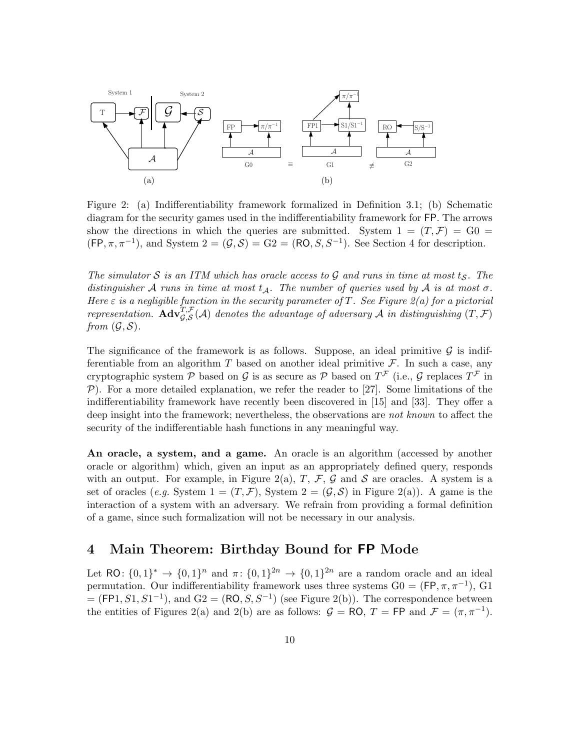Figure 2: (a) Indifferentiability framework formalized in Definition 3.1; (b) Schematic diagram for the security games used in the indifferentiability framework for FP. The arrows show the directions in which the queries are submitted. System 1 = $(T, \mathcal{F})$ = G0 = $(\mathsf{FP}, \pi, \pi^{-1})$, and System 2 = $(\mathcal{G}, \mathcal{S})$ = G2 = $(\mathsf{RO}, S, S^{-1})$. See Section 4 for description.

*The simulator $\mathcal{S}$ is an ITM which has oracle access to $\mathcal{G}$ and runs in time at most $t_{\mathcal{S}}$. The distinguisher $\mathcal{A}$ runs in time at most $t_{\mathcal{A}}$. The number of queries used by $\mathcal{A}$ is at most $\sigma$. Here $\varepsilon$ is a negligible function in the security parameter of $T$. See Figure 2(a) for a pictorial representation. $\mathbf{Adv}^{T,\mathcal{F}}_{\mathcal{G},\mathcal{S}}(\mathcal{A})$ denotes the advantage of adversary $\mathcal{A}$ in distinguishing $(T, \mathcal{F})$ from $(\mathcal{G}, \mathcal{S})$.*

The significance of the framework is as follows. Suppose, an ideal primitive $\mathcal{G}$ is indifferentiable from an algorithm $T$ based on another ideal primitive $\mathcal{F}$. In such a case, any cryptographic system $\mathcal{P}$ based on $\mathcal{G}$ is as secure as $\mathcal{P}$ based on $T^{\mathcal{F}}$ (i.e., $\mathcal{G}$ replaces $T^{\mathcal{F}}$ in $\mathcal{P}$). For a more detailed explanation, we refer the reader to [27]. Some limitations of the indifferentiability framework have recently been discovered in [15] and [33]. They offer a deep insight into the framework; nevertheless, the observations are *not known* to affect the security of the indifferentiable hash functions in any meaningful way.

**An oracle, a system, and a game.** An oracle is an algorithm (accessed by another oracle or algorithm) which, given an input as an appropriately defined query, responds with an output. For example, in Figure 2(a), $T$, $\mathcal{F}$, $\mathcal{G}$ and $\mathcal{S}$ are oracles. A system is a set of oracles (*e.g.* System 1 = $(T, \mathcal{F})$, System 2 = $(\mathcal{G}, \mathcal{S})$ in Figure 2(a)). A game is the interaction of a system with an adversary. We refrain from providing a formal definition of a game, since such formalization will not be necessary in our analysis.

# 4 Main Theorem: Birthday Bound for FP Mode

Let $\mathsf{RO}\colon \{0,1\}^* \to \{0,1\}^n$ and $\pi\colon \{0,1\}^{2n} \to \{0,1\}^{2n}$ are a random oracle and an ideal permutation. Our indifferentiability framework uses three systems G0 = $(\mathsf{FP}, \pi, \pi^{-1})$, G1 = $(\mathsf{FP1}, S1, S1^{-1})$, and G2 = $(\mathsf{RO}, S, S^{-1})$ (see Figure 2(b)). The correspondence between the entities of Figures 2(a) and 2(b) are as follows: $\mathcal{G}$ = RO, $T$ = FP and $\mathcal{F} = (\pi, \pi^{-1})$.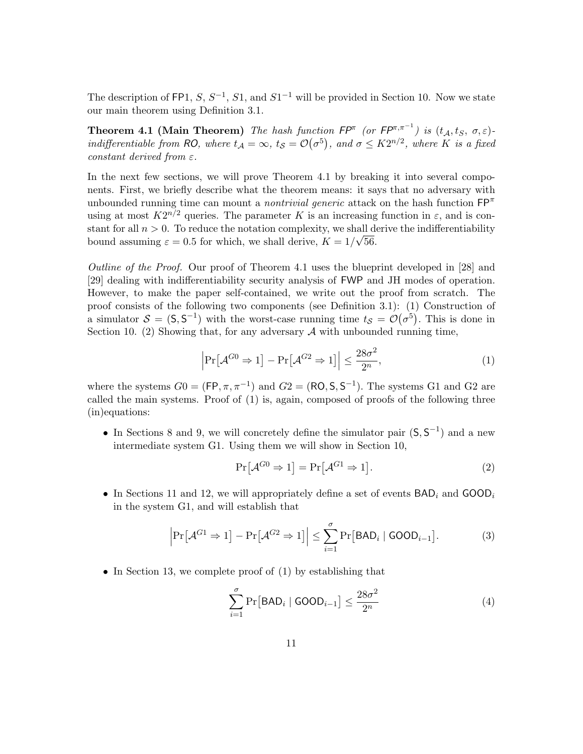The description of $\mathsf{FP1}$, $S$, $S^{-1}$, $S1$, and $S1^{-1}$ will be provided in Section 10. Now we state our main theorem using Definition 3.1.

**Theorem 4.1 (Main Theorem)** *The hash function $\mathsf{FP}^{\pi}$ (or $\mathsf{FP}^{\pi,\pi^{-1}}$) is $(t_{\mathcal{A}}, t_S, \sigma, \varepsilon)$-indifferentiable from $\mathsf{RO}$, where $t_{\mathcal{A}} = \infty$, $t_{\mathcal{S}} = \mathcal{O}(\sigma^5)$, and $\sigma \leq K2^{n/2}$, where $K$ is a fixed constant derived from $\varepsilon$.*

In the next few sections, we will prove Theorem 4.1 by breaking it into several components. First, we briefly describe what the theorem means: it says that no adversary with unbounded running time can mount a *nontrivial generic* attack on the hash function $\mathsf{FP}^{\pi}$ using at most $K2^{n/2}$ queries. The parameter $K$ is an increasing function in $\varepsilon$, and is constant for all $n > 0$. To reduce the notation complexity, we shall derive the indifferentiability bound assuming $\varepsilon = 0.5$ for which, we shall derive, $K = 1/\sqrt{56}$.

*Outline of the Proof.* Our proof of Theorem 4.1 uses the blueprint developed in [28] and [29] dealing with indifferentiability security analysis of $\mathsf{FWP}$ and JH modes of operation. However, to make the paper self-contained, we write out the proof from scratch. The proof consists of the following two components (see Definition 3.1): (1) Construction of a simulator $\mathcal{S} = (\mathsf{S}, \mathsf{S}^{-1})$ with the worst-case running time $t_{\mathcal{S}} = \mathcal{O}(\sigma^5)$. This is done in Section 10. (2) Showing that, for any adversary $\mathcal{A}$ with unbounded running time,

$$\Big|\Pr\big[\mathcal{A}^{G0} \Rightarrow 1\big] - \Pr\big[\mathcal{A}^{G2} \Rightarrow 1\big]\Big| \leq \frac{28\sigma^2}{2^n}, \tag{1}$$

where the systems $G0 = (\mathsf{FP}, \pi, \pi^{-1})$ and $G2 = (\mathsf{RO}, \mathsf{S}, \mathsf{S}^{-1})$. The systems G1 and G2 are called the main systems. Proof of (1) is, again, composed of proofs of the following three (in)equations:

- In Sections 8 and 9, we will concretely define the simulator pair $(\mathsf{S}, \mathsf{S}^{-1})$ and a new intermediate system G1. Using them we will show in Section 10,

$$\Pr\big[\mathcal{A}^{G0} \Rightarrow 1\big] = \Pr\big[\mathcal{A}^{G1} \Rightarrow 1\big]. \tag{2}$$

- In Sections 11 and 12, we will appropriately define a set of events $\mathsf{BAD}_i$ and $\mathsf{GOOD}_i$ in the system G1, and will establish that

$$\Big|\Pr\big[\mathcal{A}^{G1} \Rightarrow 1\big] - \Pr\big[\mathcal{A}^{G2} \Rightarrow 1\big]\Big| \leq \sum_{i=1}^{\sigma} \Pr\big[\mathsf{BAD}_i \mid \mathsf{GOOD}_{i-1}\big]. \tag{3}$$

- In Section 13, we complete proof of (1) by establishing that

$$\sum_{i=1}^{\sigma} \Pr\big[\mathsf{BAD}_i \mid \mathsf{GOOD}_{i-1}\big] \leq \frac{28\sigma^2}{2^n} \tag{4}$$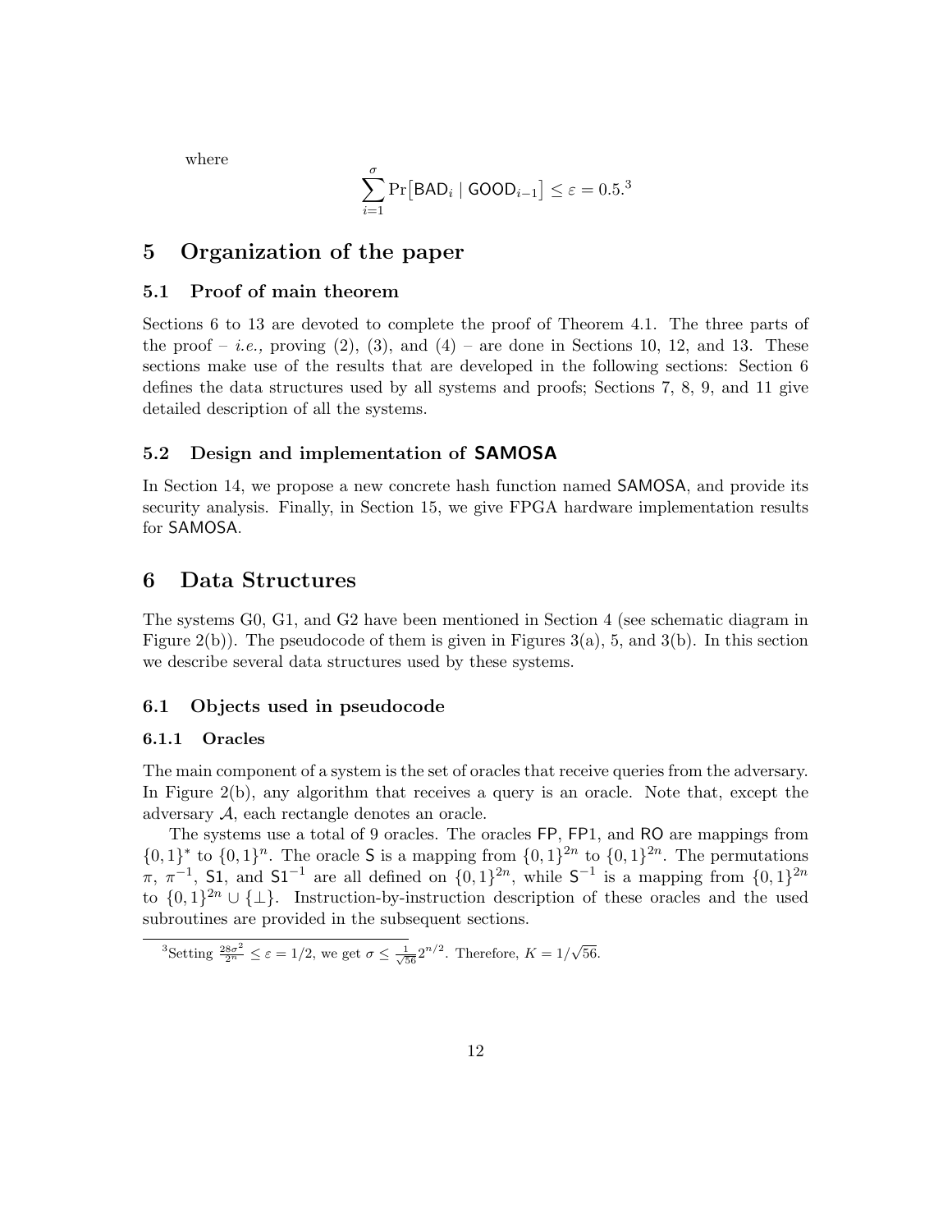where

$$\sum_{i=1}^{\sigma} \Pr\big[\mathsf{BAD}_i \mid \mathsf{GOOD}_{i-1}\big] \leq \varepsilon = 0.5.^{3}$$

# 5 Organization of the paper

## 5.1 Proof of main theorem

Sections 6 to 13 are devoted to complete the proof of Theorem 4.1. The three parts of the proof – *i.e.,* proving (2), (3), and (4) – are done in Sections 10, 12, and 13. These sections make use of the results that are developed in the following sections: Section 6 defines the data structures used by all systems and proofs; Sections 7, 8, 9, and 11 give detailed description of all the systems.

## 5.2 Design and implementation of SAMOSA

In Section 14, we propose a new concrete hash function named SAMOSA, and provide its security analysis. Finally, in Section 15, we give FPGA hardware implementation results for SAMOSA.

# 6 Data Structures

The systems G0, G1, and G2 have been mentioned in Section 4 (see schematic diagram in Figure 2(b)). The pseudocode of them is given in Figures 3(a), 5, and 3(b). In this section we describe several data structures used by these systems.

## 6.1 Objects used in pseudocode

### 6.1.1 Oracles

The main component of a system is the set of oracles that receive queries from the adversary. In Figure 2(b), any algorithm that receives a query is an oracle. Note that, except the adversary $\mathcal{A}$, each rectangle denotes an oracle.

The systems use a total of 9 oracles. The oracles $\mathsf{FP}$, $\mathsf{FP1}$, and $\mathsf{RO}$ are mappings from $\{0,1\}^*$ to $\{0,1\}^n$. The oracle $\mathsf{S}$ is a mapping from $\{0,1\}^{2n}$ to $\{0,1\}^{2n}$. The permutations $\pi$, $\pi^{-1}$, $\mathsf{S1}$, and $\mathsf{S1}^{-1}$ are all defined on $\{0,1\}^{2n}$, while $\mathsf{S}^{-1}$ is a mapping from $\{0,1\}^{2n}$ to $\{0,1\}^{2n} \cup \{\perp\}$. Instruction-by-instruction description of these oracles and the used subroutines are provided in the subsequent sections.

[3] Setting $\frac{28\sigma^2}{2^n} \leq \varepsilon = 1/2$, we get $\sigma \leq \frac{1}{\sqrt{56}} 2^{n/2}$. Therefore, $K = 1/\sqrt{56}$.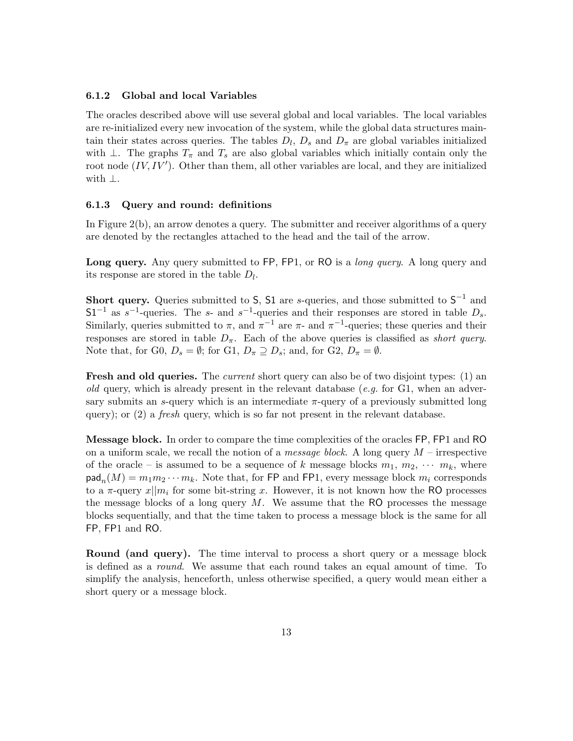### 6.1.2 Global and local Variables

The oracles described above will use several global and local variables. The local variables are re-initialized every new invocation of the system, while the global data structures maintain their states across queries. The tables $D_l$, $D_s$ and $D_\pi$ are global variables initialized with $\perp$. The graphs $T_\pi$ and $T_s$ are also global variables which initially contain only the root node $(IV, IV')$. Other than them, all other variables are local, and they are initialized with $\perp$.

### 6.1.3 Query and round: definitions

In Figure 2(b), an arrow denotes a query. The submitter and receiver algorithms of a query are denoted by the rectangles attached to the head and the tail of the arrow.

**Long query.** Any query submitted to $\mathsf{FP}$, $\mathsf{FP1}$, or $\mathsf{RO}$ is a *long query*. A long query and its response are stored in the table $D_l$.

**Short query.** Queries submitted to $\mathsf{S}$, $\mathsf{S1}$ are $s$-queries, and those submitted to $\mathsf{S}^{-1}$ and $\mathsf{S1}^{-1}$ as $s^{-1}$-queries. The $s$- and $s^{-1}$-queries and their responses are stored in table $D_s$. Similarly, queries submitted to $\pi$, and $\pi^{-1}$ are $\pi$- and $\pi^{-1}$-queries; these queries and their responses are stored in table $D_\pi$. Each of the above queries is classified as *short query.* Note that, for G0, $D_s = \emptyset$; for G1, $D_\pi \supseteq D_s$; and, for G2, $D_\pi = \emptyset$.

**Fresh and old queries.** The *current* short query can also be of two disjoint types: (1) an *old* query, which is already present in the relevant database (*e.g.* for G1, when an adversary submits an $s$-query which is an intermediate $\pi$-query of a previously submitted long query); or (2) a *fresh* query, which is so far not present in the relevant database.

**Message block.** In order to compare the time complexities of the oracles $\mathsf{FP}$, $\mathsf{FP1}$ and $\mathsf{RO}$ on a uniform scale, we recall the notion of a *message block*. A long query $M$ – irrespective of the oracle – is assumed to be a sequence of $k$ message blocks $m_1$, $m_2$, $\cdots$ $m_k$, where $\mathsf{pad}_n(M) = m_1 m_2 \cdots m_k$. Note that, for $\mathsf{FP}$ and $\mathsf{FP1}$, every message block $m_i$ corresponds to a $\pi$-query $x||m_i$ for some bit-string $x$. However, it is not known how the $\mathsf{RO}$ processes the message blocks of a long query $M$. We assume that the $\mathsf{RO}$ processes the message blocks sequentially, and that the time taken to process a message block is the same for all $\mathsf{FP}$, $\mathsf{FP1}$ and $\mathsf{RO}$.

**Round (and query).** The time interval to process a short query or a message block is defined as a *round*. We assume that each round takes an equal amount of time. To simplify the analysis, henceforth, unless otherwise specified, a query would mean either a short query or a message block.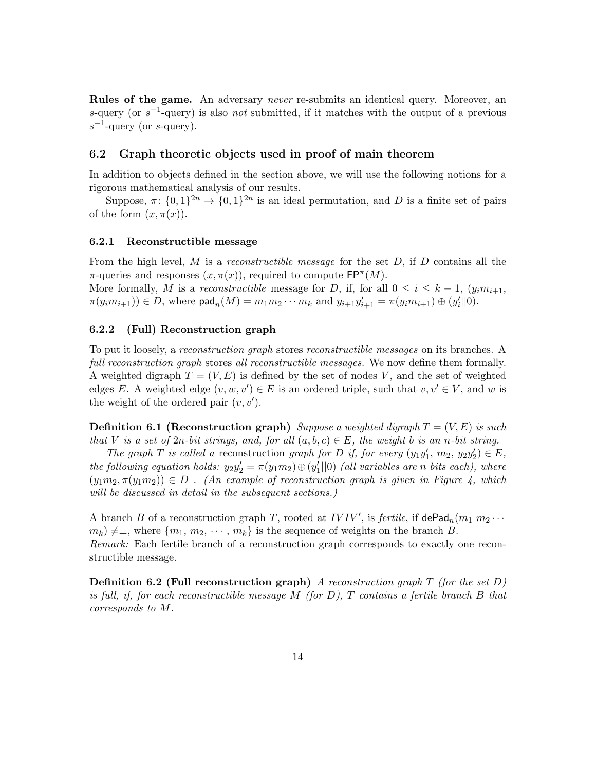**Rules of the game.** An adversary *never* re-submits an identical query. Moreover, an $s$-query (or $s^{-1}$-query) is also *not* submitted, if it matches with the output of a previous $s^{-1}$-query (or $s$-query).

## 6.2 Graph theoretic objects used in proof of main theorem

In addition to objects defined in the section above, we will use the following notions for a rigorous mathematical analysis of our results.

Suppose, $\pi\colon \{0,1\}^{2n} \to \{0,1\}^{2n}$ is an ideal permutation, and $D$ is a finite set of pairs of the form $(x, \pi(x))$.

### 6.2.1 Reconstructible message

From the high level, $M$ is a *reconstructible message* for the set $D$, if $D$ contains all the $\pi$-queries and responses $(x, \pi(x))$, required to compute $\mathsf{FP}^{\pi}(M)$.
More formally, $M$ is a *reconstructible* message for $D$, if, for all $0 \le i \le k-1$, $(y_i m_{i+1}, \pi(y_i m_{i+1})) \in D$, where $\mathsf{pad}_n(M) = m_1 m_2 \cdots m_k$ and $y_{i+1}y'_{i+1} = \pi(y_i m_{i+1}) \oplus (y'_i||0)$.

### 6.2.2 (Full) Reconstruction graph

To put it loosely, a *reconstruction graph* stores *reconstructible messages* on its branches. A *full reconstruction graph* stores *all reconstructible messages.* We now define them formally.
A weighted digraph $T = (V, E)$ is defined by the set of nodes $V$, and the set of weighted edges $E$. A weighted edge $(v, w, v') \in E$ is an ordered triple, such that $v, v' \in V$, and $w$ is the weight of the ordered pair $(v, v')$.

**Definition 6.1 (Reconstruction graph)** *Suppose a weighted digraph $T = (V, E)$ is such that $V$ is a set of $2n$-bit strings, and, for all $(a, b, c) \in E$, the weight $b$ is an $n$-bit string.*

*The graph $T$ is called a* reconstruction *graph for $D$ if, for every $(y_1y'_1,\ m_2,\ y_2y'_2) \in E$, the following equation holds: $y_2y'_2 = \pi(y_1m_2) \oplus (y'_1||0)$ (all variables are $n$ bits each), where $(y_1m_2, \pi(y_1m_2)) \in D$ . (An example of reconstruction graph is given in Figure 4, which will be discussed in detail in the subsequent sections.)*

A branch $B$ of a reconstruction graph $T$, rooted at $IVIV'$, is *fertile*, if $\mathsf{dePad}_n(m_1\ m_2 \cdots m_k) \neq \perp$, where $\{m_1,\ m_2,\ \cdots,\ m_k\}$ is the sequence of weights on the branch $B$.
*Remark:* Each fertile branch of a reconstruction graph corresponds to exactly one reconstructible message.

**Definition 6.2 (Full reconstruction graph)** *A reconstruction graph $T$ (for the set $D$) is full, if, for each reconstructible message $M$ (for $D$), $T$ contains a fertile branch $B$ that corresponds to $M$.*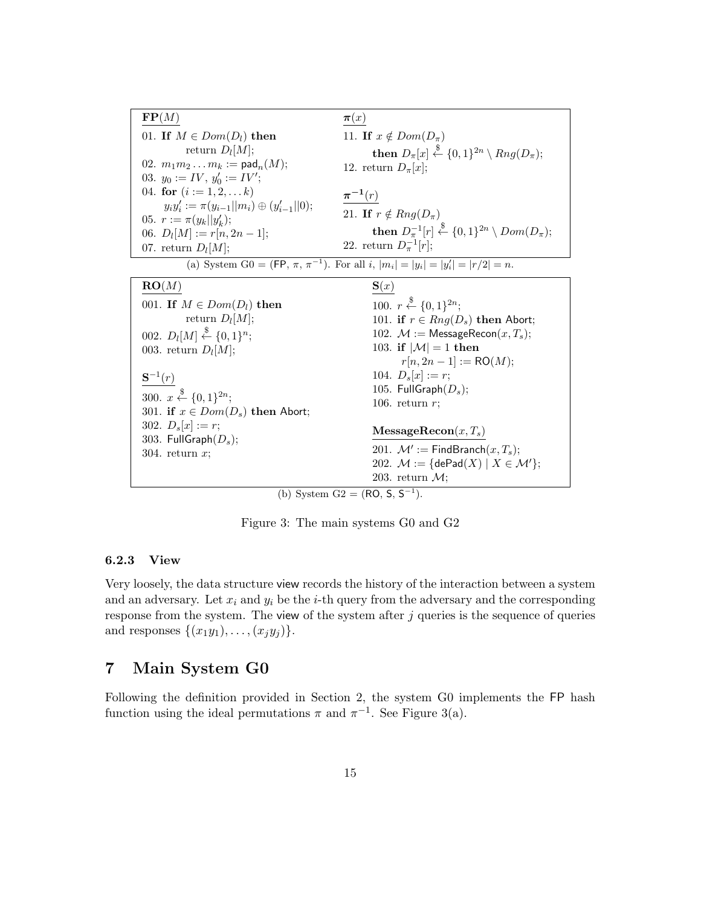**FP**($M$)

01. **If** $M \in Dom(D_l)$ **then** return $D_l[M]$;
02. $m_1 m_2 \dots m_k := \mathsf{pad}_n(M)$;
03. $y_0 := IV$, $y'_0 := IV'$;
04. **for** $(i := 1, 2, \dots k)$ $y_i y'_i := \pi(y_{i-1}||m_i) \oplus (y'_{i-1}||0)$;
05. $r := \pi(y_k||y'_k)$;
06. $D_l[M] := r[n, 2n-1]$;
07. return $D_l[M]$;

$\boldsymbol{\pi}(x)$

11. **If** $x \notin Dom(D_\pi)$ **then** $D_\pi[x] \xleftarrow{\$} \{0,1\}^{2n} \setminus Rng(D_\pi)$;
12. return $D_\pi[x]$;

$\boldsymbol{\pi^{-1}}(r)$

21. **If** $r \notin Rng(D_\pi)$ **then** $D_\pi^{-1}[r] \xleftarrow{\$} \{0,1\}^{2n} \setminus Dom(D_\pi)$;
22. return $D_\pi^{-1}[r]$;

(a) System G0 = ($\mathsf{FP}$, $\pi$, $\pi^{-1}$). For all $i$, $|m_i| = |y_i| = |y'_i| = |r/2| = n$.

**RO**($M$)

001. **If** $M \in Dom(D_l)$ **then** return $D_l[M]$;
002. $D_l[M] \xleftarrow{\$} \{0,1\}^n$;
003. return $D_l[M]$;

$\mathbf{S}^{-1}(r)$

300. $x \xleftarrow{\$} \{0,1\}^{2n}$;
301. **if** $x \in Dom(D_s)$ **then** Abort;
302. $D_s[x] := r$;
303. $\mathsf{FullGraph}(D_s)$;
304. return $x$;

**S**($x$)

100. $r \xleftarrow{\$} \{0,1\}^{2n}$;
101. **if** $r \in Rng(D_s)$ **then** Abort;
102. $\mathcal{M} := \mathsf{MessageRecon}(x, T_s)$;
103. **if** $|\mathcal{M}| = 1$ **then** $r[n, 2n-1] := \mathsf{RO}(M)$;
104. $D_s[x] := r$;
105. $\mathsf{FullGraph}(D_s)$;
106. return $r$;

**MessageRecon**($x, T_s$)

201. $\mathcal{M}' := \mathsf{FindBranch}(x, T_s)$;
202. $\mathcal{M} := \{\mathsf{dePad}(X) \mid X \in \mathcal{M}'\}$;
203. return $\mathcal{M}$;

(b) System G2 = ($\mathsf{RO}$, $\mathsf{S}$, $\mathsf{S}^{-1}$).

Figure 3: The main systems G0 and G2

### 6.2.3 View

Very loosely, the data structure view records the history of the interaction between a system and an adversary. Let $x_i$ and $y_i$ be the $i$-th query from the adversary and the corresponding response from the system. The view of the system after $j$ queries is the sequence of queries and responses $\{(x_1 y_1), \dots, (x_j y_j)\}$.

## 7 Main System G0

Following the definition provided in Section 2, the system G0 implements the $\mathsf{FP}$ hash function using the ideal permutations $\pi$ and $\pi^{-1}$. See Figure 3(a).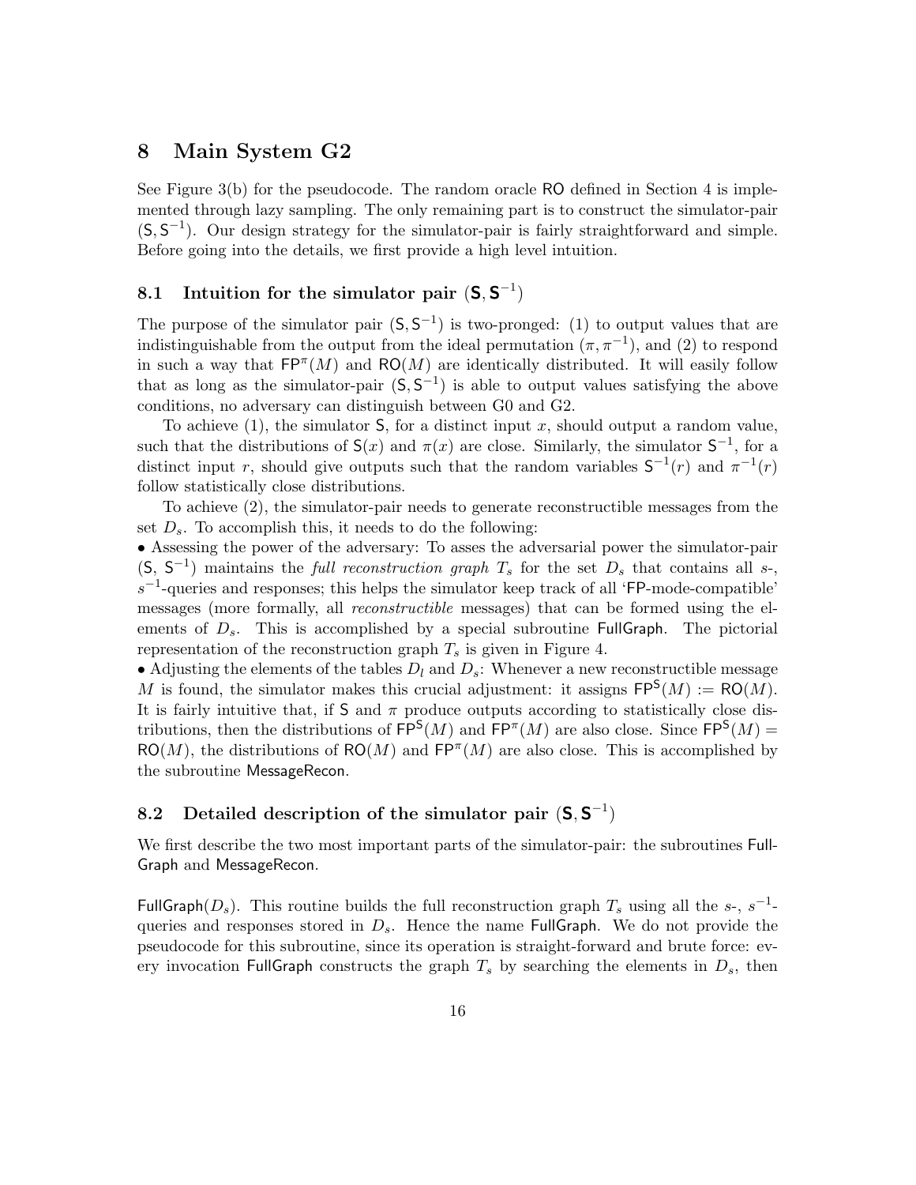## 8 Main System G2

See Figure 3(b) for the pseudocode. The random oracle RO defined in Section 4 is implemented through lazy sampling. The only remaining part is to construct the simulator-pair $(\mathsf{S}, \mathsf{S}^{-1})$. Our design strategy for the simulator-pair is fairly straightforward and simple. Before going into the details, we first provide a high level intuition.

### 8.1 Intuition for the simulator pair $(\mathsf{S}, \mathsf{S}^{-1})$

The purpose of the simulator pair $(\mathsf{S}, \mathsf{S}^{-1})$ is two-pronged: (1) to output values that are indistinguishable from the output from the ideal permutation $(\pi, \pi^{-1})$, and (2) to respond in such a way that $\mathsf{FP}^{\pi}(M)$ and $\mathsf{RO}(M)$ are identically distributed. It will easily follow that as long as the simulator-pair $(\mathsf{S}, \mathsf{S}^{-1})$ is able to output values satisfying the above conditions, no adversary can distinguish between G0 and G2.

To achieve (1), the simulator $\mathsf{S}$, for a distinct input $x$, should output a random value, such that the distributions of $\mathsf{S}(x)$ and $\pi(x)$ are close. Similarly, the simulator $\mathsf{S}^{-1}$, for a distinct input $r$, should give outputs such that the random variables $\mathsf{S}^{-1}(r)$ and $\pi^{-1}(r)$ follow statistically close distributions.

To achieve (2), the simulator-pair needs to generate reconstructible messages from the set $D_s$. To accomplish this, it needs to do the following:

• Assessing the power of the adversary: To asses the adversarial power the simulator-pair $(\mathsf{S}, \mathsf{S}^{-1})$ maintains the *full reconstruction graph* $T_s$ for the set $D_s$ that contains all $s$-, $s^{-1}$-queries and responses; this helps the simulator keep track of all 'FP-mode-compatible' messages (more formally, all *reconstructible* messages) that can be formed using the elements of $D_s$. This is accomplished by a special subroutine FullGraph. The pictorial representation of the reconstruction graph $T_s$ is given in Figure 4.

• Adjusting the elements of the tables $D_l$ and $D_s$: Whenever a new reconstructible message $M$ is found, the simulator makes this crucial adjustment: it assigns $\mathsf{FP}^{\mathsf{S}}(M) := \mathsf{RO}(M)$. It is fairly intuitive that, if $\mathsf{S}$ and $\pi$ produce outputs according to statistically close distributions, then the distributions of $\mathsf{FP}^{\mathsf{S}}(M)$ and $\mathsf{FP}^{\pi}(M)$ are also close. Since $\mathsf{FP}^{\mathsf{S}}(M) = \mathsf{RO}(M)$, the distributions of $\mathsf{RO}(M)$ and $\mathsf{FP}^{\pi}(M)$ are also close. This is accomplished by the subroutine MessageRecon.

### 8.2 Detailed description of the simulator pair $(\mathsf{S}, \mathsf{S}^{-1})$

We first describe the two most important parts of the simulator-pair: the subroutines FullGraph and MessageRecon.

FullGraph$(D_s)$. This routine builds the full reconstruction graph $T_s$ using all the $s$-, $s^{-1}$-queries and responses stored in $D_s$. Hence the name FullGraph. We do not provide the pseudocode for this subroutine, since its operation is straight-forward and brute force: every invocation FullGraph constructs the graph $T_s$ by searching the elements in $D_s$, then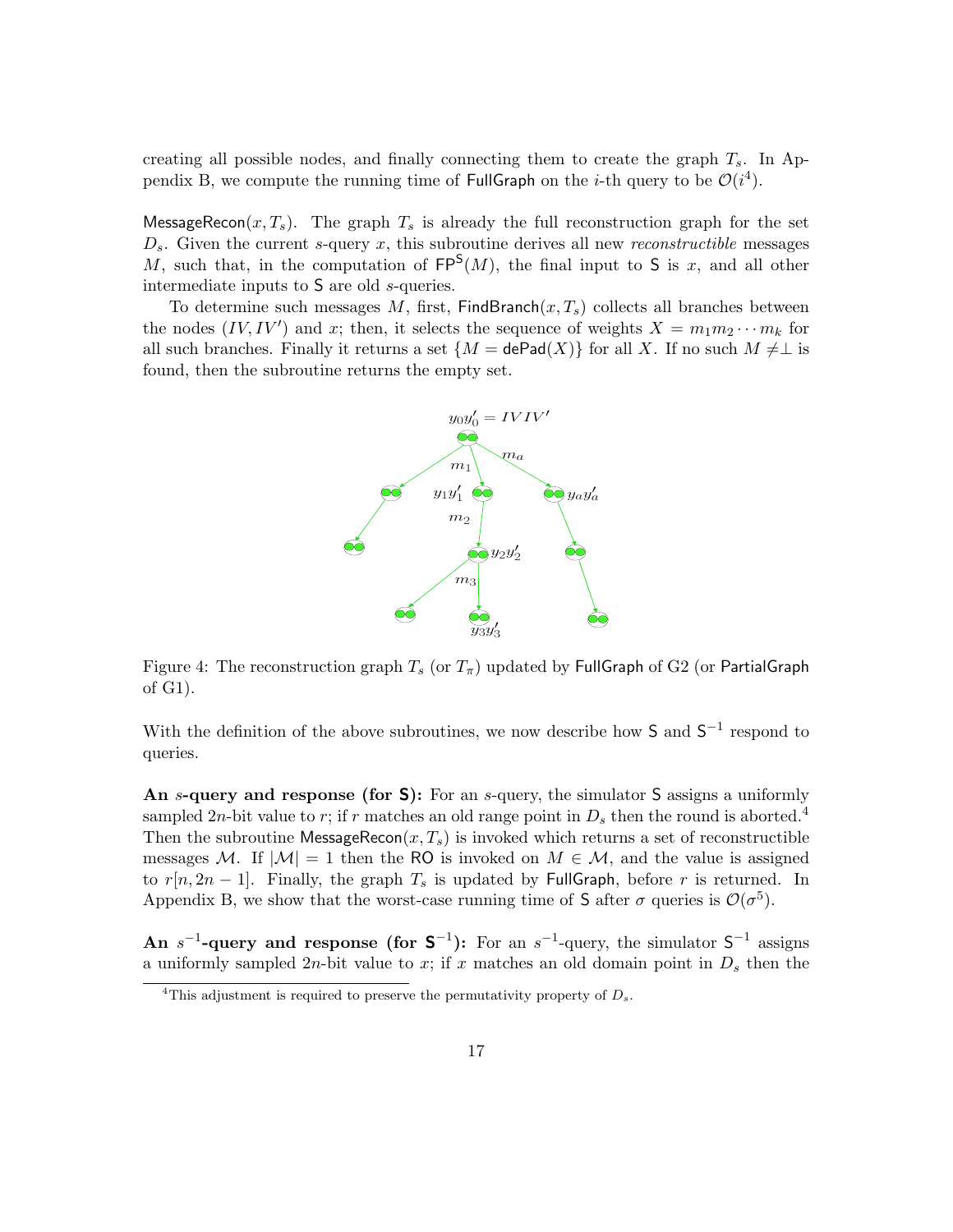creating all possible nodes, and finally connecting them to create the graph $T_s$. In Appendix B, we compute the running time of FullGraph on the $i$-th query to be $\mathcal{O}(i^4)$.

MessageRecon$(x, T_s)$. The graph $T_s$ is already the full reconstruction graph for the set $D_s$. Given the current $s$-query $x$, this subroutine derives all new *reconstructible* messages $M$, such that, in the computation of $\mathsf{FP}^{\mathsf{S}}(M)$, the final input to $\mathsf{S}$ is $x$, and all other intermediate inputs to $\mathsf{S}$ are old $s$-queries.

To determine such messages $M$, first, FindBranch$(x, T_s)$ collects all branches between the nodes $(IV, IV')$ and $x$; then, it selects the sequence of weights $X = m_1 m_2 \cdots m_k$ for all such branches. Finally it returns a set $\{M = \mathsf{dePad}(X)\}$ for all $X$. If no such $M \neq \perp$ is found, then the subroutine returns the empty set.

Figure 4: The reconstruction graph $T_s$ (or $T_\pi$) updated by FullGraph of G2 (or PartialGraph of G1).

With the definition of the above subroutines, we now describe how $\mathsf{S}$ and $\mathsf{S}^{-1}$ respond to queries.

**An $s$-query and response (for $\mathsf{S}$):** For an $s$-query, the simulator $\mathsf{S}$ assigns a uniformly sampled $2n$-bit value to $r$; if $r$ matches an old range point in $D_s$ then the round is aborted.[4] Then the subroutine MessageRecon$(x, T_s)$ is invoked which returns a set of reconstructible messages $\mathcal{M}$. If $|\mathcal{M}| = 1$ then the RO is invoked on $M \in \mathcal{M}$, and the value is assigned to $r[n, 2n-1]$. Finally, the graph $T_s$ is updated by FullGraph, before $r$ is returned. In Appendix B, we show that the worst-case running time of $\mathsf{S}$ after $\sigma$ queries is $\mathcal{O}(\sigma^5)$.

**An $s^{-1}$-query and response (for $\mathsf{S}^{-1}$):** For an $s^{-1}$-query, the simulator $\mathsf{S}^{-1}$ assigns a uniformly sampled $2n$-bit value to $x$; if $x$ matches an old domain point in $D_s$ then the

[4] This adjustment is required to preserve the permutativity property of $D_s$.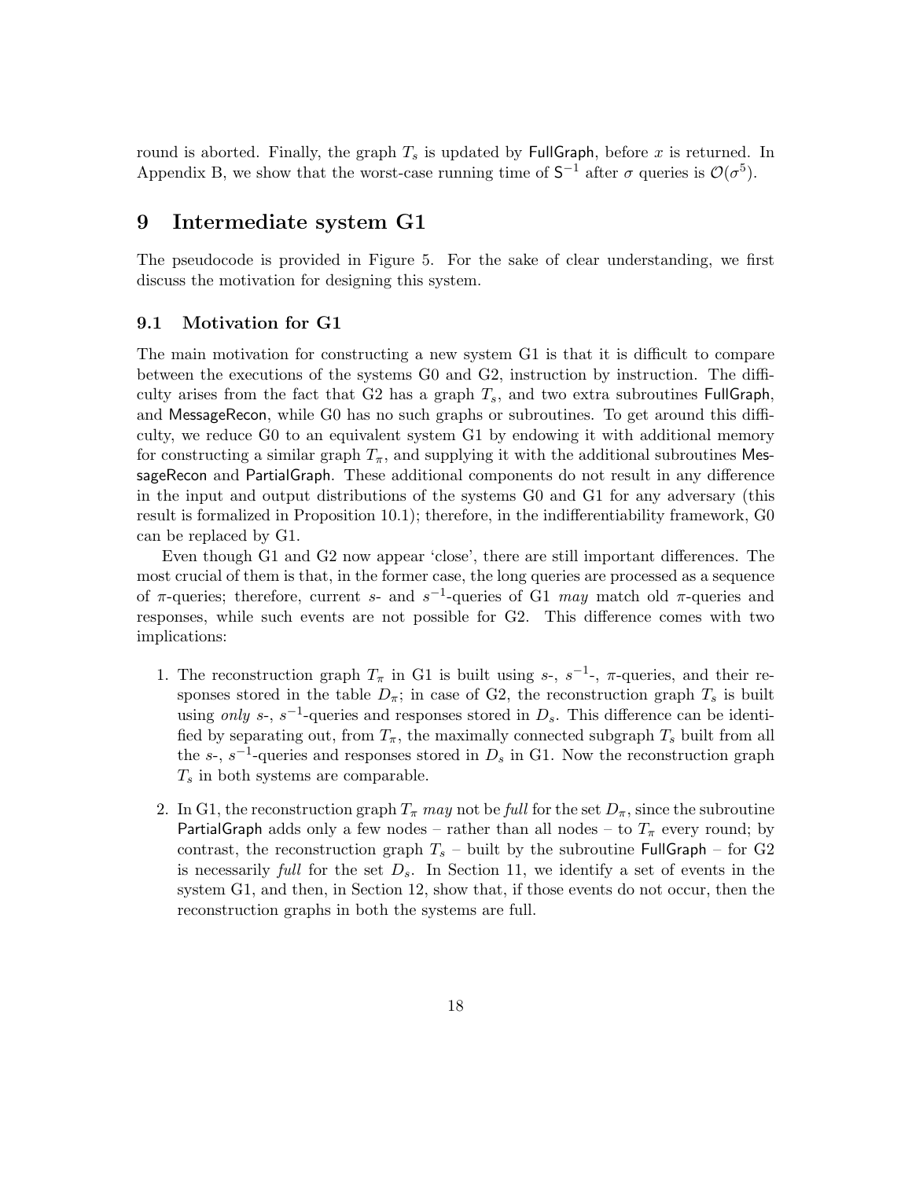round is aborted. Finally, the graph $T_s$ is updated by FullGraph, before $x$ is returned. In Appendix B, we show that the worst-case running time of $\mathsf{S}^{-1}$ after $\sigma$ queries is $\mathcal{O}(\sigma^5)$.

# 9 Intermediate system G1

The pseudocode is provided in Figure 5. For the sake of clear understanding, we first discuss the motivation for designing this system.

## 9.1 Motivation for G1

The main motivation for constructing a new system G1 is that it is difficult to compare between the executions of the systems G0 and G2, instruction by instruction. The difficulty arises from the fact that G2 has a graph $T_s$, and two extra subroutines FullGraph, and MessageRecon, while G0 has no such graphs or subroutines. To get around this difficulty, we reduce G0 to an equivalent system G1 by endowing it with additional memory for constructing a similar graph $T_\pi$, and supplying it with the additional subroutines MessageRecon and PartialGraph. These additional components do not result in any difference in the input and output distributions of the systems G0 and G1 for any adversary (this result is formalized in Proposition 10.1); therefore, in the indifferentiability framework, G0 can be replaced by G1.

Even though G1 and G2 now appear 'close', there are still important differences. The most crucial of them is that, in the former case, the long queries are processed as a sequence of $\pi$-queries; therefore, current $s$- and $s^{-1}$-queries of G1 *may* match old $\pi$-queries and responses, while such events are not possible for G2. This difference comes with two implications:

1. The reconstruction graph $T_\pi$ in G1 is built using $s$-, $s^{-1}$-, $\pi$-queries, and their responses stored in the table $D_\pi$; in case of G2, the reconstruction graph $T_s$ is built using *only* $s$-, $s^{-1}$-queries and responses stored in $D_s$. This difference can be identified by separating out, from $T_\pi$, the maximally connected subgraph $T_s$ built from all the $s$-, $s^{-1}$-queries and responses stored in $D_s$ in G1. Now the reconstruction graph $T_s$ in both systems are comparable.

2. In G1, the reconstruction graph $T_\pi$ *may* not be *full* for the set $D_\pi$, since the subroutine PartialGraph adds only a few nodes – rather than all nodes – to $T_\pi$ every round; by contrast, the reconstruction graph $T_s$ – built by the subroutine FullGraph – for G2 is necessarily *full* for the set $D_s$. In Section 11, we identify a set of events in the system G1, and then, in Section 12, show that, if those events do not occur, then the reconstruction graphs in both the systems are full.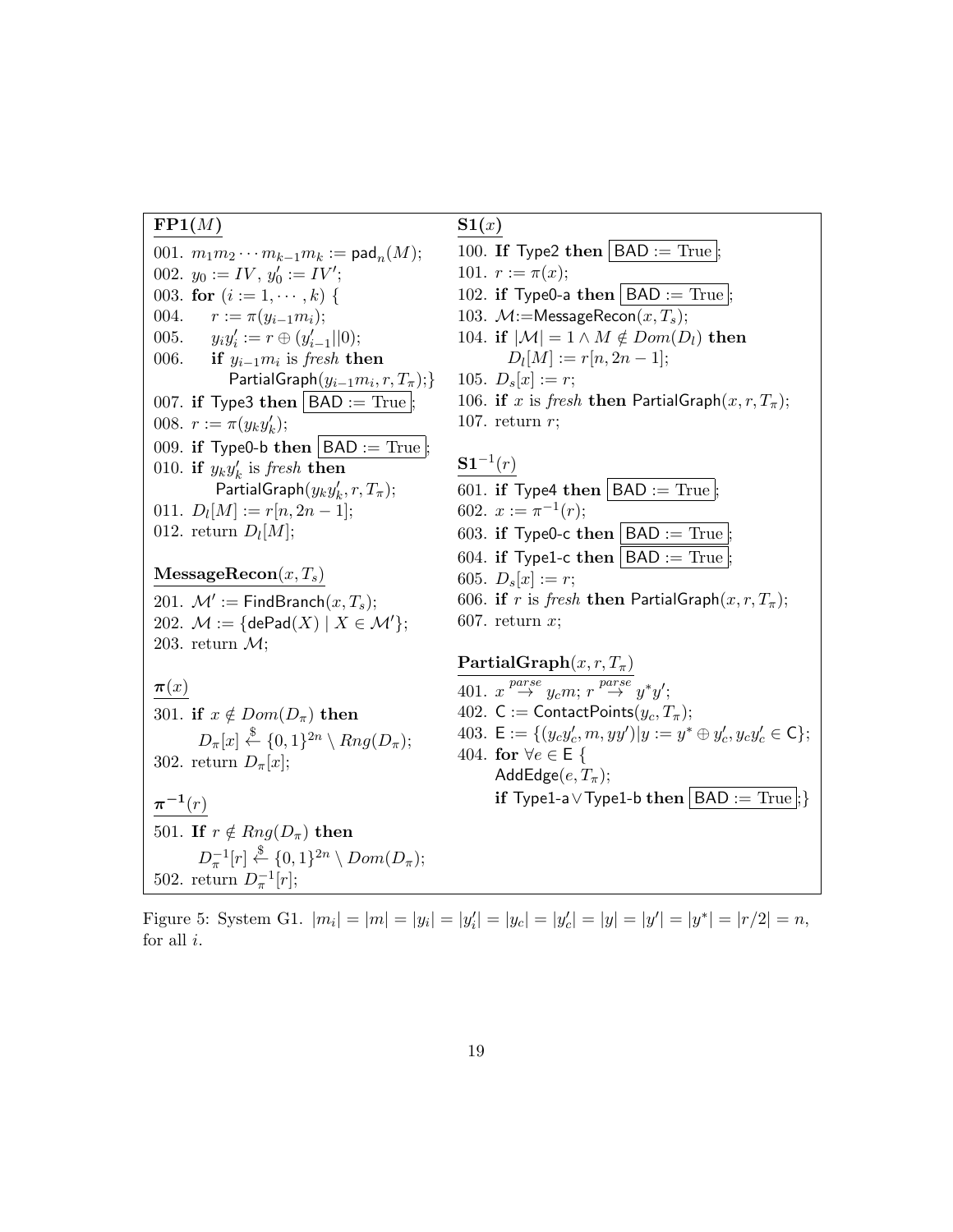**FP1($M$)**

001. $m_1 m_2 \cdots m_{k-1} m_k := \mathsf{pad}_n(M)$;
002. $y_0 := IV$, $y'_0 := IV'$;
003. **for** $(i := 1, \cdots, k)$ {
004. $\quad r := \pi(y_{i-1} m_i)$;
005. $\quad y_i y'_i := r \oplus (y'_{i-1}||0)$;
006. $\quad$ **if** $y_{i-1} m_i$ is *fresh* **then** $\mathsf{PartialGraph}(y_{i-1} m_i, r, T_\pi)$;}
007. **if** Type3 **then** $\boxed{\mathsf{BAD} := \text{True}}$;
008. $r := \pi(y_k y'_k)$;
009. **if** Type0-b **then** $\boxed{\mathsf{BAD} := \text{True}}$;
010. **if** $y_k y'_k$ is *fresh* **then** $\mathsf{PartialGraph}(y_k y'_k, r, T_\pi)$;
011. $D_l[M] := r[n, 2n-1]$;
012. return $D_l[M]$;

**MessageRecon($x, T_s$)**

201. $\mathcal{M}' := \mathsf{FindBranch}(x, T_s)$;
202. $\mathcal{M} := \{\mathsf{dePad}(X) \mid X \in \mathcal{M}'\}$;
203. return $\mathcal{M}$;

**$\pi(x)$**

301. **if** $x \notin Dom(D_\pi)$ **then** $D_\pi[x] \xleftarrow{\$} \{0,1\}^{2n} \setminus Rng(D_\pi)$;
302. return $D_\pi[x]$;

**$\pi^{-1}(r)$**

501. **If** $r \notin Rng(D_\pi)$ **then** $D_\pi^{-1}[r] \xleftarrow{\$} \{0,1\}^{2n} \setminus Dom(D_\pi)$;
502. return $D_\pi^{-1}[r]$;

**S1($x$)**

100. **If** Type2 **then** $\boxed{\mathsf{BAD} := \text{True}}$;
101. $r := \pi(x)$;
102. **if** Type0-a **then** $\boxed{\mathsf{BAD} := \text{True}}$;
103. $\mathcal{M} := \mathsf{MessageRecon}(x, T_s)$;
104. **if** $|\mathcal{M}| = 1 \wedge M \notin Dom(D_l)$ **then** $D_l[M] := r[n, 2n-1]$;
105. $D_s[x] := r$;
106. **if** $x$ is *fresh* **then** $\mathsf{PartialGraph}(x, r, T_\pi)$;
107. return $r$;

**S1$^{-1}$($r$)**

601. **if** Type4 **then** $\boxed{\mathsf{BAD} := \text{True}}$;
602. $x := \pi^{-1}(r)$;
603. **if** Type0-c **then** $\boxed{\mathsf{BAD} := \text{True}}$;
604. **if** Type1-c **then** $\boxed{\mathsf{BAD} := \text{True}}$;
605. $D_s[x] := r$;
606. **if** $r$ is *fresh* **then** $\mathsf{PartialGraph}(x, r, T_\pi)$;
607. return $x$;

**PartialGraph($x, r, T_\pi$)**

401. $x \overset{parse}{\rightarrow} y_c m$; $r \overset{parse}{\rightarrow} y^* y'$;
402. $\mathsf{C} := \mathsf{ContactPoints}(y_c, T_\pi)$;
403. $\mathsf{E} := \{(y_c y'_c, m, y y') | y := y^* \oplus y'_c, y_c y'_c \in \mathsf{C}\}$;
404. **for** $\forall e \in \mathsf{E}$ {
$\quad$ $\mathsf{AddEdge}(e, T_\pi)$;
$\quad$ **if** Type1-a $\vee$ Type1-b **then** $\boxed{\mathsf{BAD} := \text{True}}$;}

Figure 5: System G1. $|m_i| = |m| = |y_i| = |y'_i| = |y_c| = |y'_c| = |y| = |y'| = |y^*| = |r/2| = n$, for all $i$.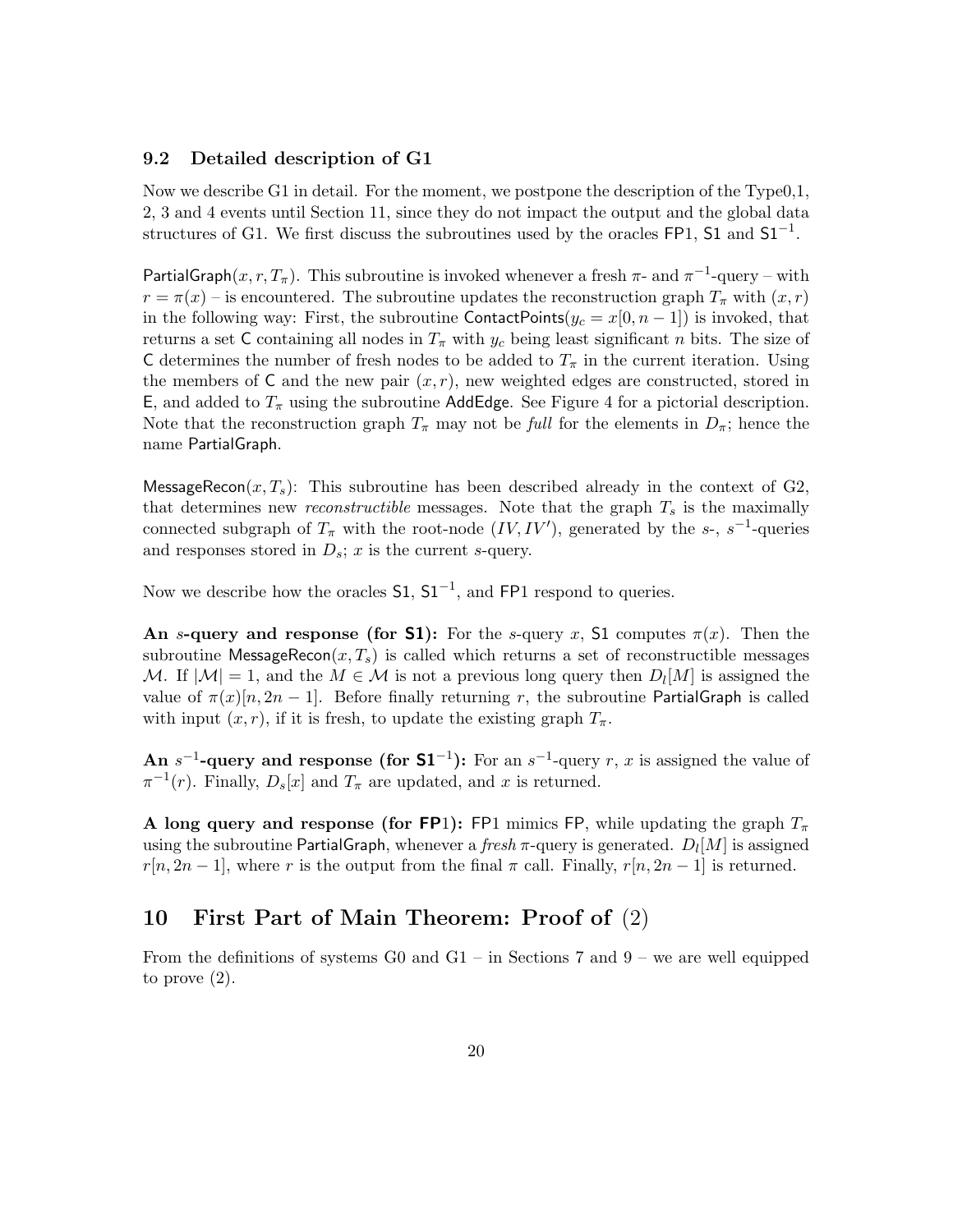### 9.2 Detailed description of G1

Now we describe G1 in detail. For the moment, we postpone the description of the Type0,1, 2, 3 and 4 events until Section 11, since they do not impact the output and the global data structures of G1. We first discuss the subroutines used by the oracles FP1, S1 and $\mathsf{S1}^{-1}$.

$\mathsf{PartialGraph}(x, r, T_\pi)$. This subroutine is invoked whenever a fresh $\pi$- and $\pi^{-1}$-query – with $r = \pi(x)$ – is encountered. The subroutine updates the reconstruction graph $T_\pi$ with $(x, r)$ in the following way: First, the subroutine $\mathsf{ContactPoints}(y_c = x[0, n-1])$ is invoked, that returns a set $\mathsf{C}$ containing all nodes in $T_\pi$ with $y_c$ being least significant $n$ bits. The size of $\mathsf{C}$ determines the number of fresh nodes to be added to $T_\pi$ in the current iteration. Using the members of $\mathsf{C}$ and the new pair $(x, r)$, new weighted edges are constructed, stored in $\mathsf{E}$, and added to $T_\pi$ using the subroutine AddEdge. See Figure 4 for a pictorial description. Note that the reconstruction graph $T_\pi$ may not be *full* for the elements in $D_\pi$; hence the name PartialGraph.

$\mathsf{MessageRecon}(x, T_s)$: This subroutine has been described already in the context of G2, that determines new *reconstructible* messages. Note that the graph $T_s$ is the maximally connected subgraph of $T_\pi$ with the root-node $(IV, IV')$, generated by the $s$-, $s^{-1}$-queries and responses stored in $D_s$; $x$ is the current $s$-query.

Now we describe how the oracles S1, $\mathsf{S1}^{-1}$, and FP1 respond to queries.

**An $s$-query and response (for S1):** For the $s$-query $x$, S1 computes $\pi(x)$. Then the subroutine $\mathsf{MessageRecon}(x, T_s)$ is called which returns a set of reconstructible messages $\mathcal{M}$. If $|\mathcal{M}| = 1$, and the $M \in \mathcal{M}$ is not a previous long query then $D_l[M]$ is assigned the value of $\pi(x)[n, 2n-1]$. Before finally returning $r$, the subroutine PartialGraph is called with input $(x, r)$, if it is fresh, to update the existing graph $T_\pi$.

**An $s^{-1}$-query and response (for $\mathsf{S1}^{-1}$):** For an $s^{-1}$-query $r$, $x$ is assigned the value of $\pi^{-1}(r)$. Finally, $D_s[x]$ and $T_\pi$ are updated, and $x$ is returned.

**A long query and response (for FP1):** FP1 mimics FP, while updating the graph $T_\pi$ using the subroutine PartialGraph, whenever a *fresh* $\pi$-query is generated. $D_l[M]$ is assigned $r[n, 2n-1]$, where $r$ is the output from the final $\pi$ call. Finally, $r[n, 2n-1]$ is returned.

# 10 First Part of Main Theorem: Proof of (2)

From the definitions of systems G0 and G1 – in Sections 7 and 9 – we are well equipped to prove (2).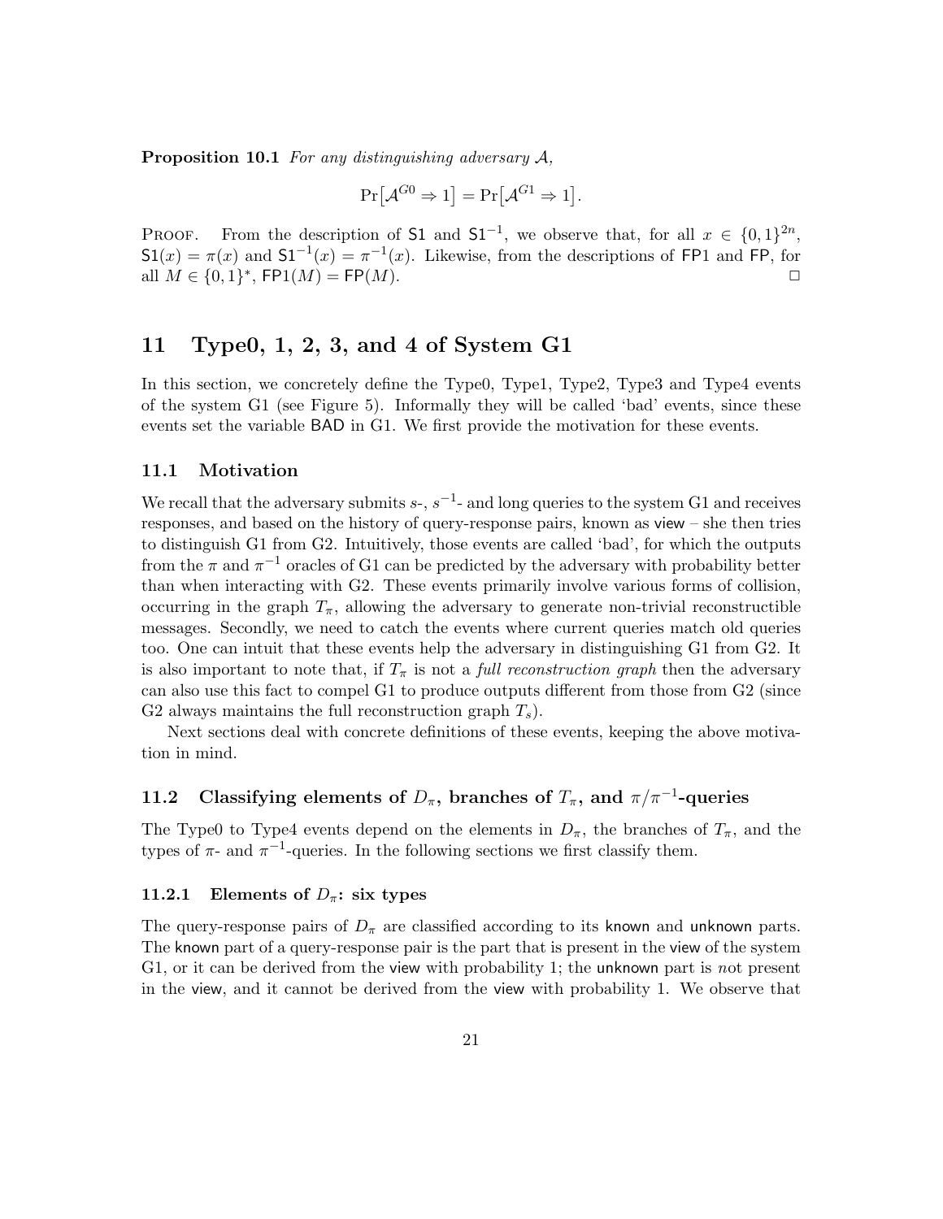**Proposition 10.1** *For any distinguishing adversary $\mathcal{A}$,*

$$\Pr\big[\mathcal{A}^{G0} \Rightarrow 1\big] = \Pr\big[\mathcal{A}^{G1} \Rightarrow 1\big].$$

Proof. From the description of $\mathsf{S1}$ and $\mathsf{S1}^{-1}$, we observe that, for all $x \in \{0,1\}^{2n}$, $\mathsf{S1}(x) = \pi(x)$ and $\mathsf{S1}^{-1}(x) = \pi^{-1}(x)$. Likewise, from the descriptions of $\mathsf{FP1}$ and $\mathsf{FP}$, for all $M \in \{0,1\}^*$, $\mathsf{FP1}(M) = \mathsf{FP}(M)$. □

# 11 Type0, 1, 2, 3, and 4 of System G1

In this section, we concretely define the Type0, Type1, Type2, Type3 and Type4 events of the system G1 (see Figure 5). Informally they will be called 'bad' events, since these events set the variable $\mathsf{BAD}$ in G1. We first provide the motivation for these events.

## 11.1 Motivation

We recall that the adversary submits $s$-, $s^{-1}$- and long queries to the system G1 and receives responses, and based on the history of query-response pairs, known as view – she then tries to distinguish G1 from G2. Intuitively, those events are called 'bad', for which the outputs from the $\pi$ and $\pi^{-1}$ oracles of G1 can be predicted by the adversary with probability better than when interacting with G2. These events primarily involve various forms of collision, occurring in the graph $T_\pi$, allowing the adversary to generate non-trivial reconstructible messages. Secondly, we need to catch the events where current queries match old queries too. One can intuit that these events help the adversary in distinguishing G1 from G2. It is also important to note that, if $T_\pi$ is not a *full reconstruction graph* then the adversary can also use this fact to compel G1 to produce outputs different from those from G2 (since G2 always maintains the full reconstruction graph $T_s$).

Next sections deal with concrete definitions of these events, keeping the above motivation in mind.

## 11.2 Classifying elements of $D_\pi$, branches of $T_\pi$, and $\pi/\pi^{-1}$-queries

The Type0 to Type4 events depend on the elements in $D_\pi$, the branches of $T_\pi$, and the types of $\pi$- and $\pi^{-1}$-queries. In the following sections we first classify them.

### 11.2.1 Elements of $D_\pi$: six types

The query-response pairs of $D_\pi$ are classified according to its known and unknown parts. The known part of a query-response pair is the part that is present in the view of the system G1, or it can be derived from the view with probability 1; the unknown part is *n*ot present in the view, and it cannot be derived from the view with probability 1. We observe that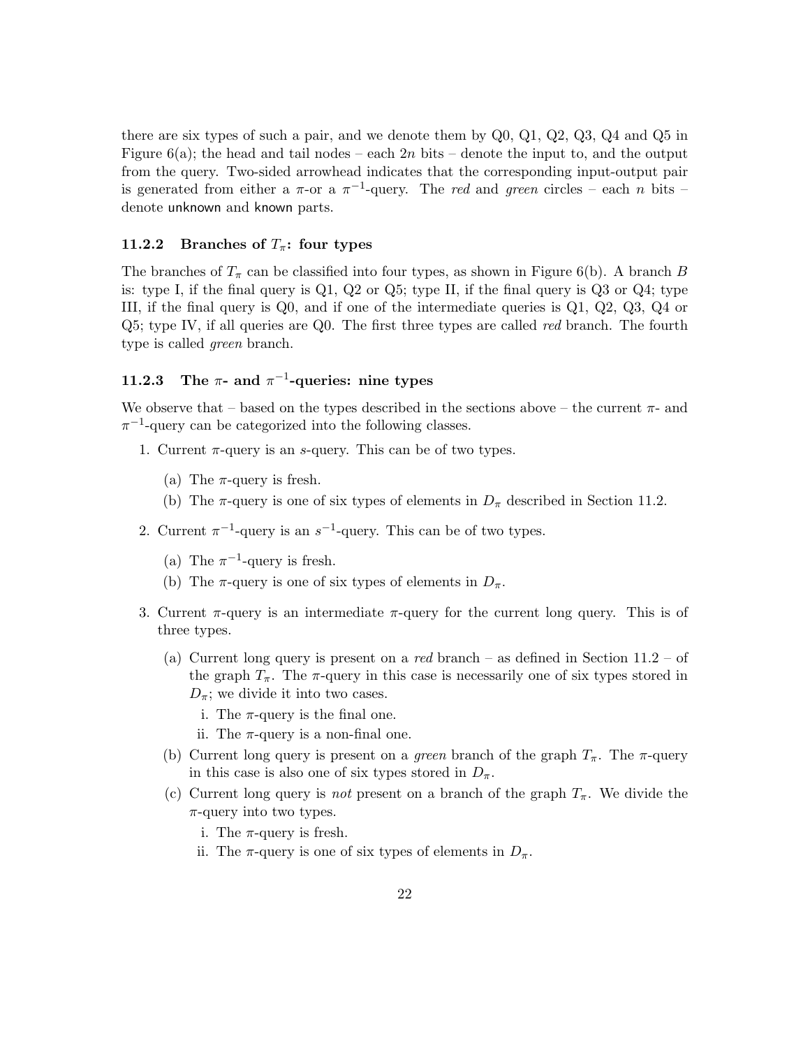there are six types of such a pair, and we denote them by Q0, Q1, Q2, Q3, Q4 and Q5 in Figure 6(a); the head and tail nodes – each $2n$ bits – denote the input to, and the output from the query. Two-sided arrowhead indicates that the corresponding input-output pair is generated from either a $\pi$-or a $\pi^{-1}$-query. The *red* and *green* circles – each $n$ bits – denote unknown and known parts.

### 11.2.2 Branches of $T_\pi$: four types

The branches of $T_\pi$ can be classified into four types, as shown in Figure 6(b). A branch $B$ is: type I, if the final query is Q1, Q2 or Q5; type II, if the final query is Q3 or Q4; type III, if the final query is Q0, and if one of the intermediate queries is Q1, Q2, Q3, Q4 or Q5; type IV, if all queries are Q0. The first three types are called *red* branch. The fourth type is called *green* branch.

### 11.2.3 The $\pi$- and $\pi^{-1}$-queries: nine types

We observe that – based on the types described in the sections above – the current $\pi$- and $\pi^{-1}$-query can be categorized into the following classes.

1. Current $\pi$-query is an $s$-query. This can be of two types.
   (a) The $\pi$-query is fresh.
   (b) The $\pi$-query is one of six types of elements in $D_\pi$ described in Section 11.2.
2. Current $\pi^{-1}$-query is an $s^{-1}$-query. This can be of two types.
   (a) The $\pi^{-1}$-query is fresh.
   (b) The $\pi$-query is one of six types of elements in $D_\pi$.
3. Current $\pi$-query is an intermediate $\pi$-query for the current long query. This is of three types.
   (a) Current long query is present on a *red* branch – as defined in Section 11.2 – of the graph $T_\pi$. The $\pi$-query in this case is necessarily one of six types stored in $D_\pi$; we divide it into two cases.
      i. The $\pi$-query is the final one.
      ii. The $\pi$-query is a non-final one.
   (b) Current long query is present on a *green* branch of the graph $T_\pi$. The $\pi$-query in this case is also one of six types stored in $D_\pi$.
   (c) Current long query is *not* present on a branch of the graph $T_\pi$. We divide the $\pi$-query into two types.
      i. The $\pi$-query is fresh.
      ii. The $\pi$-query is one of six types of elements in $D_\pi$.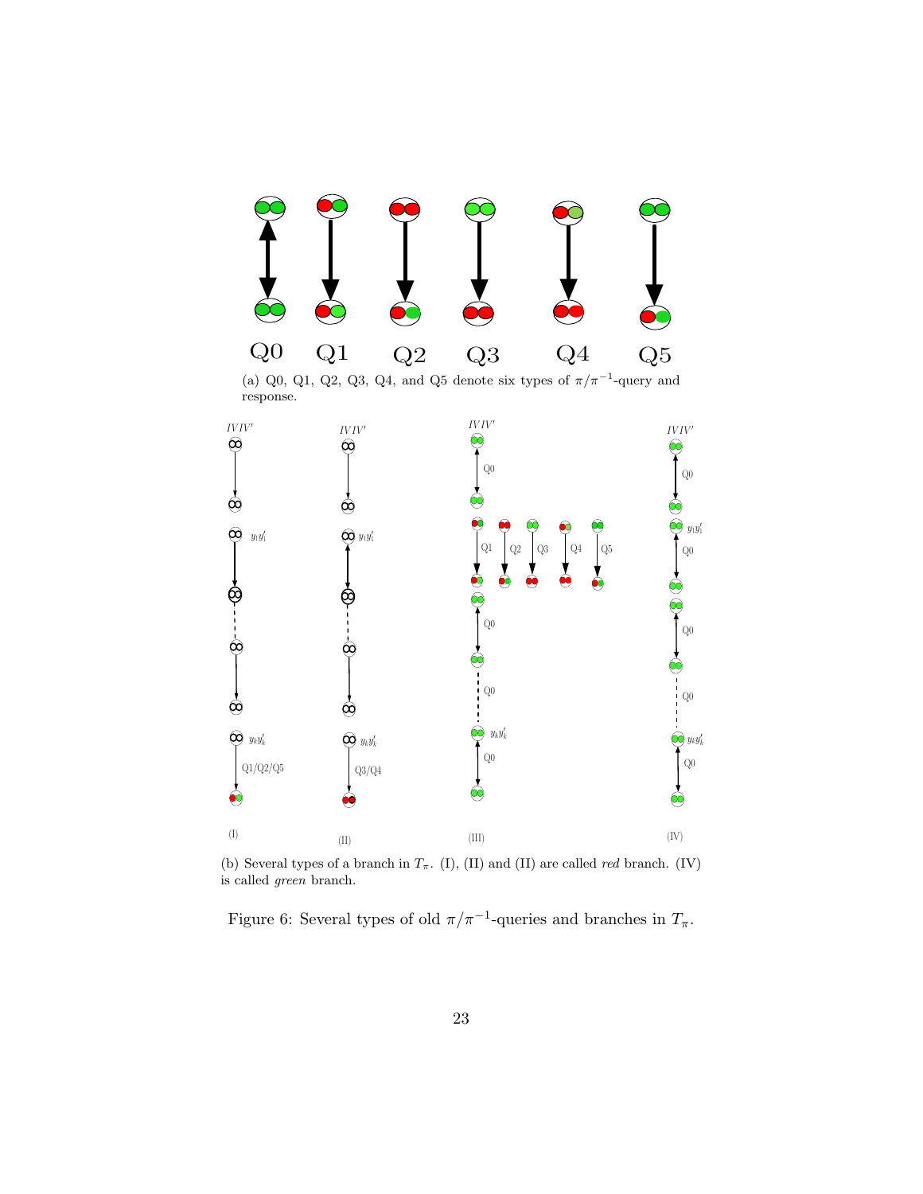Q0 Q1 Q2 Q3 Q4 Q5

(a) Q0, Q1, Q2, Q3, Q4, and Q5 denote six types of $\pi/\pi^{-1}$-query and response.

(b) Several types of a branch in $T_\pi$. (I), (II) and (II) are called *red* branch. (IV) is called *green* branch.

Figure 6: Several types of old $\pi/\pi^{-1}$-queries and branches in $T_\pi$.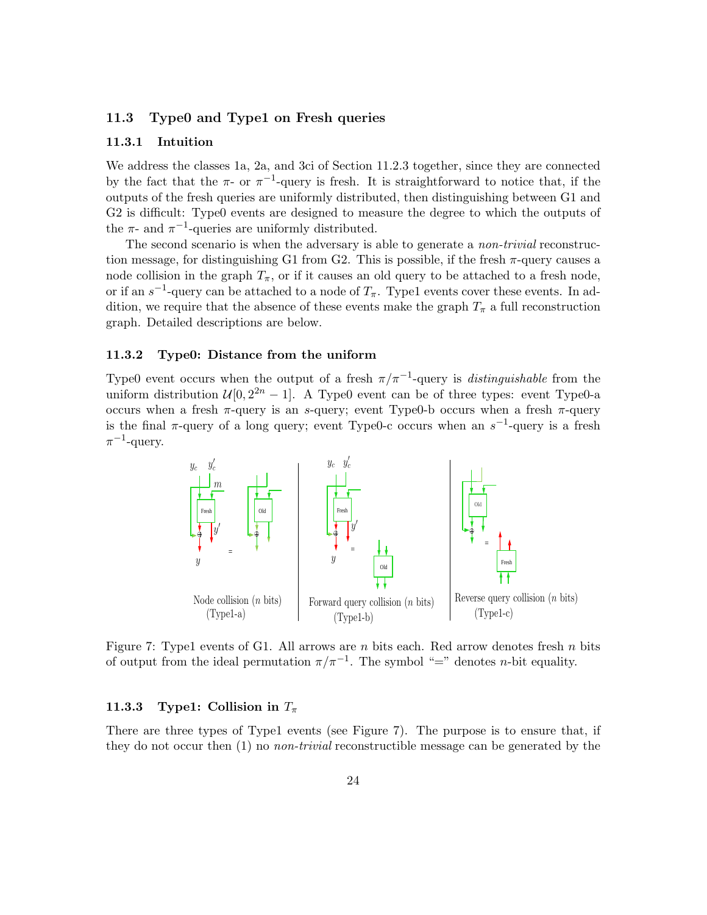### 11.3 Type0 and Type1 on Fresh queries

#### 11.3.1 Intuition

We address the classes 1a, 2a, and 3ci of Section 11.2.3 together, since they are connected by the fact that the $\pi$- or $\pi^{-1}$-query is fresh. It is straightforward to notice that, if the outputs of the fresh queries are uniformly distributed, then distinguishing between G1 and G2 is difficult: Type0 events are designed to measure the degree to which the outputs of the $\pi$- and $\pi^{-1}$-queries are uniformly distributed.

The second scenario is when the adversary is able to generate a *non-trivial* reconstruction message, for distinguishing G1 from G2. This is possible, if the fresh $\pi$-query causes a node collision in the graph $T_\pi$, or if it causes an old query to be attached to a fresh node, or if an $s^{-1}$-query can be attached to a node of $T_\pi$. Type1 events cover these events. In addition, we require that the absence of these events make the graph $T_\pi$ a full reconstruction graph. Detailed descriptions are below.

#### 11.3.2 Type0: Distance from the uniform

Type0 event occurs when the output of a fresh $\pi/\pi^{-1}$-query is *distinguishable* from the uniform distribution $\mathcal{U}[0, 2^{2n} - 1]$. A Type0 event can be of three types: event Type0-a occurs when a fresh $\pi$-query is an $s$-query; event Type0-b occurs when a fresh $\pi$-query is the final $\pi$-query of a long query; event Type0-c occurs when an $s^{-1}$-query is a fresh $\pi^{-1}$-query.

Figure 7: Type1 events of G1. All arrows are $n$ bits each. Red arrow denotes fresh $n$ bits of output from the ideal permutation $\pi/\pi^{-1}$. The symbol "=" denotes $n$-bit equality.

#### 11.3.3 Type1: Collision in $T_\pi$

There are three types of Type1 events (see Figure 7). The purpose is to ensure that, if they do not occur then (1) no *non-trivial* reconstructible message can be generated by the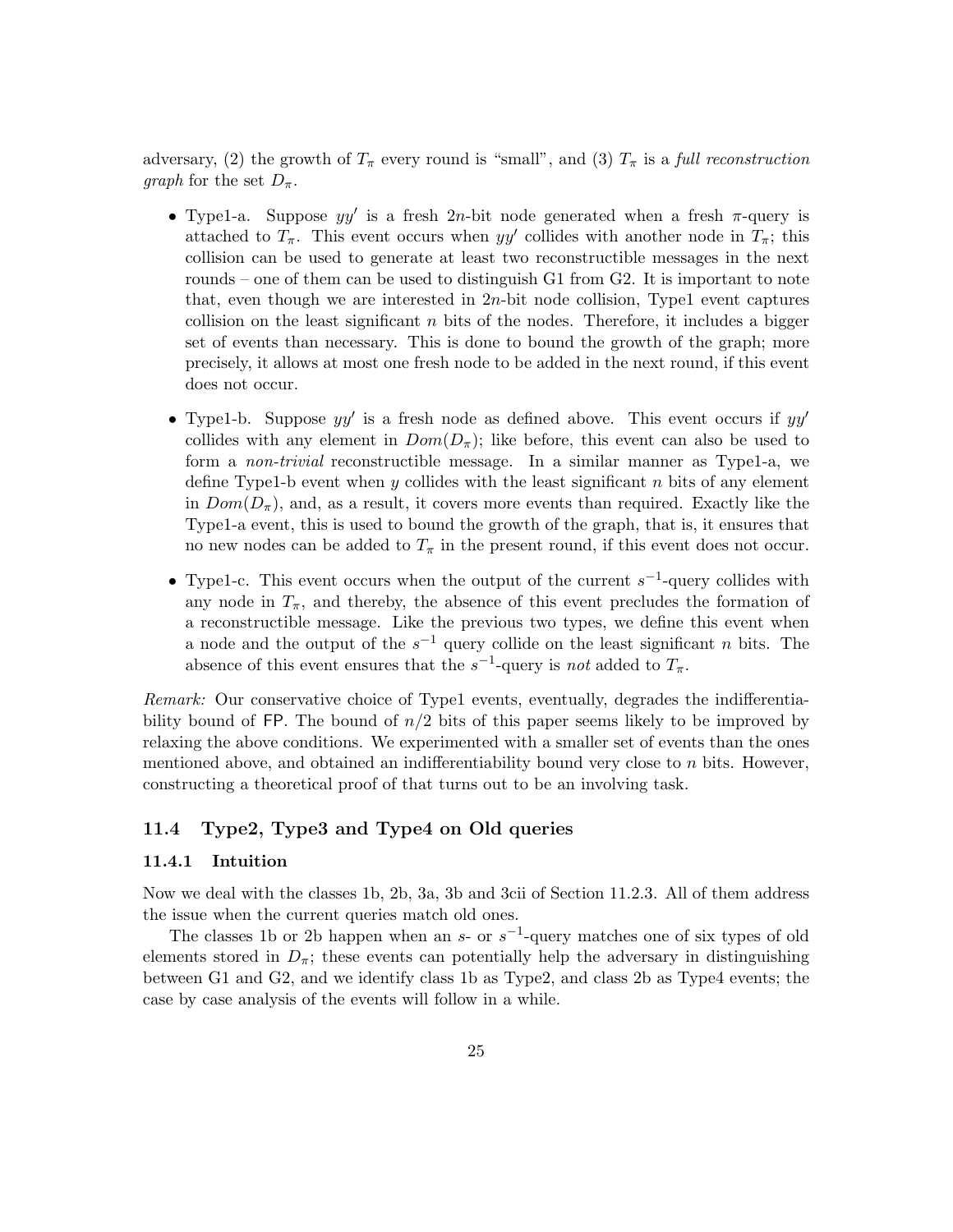adversary, (2) the growth of $T_\pi$ every round is "small", and (3) $T_\pi$ is a *full reconstruction graph* for the set $D_\pi$.

- Type1-a. Suppose $yy'$ is a fresh $2n$-bit node generated when a fresh $\pi$-query is attached to $T_\pi$. This event occurs when $yy'$ collides with another node in $T_\pi$; this collision can be used to generate at least two reconstructible messages in the next rounds – one of them can be used to distinguish G1 from G2. It is important to note that, even though we are interested in $2n$-bit node collision, Type1 event captures collision on the least significant $n$ bits of the nodes. Therefore, it includes a bigger set of events than necessary. This is done to bound the growth of the graph; more precisely, it allows at most one fresh node to be added in the next round, if this event does not occur.

- Type1-b. Suppose $yy'$ is a fresh node as defined above. This event occurs if $yy'$ collides with any element in $Dom(D_\pi)$; like before, this event can also be used to form a *non-trivial* reconstructible message. In a similar manner as Type1-a, we define Type1-b event when $y$ collides with the least significant $n$ bits of any element in $Dom(D_\pi)$, and, as a result, it covers more events than required. Exactly like the Type1-a event, this is used to bound the growth of the graph, that is, it ensures that no new nodes can be added to $T_\pi$ in the present round, if this event does not occur.

- Type1-c. This event occurs when the output of the current $s^{-1}$-query collides with any node in $T_\pi$, and thereby, the absence of this event precludes the formation of a reconstructible message. Like the previous two types, we define this event when a node and the output of the $s^{-1}$ query collide on the least significant $n$ bits. The absence of this event ensures that the $s^{-1}$-query is *not* added to $T_\pi$.

*Remark:* Our conservative choice of Type1 events, eventually, degrades the indifferentiability bound of FP. The bound of $n/2$ bits of this paper seems likely to be improved by relaxing the above conditions. We experimented with a smaller set of events than the ones mentioned above, and obtained an indifferentiability bound very close to $n$ bits. However, constructing a theoretical proof of that turns out to be an involving task.

### 11.4 Type2, Type3 and Type4 on Old queries

#### 11.4.1 Intuition

Now we deal with the classes 1b, 2b, 3a, 3b and 3cii of Section 11.2.3. All of them address the issue when the current queries match old ones.

The classes 1b or 2b happen when an $s$- or $s^{-1}$-query matches one of six types of old elements stored in $D_\pi$; these events can potentially help the adversary in distinguishing between G1 and G2, and we identify class 1b as Type2, and class 2b as Type4 events; the case by case analysis of the events will follow in a while.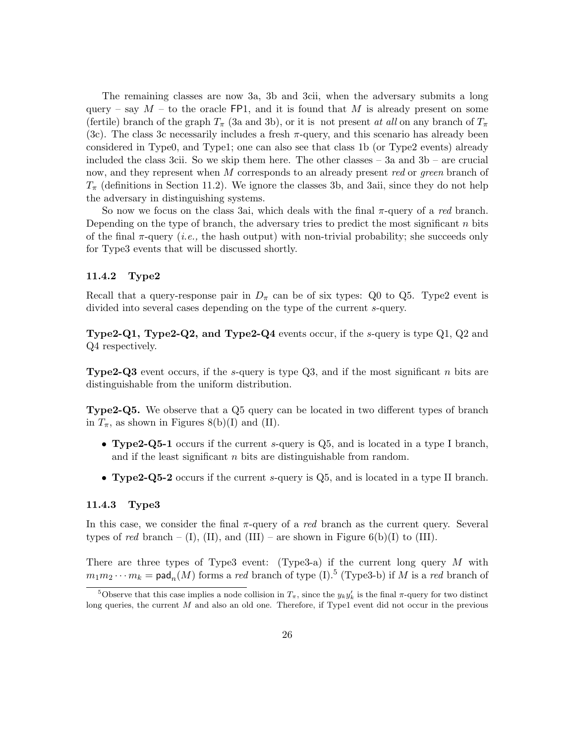The remaining classes are now 3a, 3b and 3cii, when the adversary submits a long query – say $M$ – to the oracle $\mathsf{FP1}$, and it is found that $M$ is already present on some (fertile) branch of the graph $T_\pi$ (3a and 3b), or it is not present *at all* on any branch of $T_\pi$ (3c). The class 3c necessarily includes a fresh $\pi$-query, and this scenario has already been considered in Type0, and Type1; one can also see that class 1b (or Type2 events) already included the class 3cii. So we skip them here. The other classes – 3a and 3b – are crucial now, and they represent when $M$ corresponds to an already present *red* or *green* branch of $T_\pi$ (definitions in Section 11.2). We ignore the classes 3b, and 3aii, since they do not help the adversary in distinguishing systems.

So now we focus on the class 3ai, which deals with the final $\pi$-query of a *red* branch. Depending on the type of branch, the adversary tries to predict the most significant $n$ bits of the final $\pi$-query (*i.e.,* the hash output) with non-trivial probability; she succeeds only for Type3 events that will be discussed shortly.

### 11.4.2 Type2

Recall that a query-response pair in $D_\pi$ can be of six types: Q0 to Q5. Type2 event is divided into several cases depending on the type of the current $s$-query.

**Type2-Q1, Type2-Q2, and Type2-Q4** events occur, if the $s$-query is type Q1, Q2 and Q4 respectively.

**Type2-Q3** event occurs, if the $s$-query is type Q3, and if the most significant $n$ bits are distinguishable from the uniform distribution.

**Type2-Q5.** We observe that a Q5 query can be located in two different types of branch in $T_\pi$, as shown in Figures 8(b)(I) and (II).

- **Type2-Q5-1** occurs if the current $s$-query is Q5, and is located in a type I branch, and if the least significant $n$ bits are distinguishable from random.
- **Type2-Q5-2** occurs if the current $s$-query is Q5, and is located in a type II branch.

### 11.4.3 Type3

In this case, we consider the final $\pi$-query of a *red* branch as the current query. Several types of *red* branch – (I), (II), and (III) – are shown in Figure 6(b)(I) to (III).

There are three types of Type3 event: (Type3-a) if the current long query $M$ with $m_1 m_2 \cdots m_k = \mathsf{pad}_n(M)$ forms a *red* branch of type (I).[5] (Type3-b) if $M$ is a *red* branch of

[5] Observe that this case implies a node collision in $T_\pi$, since the $y_k y'_k$ is the final $\pi$-query for two distinct long queries, the current $M$ and also an old one. Therefore, if Type1 event did not occur in the previous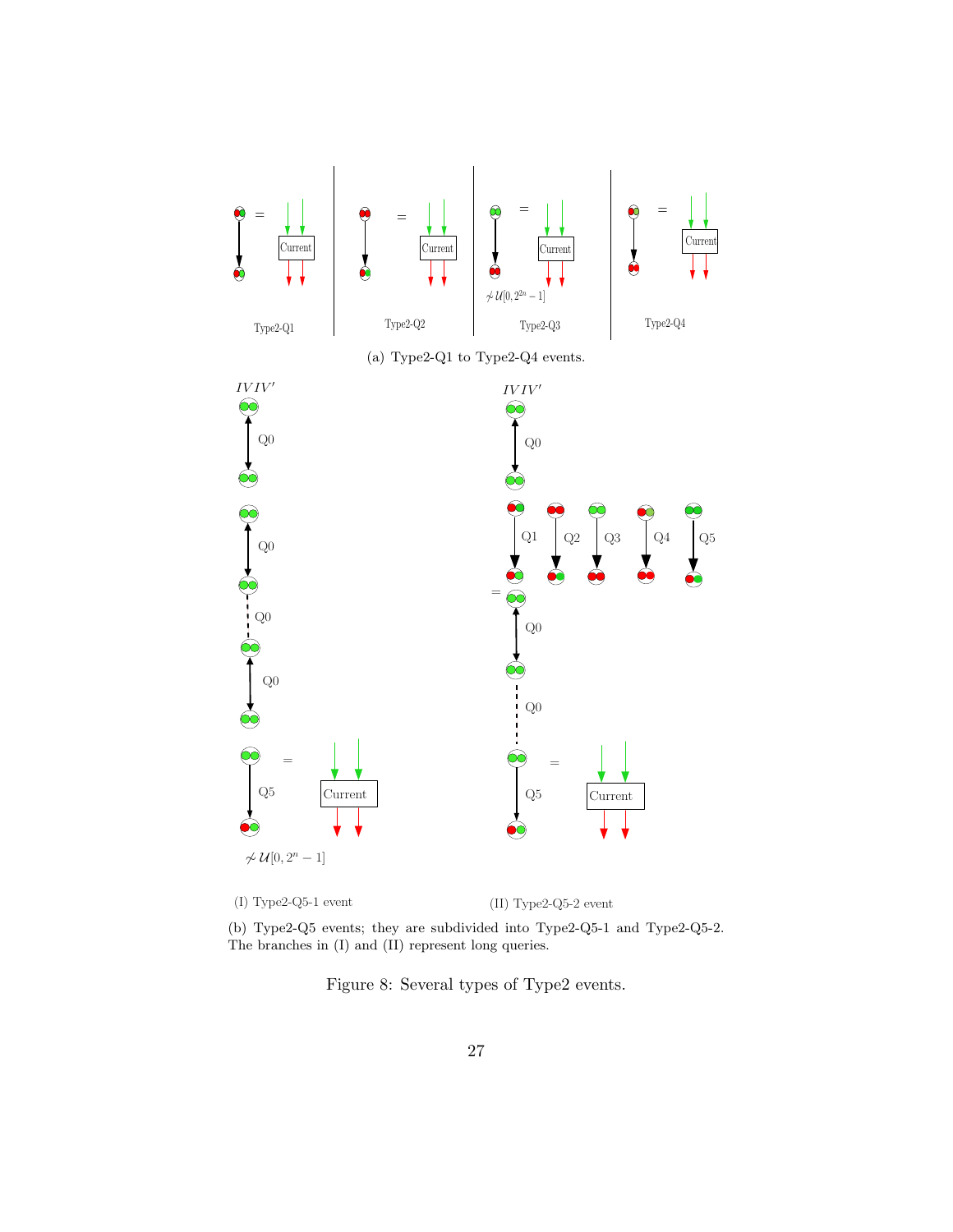(a) Type2-Q1 to Type2-Q4 events.

(I) Type2-Q5-1 event

(II) Type2-Q5-2 event

(b) Type2-Q5 events; they are subdivided into Type2-Q5-1 and Type2-Q5-2. The branches in (I) and (II) represent long queries.

Figure 8: Several types of Type2 events.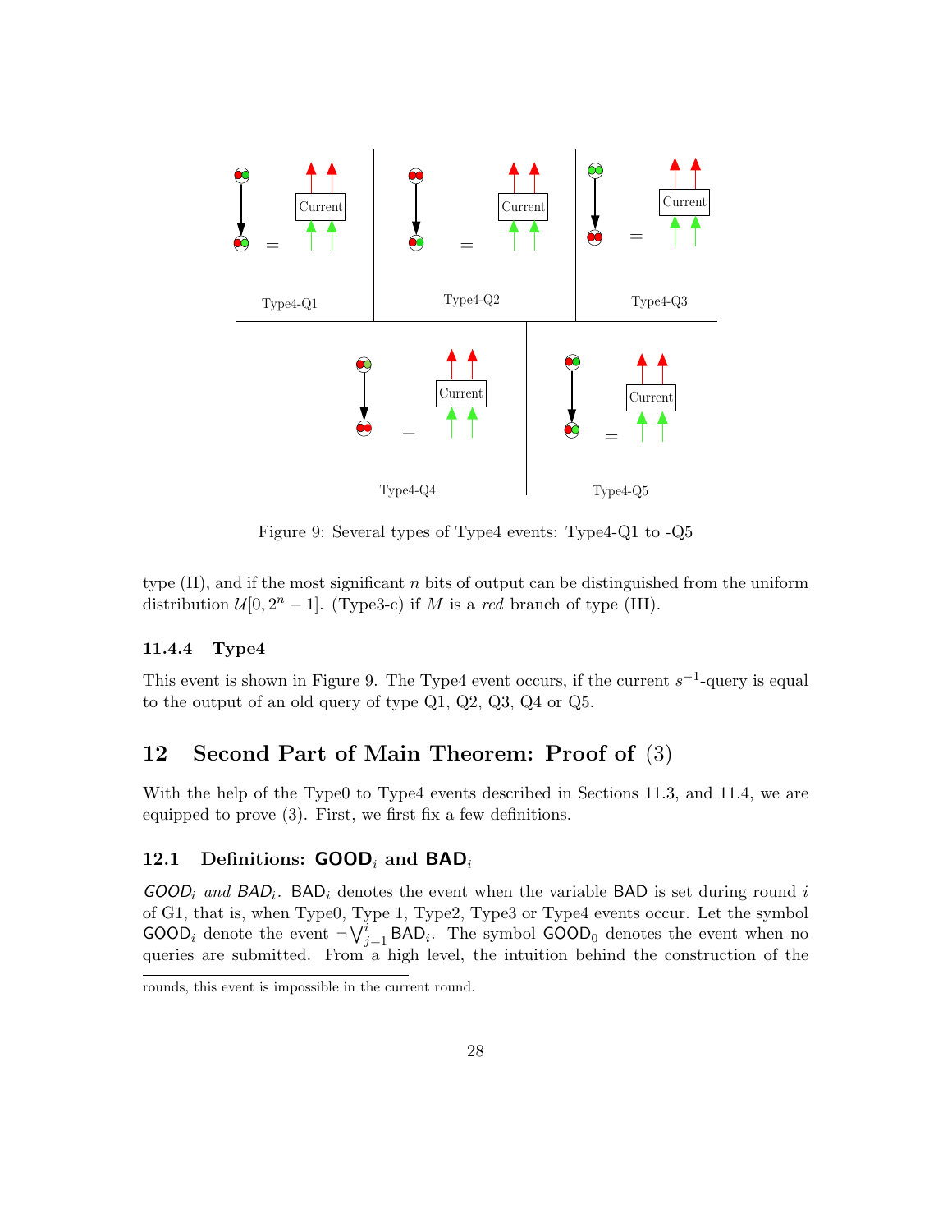Figure 9: Several types of Type4 events: Type4-Q1 to -Q5

type (II), and if the most significant $n$ bits of output can be distinguished from the uniform distribution $\mathcal{U}[0, 2^n - 1]$. (Type3-c) if $M$ is a *red* branch of type (III).

#### 11.4.4 Type4

This event is shown in Figure 9. The Type4 event occurs, if the current $s^{-1}$-query is equal to the output of an old query of type Q1, Q2, Q3, Q4 or Q5.

## 12 Second Part of Main Theorem: Proof of (3)

With the help of the Type0 to Type4 events described in Sections 11.3, and 11.4, we are equipped to prove (3). First, we first fix a few definitions.

### 12.1 Definitions: $\mathsf{GOOD}_i$ and $\mathsf{BAD}_i$

*$\mathsf{GOOD}_i$ and $\mathsf{BAD}_i$.* $\mathsf{BAD}_i$ denotes the event when the variable $\mathsf{BAD}$ is set during round $i$ of G1, that is, when Type0, Type 1, Type2, Type3 or Type4 events occur. Let the symbol $\mathsf{GOOD}_i$ denote the event $\neg \bigvee_{j=1}^{i} \mathsf{BAD}_i$. The symbol $\mathsf{GOOD}_0$ denotes the event when no queries are submitted. From a high level, the intuition behind the construction of the

rounds, this event is impossible in the current round.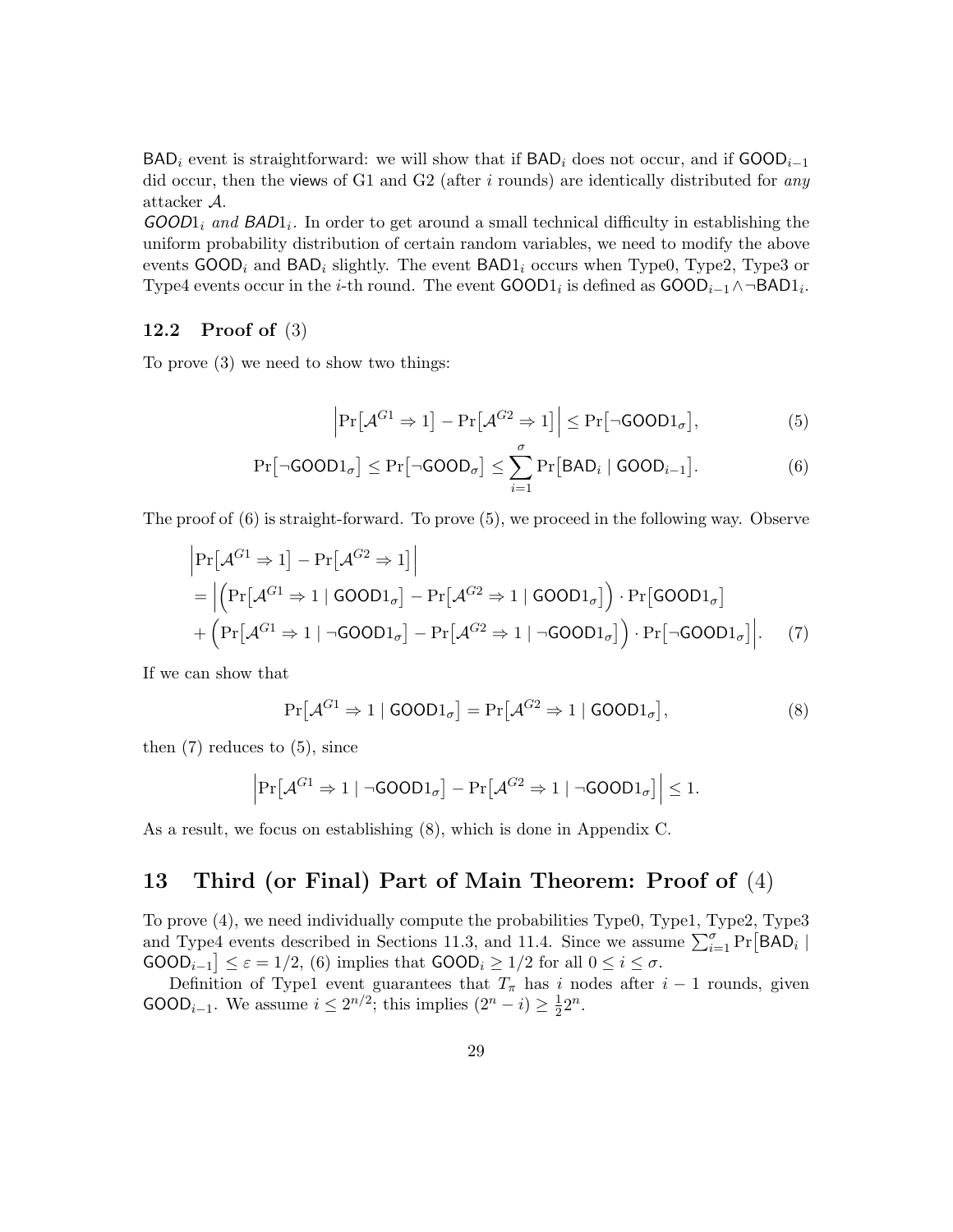$\mathsf{BAD}_i$ event is straightforward: we will show that if $\mathsf{BAD}_i$ does not occur, and if $\mathsf{GOOD}_{i-1}$ did occur, then the views of G1 and G2 (after $i$ rounds) are identically distributed for *any* attacker $\mathcal{A}$.

*$\mathsf{GOOD}1_i$ and $\mathsf{BAD}1_i$.* In order to get around a small technical difficulty in establishing the uniform probability distribution of certain random variables, we need to modify the above events $\mathsf{GOOD}_i$ and $\mathsf{BAD}_i$ slightly. The event $\mathsf{BAD}1_i$ occurs when Type0, Type2, Type3 or Type4 events occur in the $i$-th round. The event $\mathsf{GOOD}1_i$ is defined as $\mathsf{GOOD}_{i-1} \wedge \neg\mathsf{BAD}1_i$.

### 12.2 Proof of (3)

To prove (3) we need to show two things:

$$\Big|\Pr\big[\mathcal{A}^{G1} \Rightarrow 1\big] - \Pr\big[\mathcal{A}^{G2} \Rightarrow 1\big]\Big| \leq \Pr\big[\neg\mathsf{GOOD}1_\sigma\big], \tag{5}$$

$$\Pr\big[\neg\mathsf{GOOD}1_\sigma\big] \leq \Pr\big[\neg\mathsf{GOOD}_\sigma\big] \leq \sum_{i=1}^{\sigma} \Pr\big[\mathsf{BAD}_i \mid \mathsf{GOOD}_{i-1}\big]. \tag{6}$$

The proof of (6) is straight-forward. To prove (5), we proceed in the following way. Observe

$$\begin{aligned}
&\Big|\Pr\big[\mathcal{A}^{G1} \Rightarrow 1\big] - \Pr\big[\mathcal{A}^{G2} \Rightarrow 1\big]\Big| \\
&= \Big|\Big(\Pr\big[\mathcal{A}^{G1} \Rightarrow 1 \mid \mathsf{GOOD}1_\sigma\big] - \Pr\big[\mathcal{A}^{G2} \Rightarrow 1 \mid \mathsf{GOOD}1_\sigma\big]\Big) \cdot \Pr\big[\mathsf{GOOD}1_\sigma\big] \\
&+ \Big(\Pr\big[\mathcal{A}^{G1} \Rightarrow 1 \mid \neg\mathsf{GOOD}1_\sigma\big] - \Pr\big[\mathcal{A}^{G2} \Rightarrow 1 \mid \neg\mathsf{GOOD}1_\sigma\big]\Big) \cdot \Pr\big[\neg\mathsf{GOOD}1_\sigma\big]\Big|. 
\end{aligned} \tag{7}$$

If we can show that

$$\Pr\big[\mathcal{A}^{G1} \Rightarrow 1 \mid \mathsf{GOOD}1_\sigma\big] = \Pr\big[\mathcal{A}^{G2} \Rightarrow 1 \mid \mathsf{GOOD}1_\sigma\big], \tag{8}$$

then (7) reduces to (5), since

$$\Big|\Pr\big[\mathcal{A}^{G1} \Rightarrow 1 \mid \neg\mathsf{GOOD}1_\sigma\big] - \Pr\big[\mathcal{A}^{G2} \Rightarrow 1 \mid \neg\mathsf{GOOD}1_\sigma\big]\Big| \leq 1.$$

As a result, we focus on establishing (8), which is done in Appendix C.

## 13 Third (or Final) Part of Main Theorem: Proof of (4)

To prove (4), we need individually compute the probabilities Type0, Type1, Type2, Type3 and Type4 events described in Sections 11.3, and 11.4. Since we assume $\sum_{i=1}^{\sigma} \Pr\big[\mathsf{BAD}_i \mid \mathsf{GOOD}_{i-1}\big] \leq \varepsilon = 1/2$, (6) implies that $\mathsf{GOOD}_i \geq 1/2$ for all $0 \leq i \leq \sigma$.

Definition of Type1 event guarantees that $T_\pi$ has $i$ nodes after $i-1$ rounds, given $\mathsf{GOOD}_{i-1}$. We assume $i \leq 2^{n/2}$; this implies $(2^n - i) \geq \frac{1}{2}2^n$.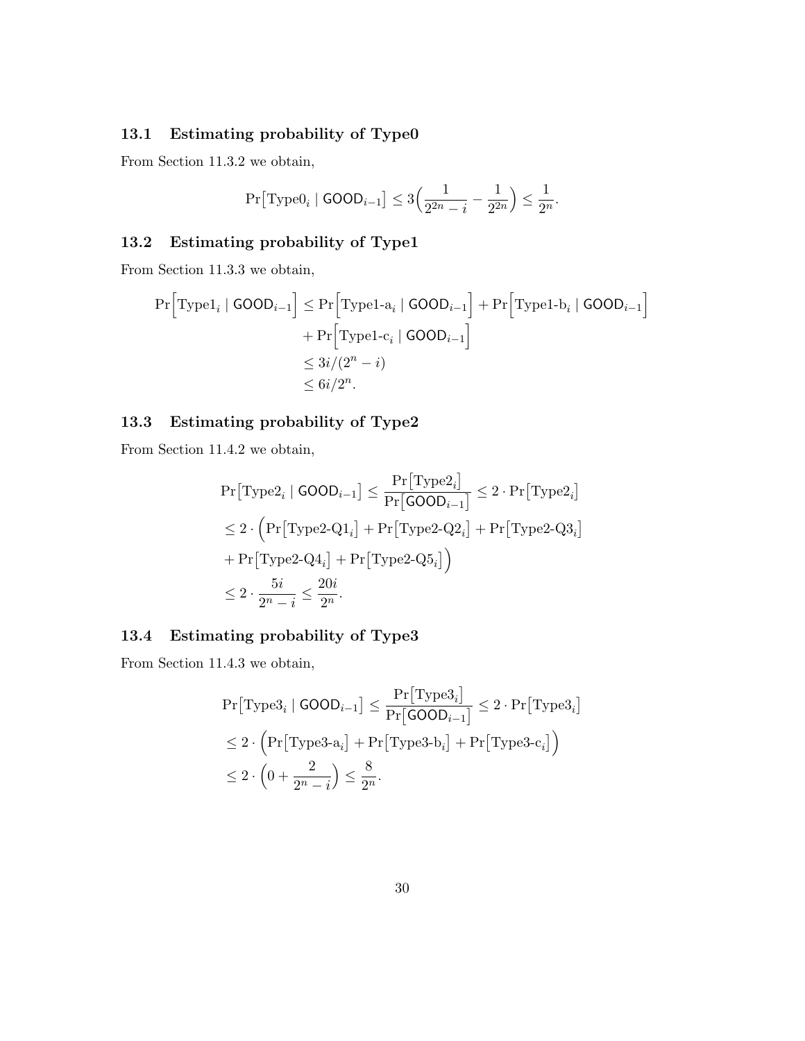### 13.1 Estimating probability of Type0

From Section 11.3.2 we obtain,

$$\Pr\big[\text{Type0}_i \mid \mathsf{GOOD}_{i-1}\big] \leq 3\Big(\frac{1}{2^{2n}-i} - \frac{1}{2^{2n}}\Big) \leq \frac{1}{2^n}.$$

### 13.2 Estimating probability of Type1

From Section 11.3.3 we obtain,

$$\begin{aligned}
\Pr\Big[\text{Type1}_i \mid \mathsf{GOOD}_{i-1}\Big] &\leq \Pr\Big[\text{Type1-a}_i \mid \mathsf{GOOD}_{i-1}\Big] + \Pr\Big[\text{Type1-b}_i \mid \mathsf{GOOD}_{i-1}\Big] \\
&\quad + \Pr\Big[\text{Type1-c}_i \mid \mathsf{GOOD}_{i-1}\Big] \\
&\leq 3i/(2^n - i) \\
&\leq 6i/2^n.
\end{aligned}$$

### 13.3 Estimating probability of Type2

From Section 11.4.2 we obtain,

$$\begin{aligned}
&\Pr\big[\text{Type2}_i \mid \mathsf{GOOD}_{i-1}\big] \leq \frac{\Pr\big[\text{Type2}_i\big]}{\Pr\big[\mathsf{GOOD}_{i-1}\big]} \leq 2 \cdot \Pr\big[\text{Type2}_i\big] \\
&\leq 2 \cdot \Big(\Pr\big[\text{Type2-Q1}_i\big] + \Pr\big[\text{Type2-Q2}_i\big] + \Pr\big[\text{Type2-Q3}_i\big] \\
&+ \Pr\big[\text{Type2-Q4}_i\big] + \Pr\big[\text{Type2-Q5}_i\big]\Big) \\
&\leq 2 \cdot \frac{5i}{2^n - i} \leq \frac{20i}{2^n}.
\end{aligned}$$

### 13.4 Estimating probability of Type3

From Section 11.4.3 we obtain,

$$\begin{aligned}
&\Pr\big[\text{Type3}_i \mid \mathsf{GOOD}_{i-1}\big] \leq \frac{\Pr\big[\text{Type3}_i\big]}{\Pr\big[\mathsf{GOOD}_{i-1}\big]} \leq 2 \cdot \Pr\big[\text{Type3}_i\big] \\
&\leq 2 \cdot \Big(\Pr\big[\text{Type3-a}_i\big] + \Pr\big[\text{Type3-b}_i\big] + \Pr\big[\text{Type3-c}_i\big]\Big) \\
&\leq 2 \cdot \Big(0 + \frac{2}{2^n - i}\Big) \leq \frac{8}{2^n}.
\end{aligned}$$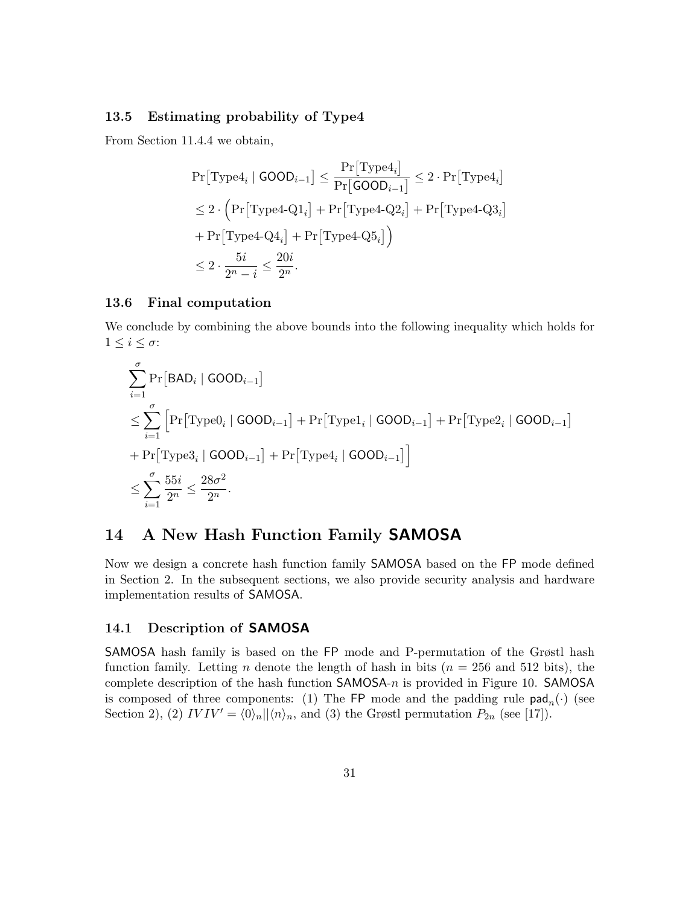### 13.5 Estimating probability of Type4

From Section 11.4.4 we obtain,

$$
\begin{aligned}
\Pr\big[\text{Type4}_i \mid \mathsf{GOOD}_{i-1}\big] &\leq \frac{\Pr\big[\text{Type4}_i\big]}{\Pr\big[\mathsf{GOOD}_{i-1}\big]} \leq 2 \cdot \Pr\big[\text{Type4}_i\big] \\
&\leq 2 \cdot \Big(\Pr\big[\text{Type4-Q1}_i\big] + \Pr\big[\text{Type4-Q2}_i\big] + \Pr\big[\text{Type4-Q3}_i\big] \\
&+ \Pr\big[\text{Type4-Q4}_i\big] + \Pr\big[\text{Type4-Q5}_i\big]\Big) \\
&\leq 2 \cdot \frac{5i}{2^n - i} \leq \frac{20i}{2^n}.
\end{aligned}
$$

### 13.6 Final computation

We conclude by combining the above bounds into the following inequality which holds for $1 \leq i \leq \sigma$:

$$
\begin{aligned}
&\sum_{i=1}^{\sigma} \Pr\big[\mathsf{BAD}_i \mid \mathsf{GOOD}_{i-1}\big] \\
&\leq \sum_{i=1}^{\sigma} \Big[\Pr\big[\text{Type0}_i \mid \mathsf{GOOD}_{i-1}\big] + \Pr\big[\text{Type1}_i \mid \mathsf{GOOD}_{i-1}\big] + \Pr\big[\text{Type2}_i \mid \mathsf{GOOD}_{i-1}\big] \\
&+ \Pr\big[\text{Type3}_i \mid \mathsf{GOOD}_{i-1}\big] + \Pr\big[\text{Type4}_i \mid \mathsf{GOOD}_{i-1}\big]\Big] \\
&\leq \sum_{i=1}^{\sigma} \frac{55i}{2^n} \leq \frac{28\sigma^2}{2^n}.
\end{aligned}
$$

## 14 A New Hash Function Family SAMOSA

Now we design a concrete hash function family SAMOSA based on the FP mode defined in Section 2. In the subsequent sections, we also provide security analysis and hardware implementation results of SAMOSA.

### 14.1 Description of SAMOSA

SAMOSA hash family is based on the FP mode and P-permutation of the Grøstl hash function family. Letting $n$ denote the length of hash in bits ($n = 256$ and 512 bits), the complete description of the hash function SAMOSA-$n$ is provided in Figure 10. SAMOSA is composed of three components: (1) The FP mode and the padding rule $\mathsf{pad}_n(\cdot)$ (see Section 2), (2) $IVIV' = \langle 0 \rangle_n || \langle n \rangle_n$, and (3) the Grøstl permutation $P_{2n}$ (see [17]).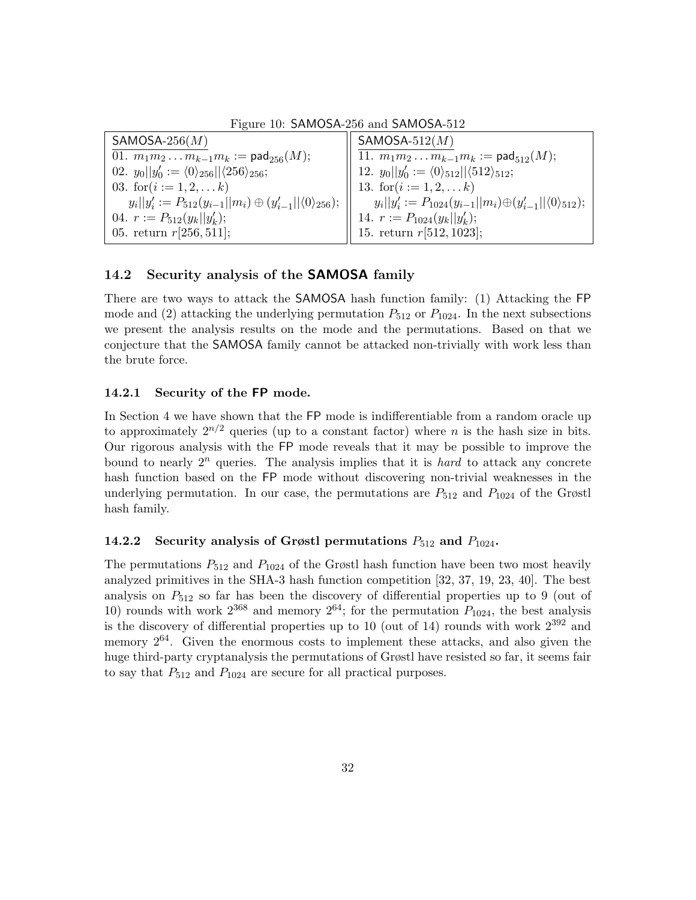Figure 10: SAMOSA-256 and SAMOSA-512

| $\mathsf{SAMOSA\text{-}256}(M)$ | $\mathsf{SAMOSA\text{-}512}(M)$ |
|---|---|
| 01. $m_1 m_2 \ldots m_{k-1} m_k := \mathsf{pad}_{256}(M)$; | 11. $m_1 m_2 \ldots m_{k-1} m_k := \mathsf{pad}_{512}(M)$; |
| 02. $y_0 \| y'_0 := \langle 0 \rangle_{256} \| \langle 256 \rangle_{256}$; | 12. $y_0 \| y'_0 := \langle 0 \rangle_{512} \| \langle 512 \rangle_{512}$; |
| 03. for$(i := 1, 2, \ldots k)$ | 13. for$(i := 1, 2, \ldots k)$ |
| $y_i \| y'_i := P_{512}(y_{i-1} \| m_i) \oplus (y'_{i-1} \| \langle 0 \rangle_{256})$; | $y_i \| y'_i := P_{1024}(y_{i-1} \| m_i) \oplus (y'_{i-1} \| \langle 0 \rangle_{512})$; |
| 04. $r := P_{512}(y_k \| y'_k)$; | 14. $r := P_{1024}(y_k \| y'_k)$; |
| 05. return $r[256, 511]$; | 15. return $r[512, 1023]$; |

### 14.2 Security analysis of the SAMOSA family

There are two ways to attack the SAMOSA hash function family: (1) Attacking the FP mode and (2) attacking the underlying permutation $P_{512}$ or $P_{1024}$. In the next subsections we present the analysis results on the mode and the permutations. Based on that we conjecture that the SAMOSA family cannot be attacked non-trivially with work less than the brute force.

#### 14.2.1 Security of the FP mode.

In Section 4 we have shown that the FP mode is indifferentiable from a random oracle up to approximately $2^{n/2}$ queries (up to a constant factor) where $n$ is the hash size in bits. Our rigorous analysis with the FP mode reveals that it may be possible to improve the bound to nearly $2^n$ queries. The analysis implies that it is *hard* to attack any concrete hash function based on the FP mode without discovering non-trivial weaknesses in the underlying permutation. In our case, the permutations are $P_{512}$ and $P_{1024}$ of the Grøstl hash family.

#### 14.2.2 Security analysis of Grøstl permutations $P_{512}$ and $P_{1024}$.

The permutations $P_{512}$ and $P_{1024}$ of the Grøstl hash function have been two most heavily analyzed primitives in the SHA-3 hash function competition [32, 37, 19, 23, 40]. The best analysis on $P_{512}$ so far has been the discovery of differential properties up to 9 (out of 10) rounds with work $2^{368}$ and memory $2^{64}$; for the permutation $P_{1024}$, the best analysis is the discovery of differential properties up to 10 (out of 14) rounds with work $2^{392}$ and memory $2^{64}$. Given the enormous costs to implement these attacks, and also given the huge third-party cryptanalysis the permutations of Grøstl have resisted so far, it seems fair to say that $P_{512}$ and $P_{1024}$ are secure for all practical purposes.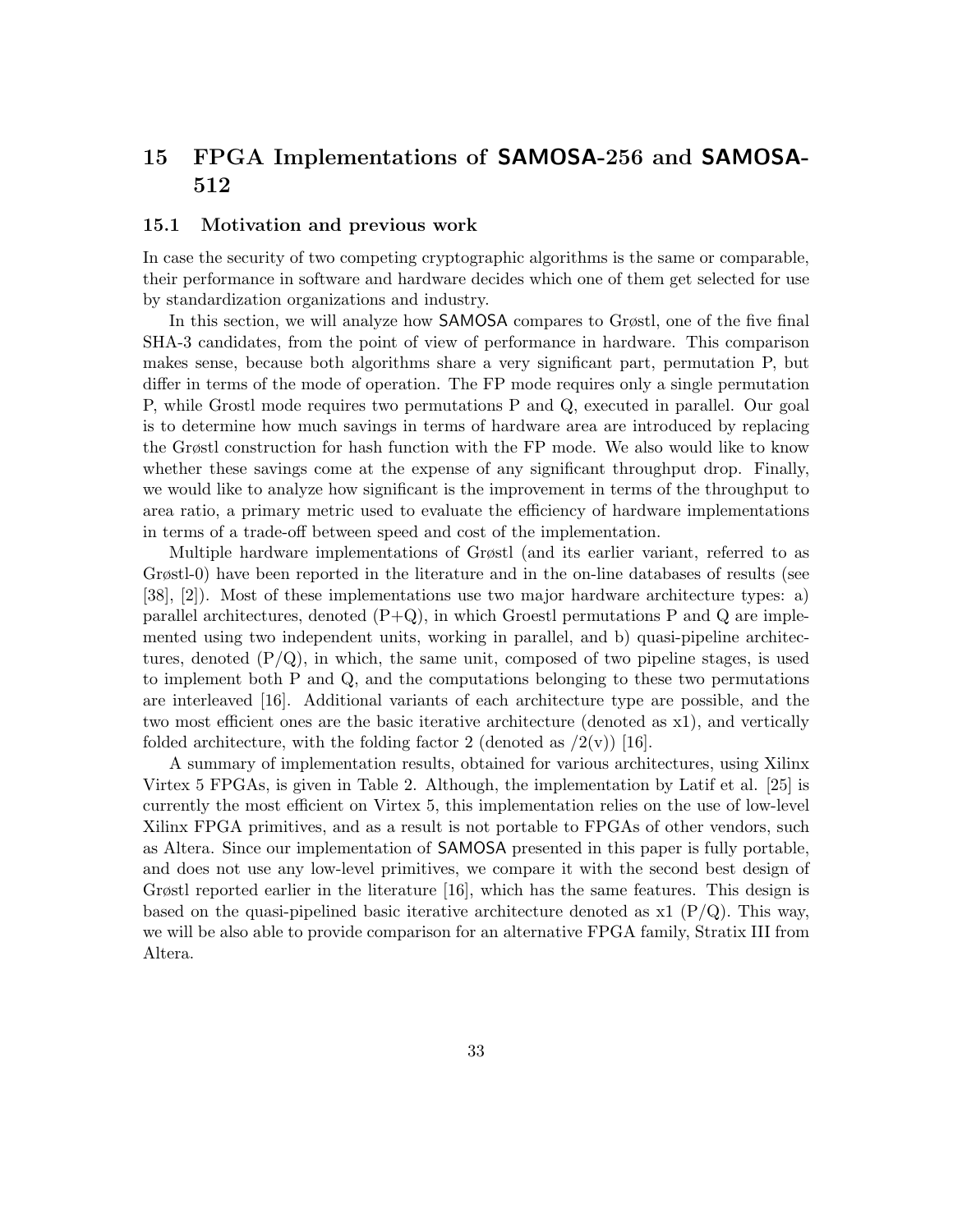# 15 FPGA Implementations of SAMOSA-256 and SAMOSA-512

## 15.1 Motivation and previous work

In case the security of two competing cryptographic algorithms is the same or comparable, their performance in software and hardware decides which one of them get selected for use by standardization organizations and industry.

In this section, we will analyze how SAMOSA compares to Grøstl, one of the five final SHA-3 candidates, from the point of view of performance in hardware. This comparison makes sense, because both algorithms share a very significant part, permutation P, but differ in terms of the mode of operation. The FP mode requires only a single permutation P, while Grostl mode requires two permutations P and Q, executed in parallel. Our goal is to determine how much savings in terms of hardware area are introduced by replacing the Grøstl construction for hash function with the FP mode. We also would like to know whether these savings come at the expense of any significant throughput drop. Finally, we would like to analyze how significant is the improvement in terms of the throughput to area ratio, a primary metric used to evaluate the efficiency of hardware implementations in terms of a trade-off between speed and cost of the implementation.

Multiple hardware implementations of Grøstl (and its earlier variant, referred to as Grøstl-0) have been reported in the literature and in the on-line databases of results (see [38], [2]). Most of these implementations use two major hardware architecture types: a) parallel architectures, denoted (P+Q), in which Groestl permutations P and Q are implemented using two independent units, working in parallel, and b) quasi-pipeline architectures, denoted (P/Q), in which, the same unit, composed of two pipeline stages, is used to implement both P and Q, and the computations belonging to these two permutations are interleaved [16]. Additional variants of each architecture type are possible, and the two most efficient ones are the basic iterative architecture (denoted as x1), and vertically folded architecture, with the folding factor 2 (denoted as /2(v)) [16].

A summary of implementation results, obtained for various architectures, using Xilinx Virtex 5 FPGAs, is given in Table 2. Although, the implementation by Latif et al. [25] is currently the most efficient on Virtex 5, this implementation relies on the use of low-level Xilinx FPGA primitives, and as a result is not portable to FPGAs of other vendors, such as Altera. Since our implementation of SAMOSA presented in this paper is fully portable, and does not use any low-level primitives, we compare it with the second best design of Grøstl reported earlier in the literature [16], which has the same features. This design is based on the quasi-pipelined basic iterative architecture denoted as x1 (P/Q). This way, we will be also able to provide comparison for an alternative FPGA family, Stratix III from Altera.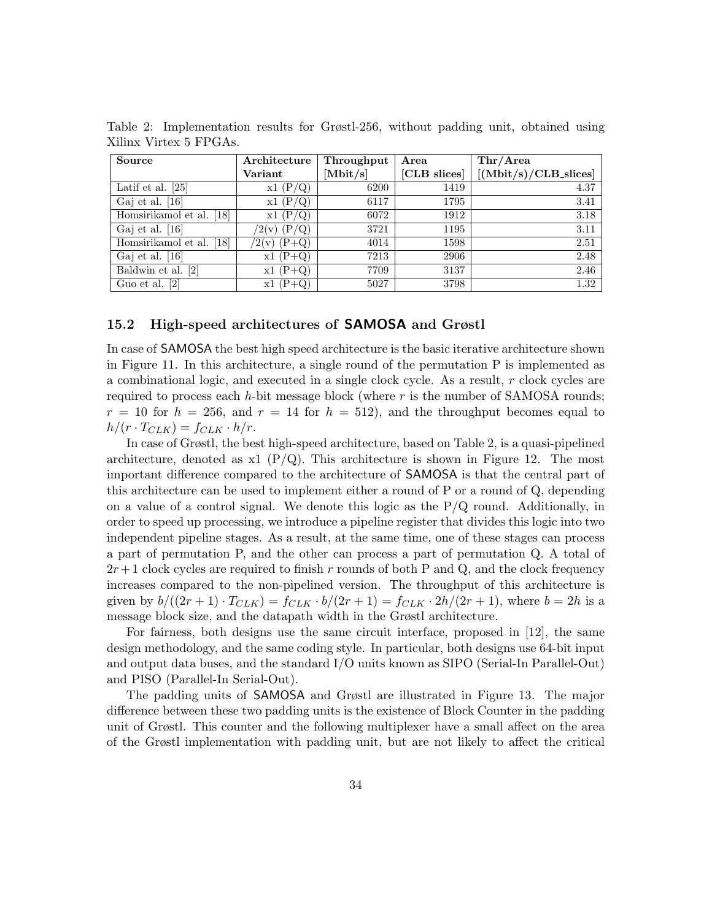Table 2: Implementation results for Grøstl-256, without padding unit, obtained using Xilinx Virtex 5 FPGAs.

| Source | Architecture Variant | Throughput [Mbit/s] | Area [CLB slices] | Thr/Area [(Mbit/s)/CLB_slices] |
|---|---|---|---|---|
| Latif et al. [25] | x1 (P/Q) | 6200 | 1419 | 4.37 |
| Gaj et al. [16] | x1 (P/Q) | 6117 | 1795 | 3.41 |
| Homsirikamol et al. [18] | x1 (P/Q) | 6072 | 1912 | 3.18 |
| Gaj et al. [16] | /2(v) (P/Q) | 3721 | 1195 | 3.11 |
| Homsirikamol et al. [18] | /2(v) (P+Q) | 4014 | 1598 | 2.51 |
| Gaj et al. [16] | x1 (P+Q) | 7213 | 2906 | 2.48 |
| Baldwin et al. [2] | x1 (P+Q) | 7709 | 3137 | 2.46 |
| Guo et al. [2] | x1 (P+Q) | 5027 | 3798 | 1.32 |

### 15.2 High-speed architectures of SAMOSA and Grøstl

In case of SAMOSA the best high speed architecture is the basic iterative architecture shown in Figure 11. In this architecture, a single round of the permutation P is implemented as a combinational logic, and executed in a single clock cycle. As a result, $r$ clock cycles are required to process each $h$-bit message block (where $r$ is the number of SAMOSA rounds; $r = 10$ for $h = 256$, and $r = 14$ for $h = 512$), and the throughput becomes equal to $h/(r \cdot T_{CLK}) = f_{CLK} \cdot h/r$.

In case of Grøstl, the best high-speed architecture, based on Table 2, is a quasi-pipelined architecture, denoted as x1 (P/Q). This architecture is shown in Figure 12. The most important difference compared to the architecture of SAMOSA is that the central part of this architecture can be used to implement either a round of P or a round of Q, depending on a value of a control signal. We denote this logic as the P/Q round. Additionally, in order to speed up processing, we introduce a pipeline register that divides this logic into two independent pipeline stages. As a result, at the same time, one of these stages can process a part of permutation P, and the other can process a part of permutation Q. A total of $2r+1$ clock cycles are required to finish $r$ rounds of both P and Q, and the clock frequency increases compared to the non-pipelined version. The throughput of this architecture is given by $b/((2r+1) \cdot T_{CLK}) = f_{CLK} \cdot b/(2r+1) = f_{CLK} \cdot 2h/(2r+1)$, where $b = 2h$ is a message block size, and the datapath width in the Grøstl architecture.

For fairness, both designs use the same circuit interface, proposed in [12], the same design methodology, and the same coding style. In particular, both designs use 64-bit input and output data buses, and the standard I/O units known as SIPO (Serial-In Parallel-Out) and PISO (Parallel-In Serial-Out).

The padding units of SAMOSA and Grøstl are illustrated in Figure 13. The major difference between these two padding units is the existence of Block Counter in the padding unit of Grøstl. This counter and the following multiplexer have a small affect on the area of the Grøstl implementation with padding unit, but are not likely to affect the critical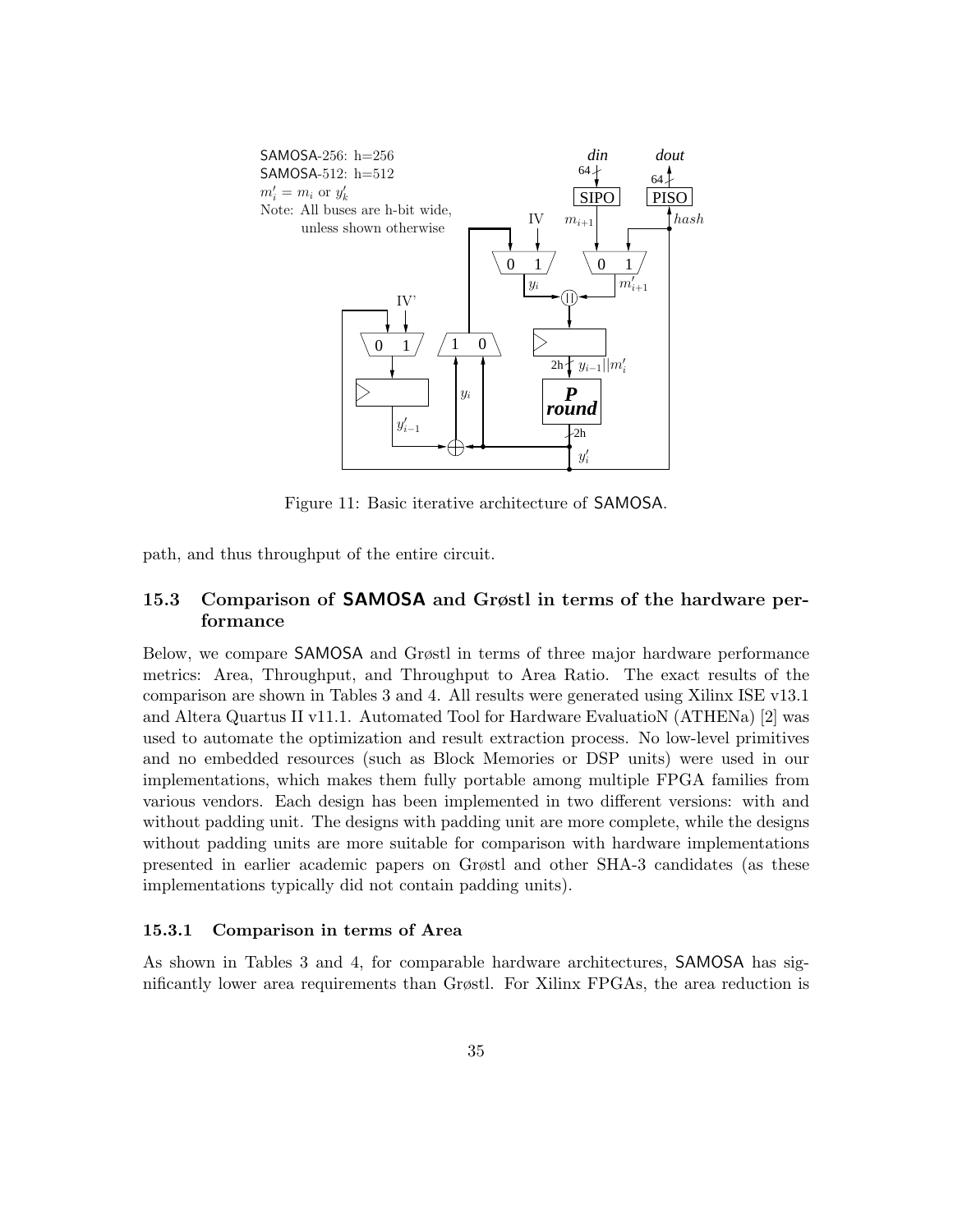Figure 11: Basic iterative architecture of SAMOSA.

path, and thus throughput of the entire circuit.

### 15.3 Comparison of SAMOSA and Grøstl in terms of the hardware performance

Below, we compare SAMOSA and Grøstl in terms of three major hardware performance metrics: Area, Throughput, and Throughput to Area Ratio. The exact results of the comparison are shown in Tables 3 and 4. All results were generated using Xilinx ISE v13.1 and Altera Quartus II v11.1. Automated Tool for Hardware EvaluatioN (ATHENa) [2] was used to automate the optimization and result extraction process. No low-level primitives and no embedded resources (such as Block Memories or DSP units) were used in our implementations, which makes them fully portable among multiple FPGA families from various vendors. Each design has been implemented in two different versions: with and without padding unit. The designs with padding unit are more complete, while the designs without padding units are more suitable for comparison with hardware implementations presented in earlier academic papers on Grøstl and other SHA-3 candidates (as these implementations typically did not contain padding units).

#### 15.3.1 Comparison in terms of Area

As shown in Tables 3 and 4, for comparable hardware architectures, SAMOSA has significantly lower area requirements than Grøstl. For Xilinx FPGAs, the area reduction is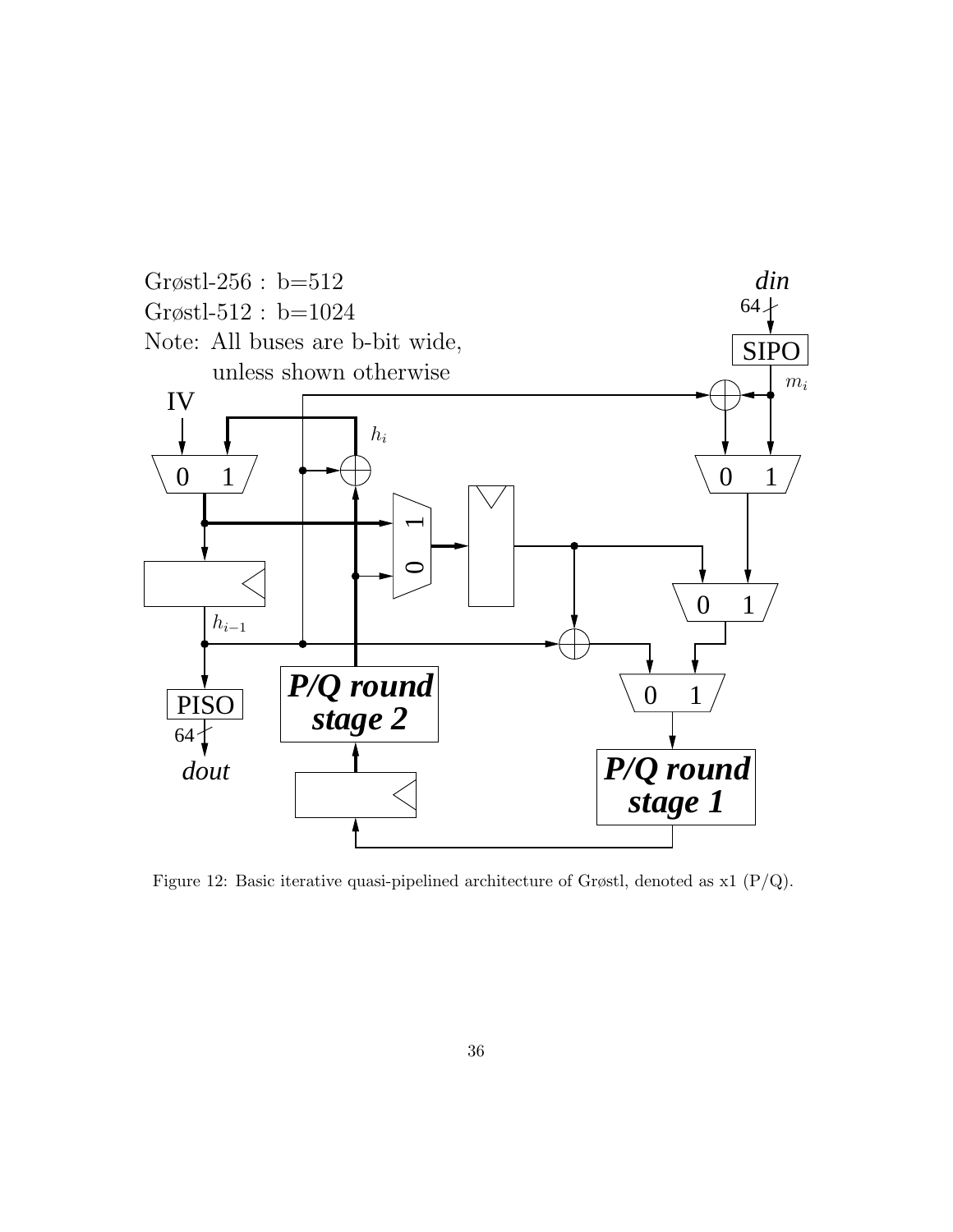Grøstl-256 : b=512

Grøstl-512 : b=1024

Note: All buses are b-bit wide, unless shown otherwise

Figure 12: Basic iterative quasi-pipelined architecture of Grøstl, denoted as x1 (P/Q).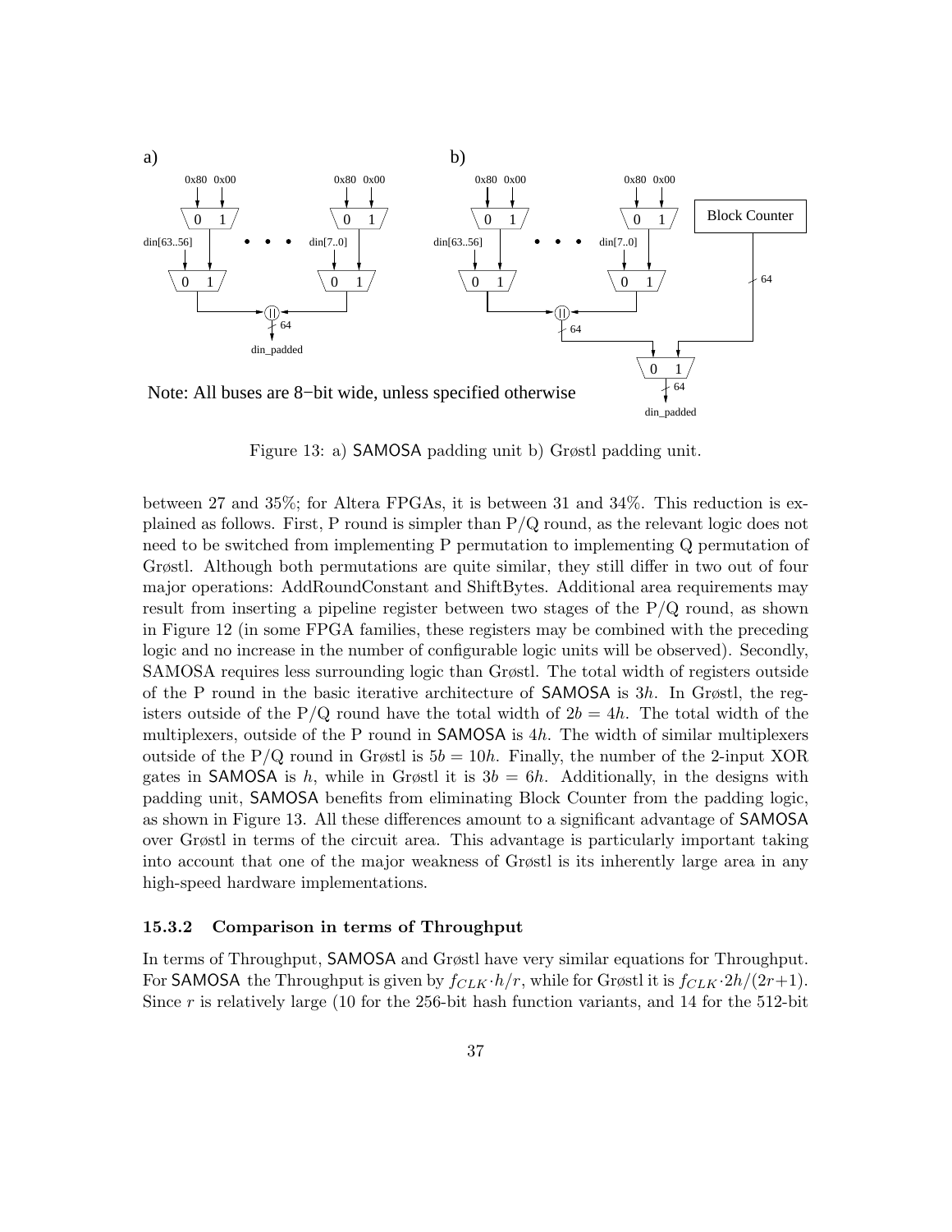Figure 13: a) SAMOSA padding unit b) Grøstl padding unit.

between 27 and 35%; for Altera FPGAs, it is between 31 and 34%. This reduction is explained as follows. First, P round is simpler than P/Q round, as the relevant logic does not need to be switched from implementing P permutation to implementing Q permutation of Grøstl. Although both permutations are quite similar, they still differ in two out of four major operations: AddRoundConstant and ShiftBytes. Additional area requirements may result from inserting a pipeline register between two stages of the P/Q round, as shown in Figure 12 (in some FPGA families, these registers may be combined with the preceding logic and no increase in the number of configurable logic units will be observed). Secondly, SAMOSA requires less surrounding logic than Grøstl. The total width of registers outside of the P round in the basic iterative architecture of SAMOSA is $3h$. In Grøstl, the registers outside of the P/Q round have the total width of $2b = 4h$. The total width of the multiplexers, outside of the P round in SAMOSA is $4h$. The width of similar multiplexers outside of the P/Q round in Grøstl is $5b = 10h$. Finally, the number of the 2-input XOR gates in SAMOSA is $h$, while in Grøstl it is $3b = 6h$. Additionally, in the designs with padding unit, SAMOSA benefits from eliminating Block Counter from the padding logic, as shown in Figure 13. All these differences amount to a significant advantage of SAMOSA over Grøstl in terms of the circuit area. This advantage is particularly important taking into account that one of the major weakness of Grøstl is its inherently large area in any high-speed hardware implementations.

### 15.3.2 Comparison in terms of Throughput

In terms of Throughput, SAMOSA and Grøstl have very similar equations for Throughput. For SAMOSA the Throughput is given by $f_{CLK} \cdot h/r$, while for Grøstl it is $f_{CLK} \cdot 2h/(2r+1)$. Since $r$ is relatively large (10 for the 256-bit hash function variants, and 14 for the 512-bit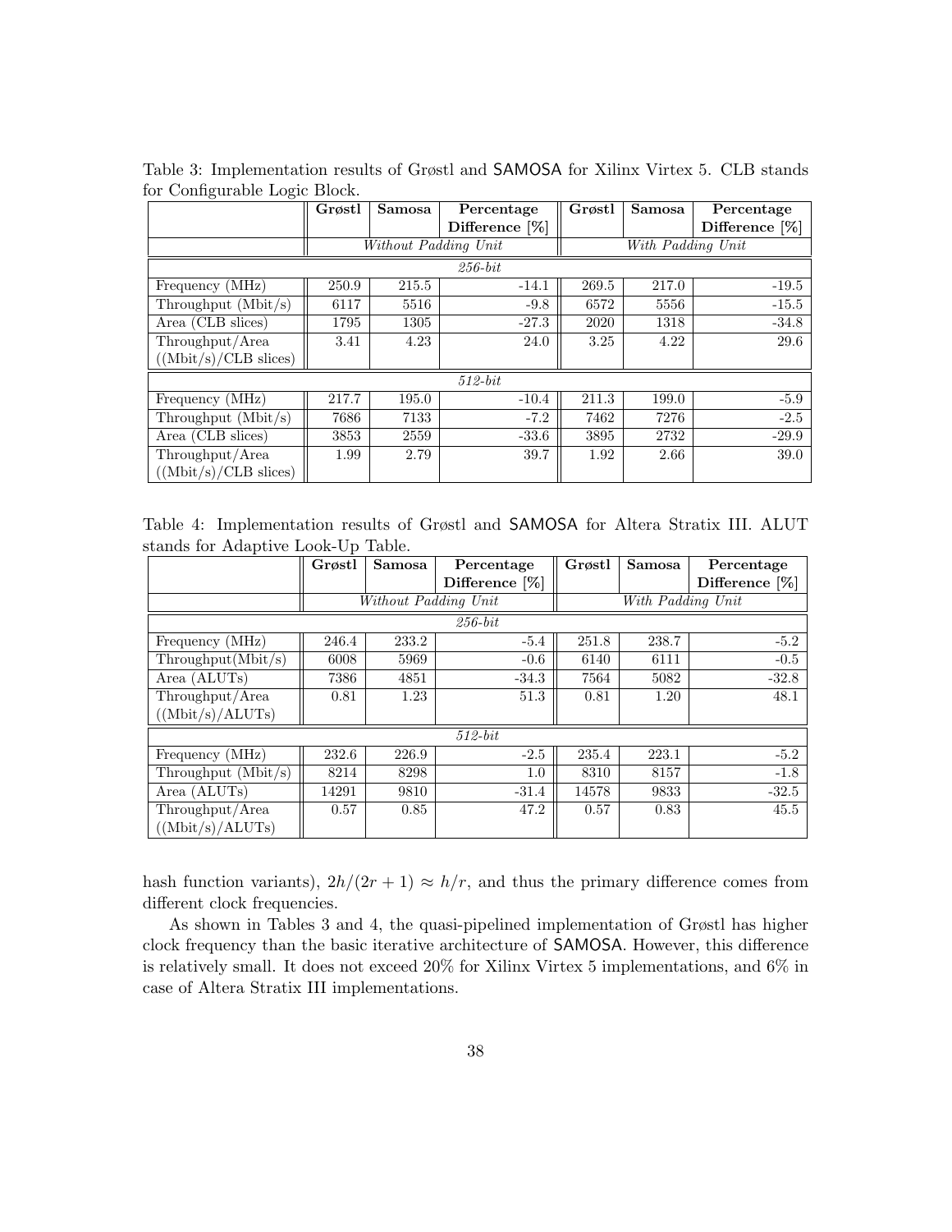Table 3: Implementation results of Grøstl and SAMOSA for Xilinx Virtex 5. CLB stands for Configurable Logic Block.

| | **Grøstl** | **Samosa** | **Percentage Difference [%]** | **Grøstl** | **Samosa** | **Percentage Difference [%]** |
|---|---|---|---|---|---|---|
| | *Without Padding Unit* | | | *With Padding Unit* | | |
| *256-bit* | | | | | | |
| Frequency (MHz) | 250.9 | 215.5 | -14.1 | 269.5 | 217.0 | -19.5 |
| Throughput (Mbit/s) | 6117 | 5516 | -9.8 | 6572 | 5556 | -15.5 |
| Area (CLB slices) | 1795 | 1305 | -27.3 | 2020 | 1318 | -34.8 |
| Throughput/Area ((Mbit/s)/CLB slices) | 3.41 | 4.23 | 24.0 | 3.25 | 4.22 | 29.6 |
| *512-bit* | | | | | | |
| Frequency (MHz) | 217.7 | 195.0 | -10.4 | 211.3 | 199.0 | -5.9 |
| Throughput (Mbit/s) | 7686 | 7133 | -7.2 | 7462 | 7276 | -2.5 |
| Area (CLB slices) | 3853 | 2559 | -33.6 | 3895 | 2732 | -29.9 |
| Throughput/Area ((Mbit/s)/CLB slices) | 1.99 | 2.79 | 39.7 | 1.92 | 2.66 | 39.0 |

Table 4: Implementation results of Grøstl and SAMOSA for Altera Stratix III. ALUT stands for Adaptive Look-Up Table.

| | **Grøstl** | **Samosa** | **Percentage Difference [%]** | **Grøstl** | **Samosa** | **Percentage Difference [%]** |
|---|---|---|---|---|---|---|
| | *Without Padding Unit* | | | *With Padding Unit* | | |
| *256-bit* | | | | | | |
| Frequency (MHz) | 246.4 | 233.2 | -5.4 | 251.8 | 238.7 | -5.2 |
| Throughput(Mbit/s) | 6008 | 5969 | -0.6 | 6140 | 6111 | -0.5 |
| Area (ALUTs) | 7386 | 4851 | -34.3 | 7564 | 5082 | -32.8 |
| Throughput/Area ((Mbit/s)/ALUTs) | 0.81 | 1.23 | 51.3 | 0.81 | 1.20 | 48.1 |
| *512-bit* | | | | | | |
| Frequency (MHz) | 232.6 | 226.9 | -2.5 | 235.4 | 223.1 | -5.2 |
| Throughput (Mbit/s) | 8214 | 8298 | 1.0 | 8310 | 8157 | -1.8 |
| Area (ALUTs) | 14291 | 9810 | -31.4 | 14578 | 9833 | -32.5 |
| Throughput/Area ((Mbit/s)/ALUTs) | 0.57 | 0.85 | 47.2 | 0.57 | 0.83 | 45.5 |

hash function variants), $2h/(2r+1) \approx h/r$, and thus the primary difference comes from different clock frequencies.

As shown in Tables 3 and 4, the quasi-pipelined implementation of Grøstl has higher clock frequency than the basic iterative architecture of SAMOSA. However, this difference is relatively small. It does not exceed 20% for Xilinx Virtex 5 implementations, and 6% in case of Altera Stratix III implementations.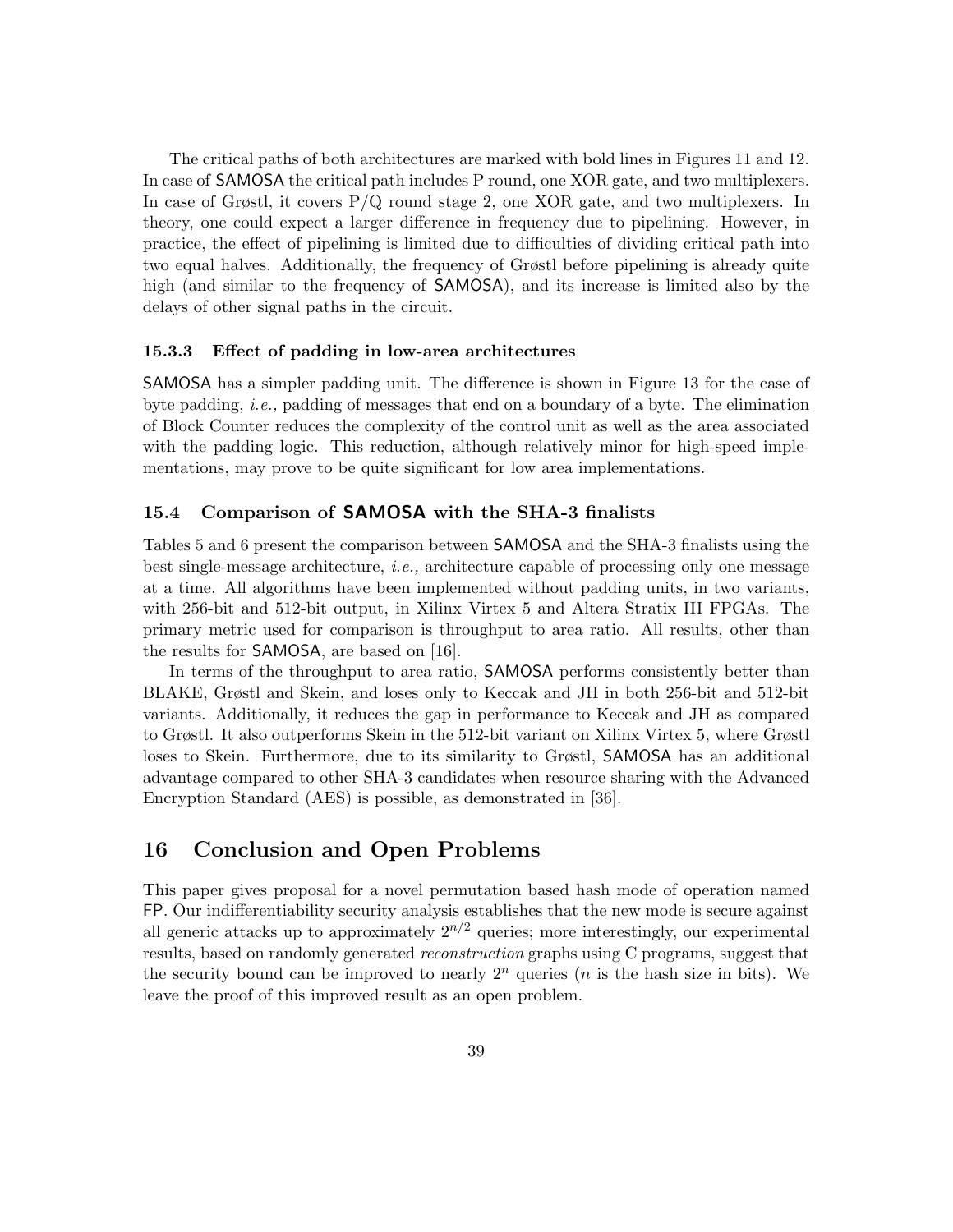The critical paths of both architectures are marked with bold lines in Figures 11 and 12. In case of SAMOSA the critical path includes P round, one XOR gate, and two multiplexers. In case of Grøstl, it covers P/Q round stage 2, one XOR gate, and two multiplexers. In theory, one could expect a larger difference in frequency due to pipelining. However, in practice, the effect of pipelining is limited due to difficulties of dividing critical path into two equal halves. Additionally, the frequency of Grøstl before pipelining is already quite high (and similar to the frequency of SAMOSA), and its increase is limited also by the delays of other signal paths in the circuit.

### 15.3.3 Effect of padding in low-area architectures

SAMOSA has a simpler padding unit. The difference is shown in Figure 13 for the case of byte padding, *i.e.,* padding of messages that end on a boundary of a byte. The elimination of Block Counter reduces the complexity of the control unit as well as the area associated with the padding logic. This reduction, although relatively minor for high-speed implementations, may prove to be quite significant for low area implementations.

## 15.4 Comparison of SAMOSA with the SHA-3 finalists

Tables 5 and 6 present the comparison between SAMOSA and the SHA-3 finalists using the best single-message architecture, *i.e.,* architecture capable of processing only one message at a time. All algorithms have been implemented without padding units, in two variants, with 256-bit and 512-bit output, in Xilinx Virtex 5 and Altera Stratix III FPGAs. The primary metric used for comparison is throughput to area ratio. All results, other than the results for SAMOSA, are based on [16].

In terms of the throughput to area ratio, SAMOSA performs consistently better than BLAKE, Grøstl and Skein, and loses only to Keccak and JH in both 256-bit and 512-bit variants. Additionally, it reduces the gap in performance to Keccak and JH as compared to Grøstl. It also outperforms Skein in the 512-bit variant on Xilinx Virtex 5, where Grøstl loses to Skein. Furthermore, due to its similarity to Grøstl, SAMOSA has an additional advantage compared to other SHA-3 candidates when resource sharing with the Advanced Encryption Standard (AES) is possible, as demonstrated in [36].

# 16 Conclusion and Open Problems

This paper gives proposal for a novel permutation based hash mode of operation named FP. Our indifferentiability security analysis establishes that the new mode is secure against all generic attacks up to approximately $2^{n/2}$ queries; more interestingly, our experimental results, based on randomly generated *reconstruction* graphs using C programs, suggest that the security bound can be improved to nearly $2^n$ queries ($n$ is the hash size in bits). We leave the proof of this improved result as an open problem.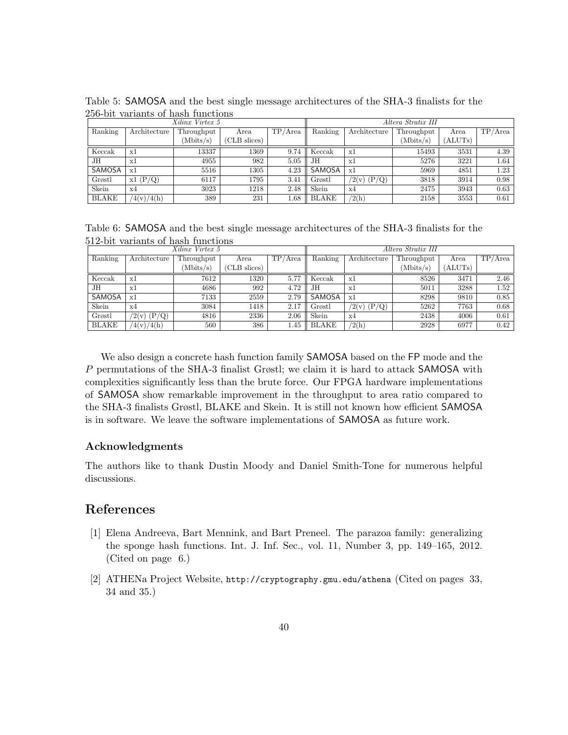Table 5: SAMOSA and the best single message architectures of the SHA-3 finalists for the 256-bit variants of hash functions

| *Xilinx Virtex 5* | | | | | *Altera Stratix III* | | | | |
|---|---|---|---|---|---|---|---|---|---|
| Ranking | Architecture | Throughput (Mbits/s) | Area (CLB slices) | TP/Area | Ranking | Architecture | Throughput (Mbits/s) | Area (ALUTs) | TP/Area |
| Keccak | x1 | 13337 | 1369 | 9.74 | Keccak | x1 | 15493 | 3531 | 4.39 |
| JH | x1 | 4955 | 982 | 5.05 | JH | x1 | 5276 | 3221 | 1.64 |
| SAMOSA | x1 | 5516 | 1305 | 4.23 | SAMOSA | x1 | 5969 | 4851 | 1.23 |
| Grøstl | x1 (P/Q) | 6117 | 1795 | 3.41 | Grøstl | /2(v) (P/Q) | 3818 | 3914 | 0.98 |
| Skein | x4 | 3023 | 1218 | 2.48 | Skein | x4 | 2475 | 3943 | 0.63 |
| BLAKE | /4(v)/4(h) | 389 | 231 | 1.68 | BLAKE | /2(h) | 2158 | 3553 | 0.61 |

Table 6: SAMOSA and the best single message architectures of the SHA-3 finalists for the 512-bit variants of hash functions

| *Xilinx Virtex 5* | | | | | *Altera Stratix III* | | | | |
|---|---|---|---|---|---|---|---|---|---|
| Ranking | Architecture | Throughput (Mbits/s) | Area (CLB slices) | TP/Area | Ranking | Architecture | Throughput (Mbits/s) | Area (ALUTs) | TP/Area |
| Keccak | x1 | 7612 | 1320 | 5.77 | Keccak | x1 | 8526 | 3471 | 2.46 |
| JH | x1 | 4686 | 992 | 4.72 | JH | x1 | 5011 | 3288 | 1.52 |
| SAMOSA | x1 | 7133 | 2559 | 2.79 | SAMOSA | x1 | 8298 | 9810 | 0.85 |
| Skein | x4 | 3084 | 1418 | 2.17 | Grøstl | /2(v) (P/Q) | 5262 | 7763 | 0.68 |
| Grøstl | /2(v) (P/Q) | 4816 | 2336 | 2.06 | Skein | x4 | 2438 | 4006 | 0.61 |
| BLAKE | /4(v)/4(h) | 560 | 386 | 1.45 | BLAKE | /2(h) | 2928 | 6977 | 0.42 |

We also design a concrete hash function family SAMOSA based on the FP mode and the $P$ permutations of the SHA-3 finalist Grøstl; we claim it is hard to attack SAMOSA with complexities significantly less than the brute force. Our FPGA hardware implementations of SAMOSA show remarkable improvement in the throughput to area ratio compared to the SHA-3 finalists Grøstl, BLAKE and Skein. It is still not known how efficient SAMOSA is in software. We leave the software implementations of SAMOSA as future work.

### Acknowledgments

The authors like to thank Dustin Moody and Daniel Smith-Tone for numerous helpful discussions.

## References

[1] Elena Andreeva, Bart Mennink, and Bart Preneel. The parazoa family: generalizing the sponge hash functions. Int. J. Inf. Sec., vol. 11, Number 3, pp. 149–165, 2012. (Cited on page 6.)

[2] ATHENa Project Website, http://cryptography.gmu.edu/athena (Cited on pages 33, 34 and 35.)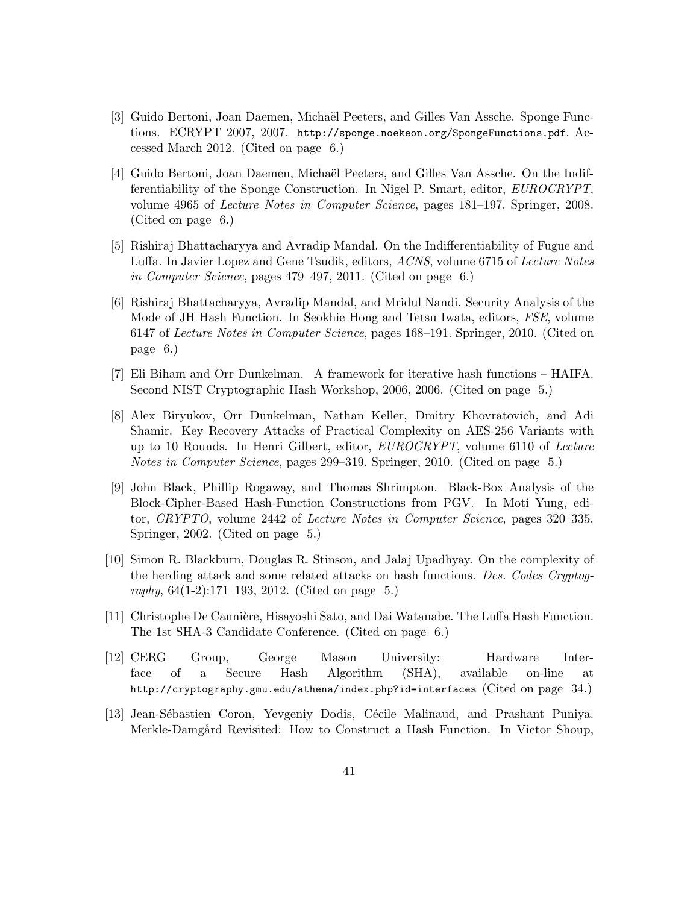[3] Guido Bertoni, Joan Daemen, Michaël Peeters, and Gilles Van Assche. Sponge Functions. ECRYPT 2007, 2007. `http://sponge.noekeon.org/SpongeFunctions.pdf`. Accessed March 2012. (Cited on page 6.)

[4] Guido Bertoni, Joan Daemen, Michaël Peeters, and Gilles Van Assche. On the Indifferentiability of the Sponge Construction. In Nigel P. Smart, editor, *EUROCRYPT*, volume 4965 of *Lecture Notes in Computer Science*, pages 181–197. Springer, 2008. (Cited on page 6.)

[5] Rishiraj Bhattacharyya and Avradip Mandal. On the Indifferentiability of Fugue and Luffa. In Javier Lopez and Gene Tsudik, editors, *ACNS*, volume 6715 of *Lecture Notes in Computer Science*, pages 479–497, 2011. (Cited on page 6.)

[6] Rishiraj Bhattacharyya, Avradip Mandal, and Mridul Nandi. Security Analysis of the Mode of JH Hash Function. In Seokhie Hong and Tetsu Iwata, editors, *FSE*, volume 6147 of *Lecture Notes in Computer Science*, pages 168–191. Springer, 2010. (Cited on page 6.)

[7] Eli Biham and Orr Dunkelman. A framework for iterative hash functions – HAIFA. Second NIST Cryptographic Hash Workshop, 2006, 2006. (Cited on page 5.)

[8] Alex Biryukov, Orr Dunkelman, Nathan Keller, Dmitry Khovratovich, and Adi Shamir. Key Recovery Attacks of Practical Complexity on AES-256 Variants with up to 10 Rounds. In Henri Gilbert, editor, *EUROCRYPT*, volume 6110 of *Lecture Notes in Computer Science*, pages 299–319. Springer, 2010. (Cited on page 5.)

[9] John Black, Phillip Rogaway, and Thomas Shrimpton. Black-Box Analysis of the Block-Cipher-Based Hash-Function Constructions from PGV. In Moti Yung, editor, *CRYPTO*, volume 2442 of *Lecture Notes in Computer Science*, pages 320–335. Springer, 2002. (Cited on page 5.)

[10] Simon R. Blackburn, Douglas R. Stinson, and Jalaj Upadhyay. On the complexity of the herding attack and some related attacks on hash functions. *Des. Codes Cryptography*, 64(1-2):171–193, 2012. (Cited on page 5.)

[11] Christophe De Cannière, Hisayoshi Sato, and Dai Watanabe. The Luffa Hash Function. The 1st SHA-3 Candidate Conference. (Cited on page 6.)

[12] CERG Group, George Mason University: Hardware Interface of a Secure Hash Algorithm (SHA), available on-line at `http://cryptography.gmu.edu/athena/index.php?id=interfaces` (Cited on page 34.)

[13] Jean-Sébastien Coron, Yevgeniy Dodis, Cécile Malinaud, and Prashant Puniya. Merkle-Damgård Revisited: How to Construct a Hash Function. In Victor Shoup,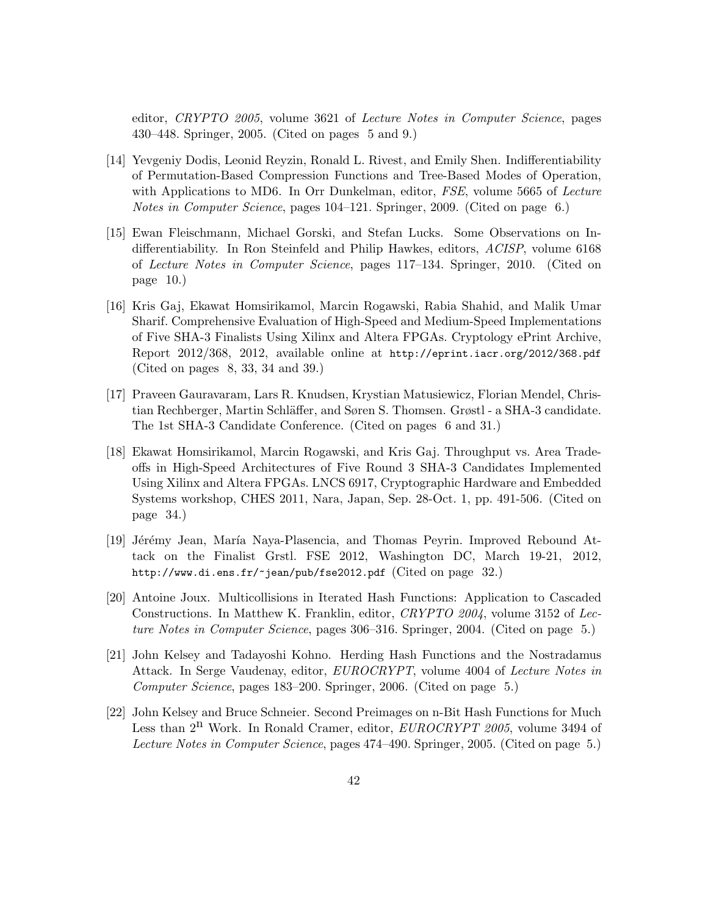editor, *CRYPTO 2005*, volume 3621 of *Lecture Notes in Computer Science*, pages 430–448. Springer, 2005. (Cited on pages 5 and 9.)

[14] Yevgeniy Dodis, Leonid Reyzin, Ronald L. Rivest, and Emily Shen. Indifferentiability of Permutation-Based Compression Functions and Tree-Based Modes of Operation, with Applications to MD6. In Orr Dunkelman, editor, *FSE*, volume 5665 of *Lecture Notes in Computer Science*, pages 104–121. Springer, 2009. (Cited on page 6.)

[15] Ewan Fleischmann, Michael Gorski, and Stefan Lucks. Some Observations on Indifferentiability. In Ron Steinfeld and Philip Hawkes, editors, *ACISP*, volume 6168 of *Lecture Notes in Computer Science*, pages 117–134. Springer, 2010. (Cited on page 10.)

[16] Kris Gaj, Ekawat Homsirikamol, Marcin Rogawski, Rabia Shahid, and Malik Umar Sharif. Comprehensive Evaluation of High-Speed and Medium-Speed Implementations of Five SHA-3 Finalists Using Xilinx and Altera FPGAs. Cryptology ePrint Archive, Report 2012/368, 2012, available online at `http://eprint.iacr.org/2012/368.pdf` (Cited on pages 8, 33, 34 and 39.)

[17] Praveen Gauravaram, Lars R. Knudsen, Krystian Matusiewicz, Florian Mendel, Christian Rechberger, Martin Schläffer, and Søren S. Thomsen. Grøstl - a SHA-3 candidate. The 1st SHA-3 Candidate Conference. (Cited on pages 6 and 31.)

[18] Ekawat Homsirikamol, Marcin Rogawski, and Kris Gaj. Throughput vs. Area Tradeoffs in High-Speed Architectures of Five Round 3 SHA-3 Candidates Implemented Using Xilinx and Altera FPGAs. LNCS 6917, Cryptographic Hardware and Embedded Systems workshop, CHES 2011, Nara, Japan, Sep. 28-Oct. 1, pp. 491-506. (Cited on page 34.)

[19] Jérémy Jean, María Naya-Plasencia, and Thomas Peyrin. Improved Rebound Attack on the Finalist Grstl. FSE 2012, Washington DC, March 19-21, 2012, `http://www.di.ens.fr/~jean/pub/fse2012.pdf` (Cited on page 32.)

[20] Antoine Joux. Multicollisions in Iterated Hash Functions: Application to Cascaded Constructions. In Matthew K. Franklin, editor, *CRYPTO 2004*, volume 3152 of *Lecture Notes in Computer Science*, pages 306–316. Springer, 2004. (Cited on page 5.)

[21] John Kelsey and Tadayoshi Kohno. Herding Hash Functions and the Nostradamus Attack. In Serge Vaudenay, editor, *EUROCRYPT*, volume 4004 of *Lecture Notes in Computer Science*, pages 183–200. Springer, 2006. (Cited on page 5.)

[22] John Kelsey and Bruce Schneier. Second Preimages on n-Bit Hash Functions for Much Less than $2^{n}$ Work. In Ronald Cramer, editor, *EUROCRYPT 2005*, volume 3494 of *Lecture Notes in Computer Science*, pages 474–490. Springer, 2005. (Cited on page 5.)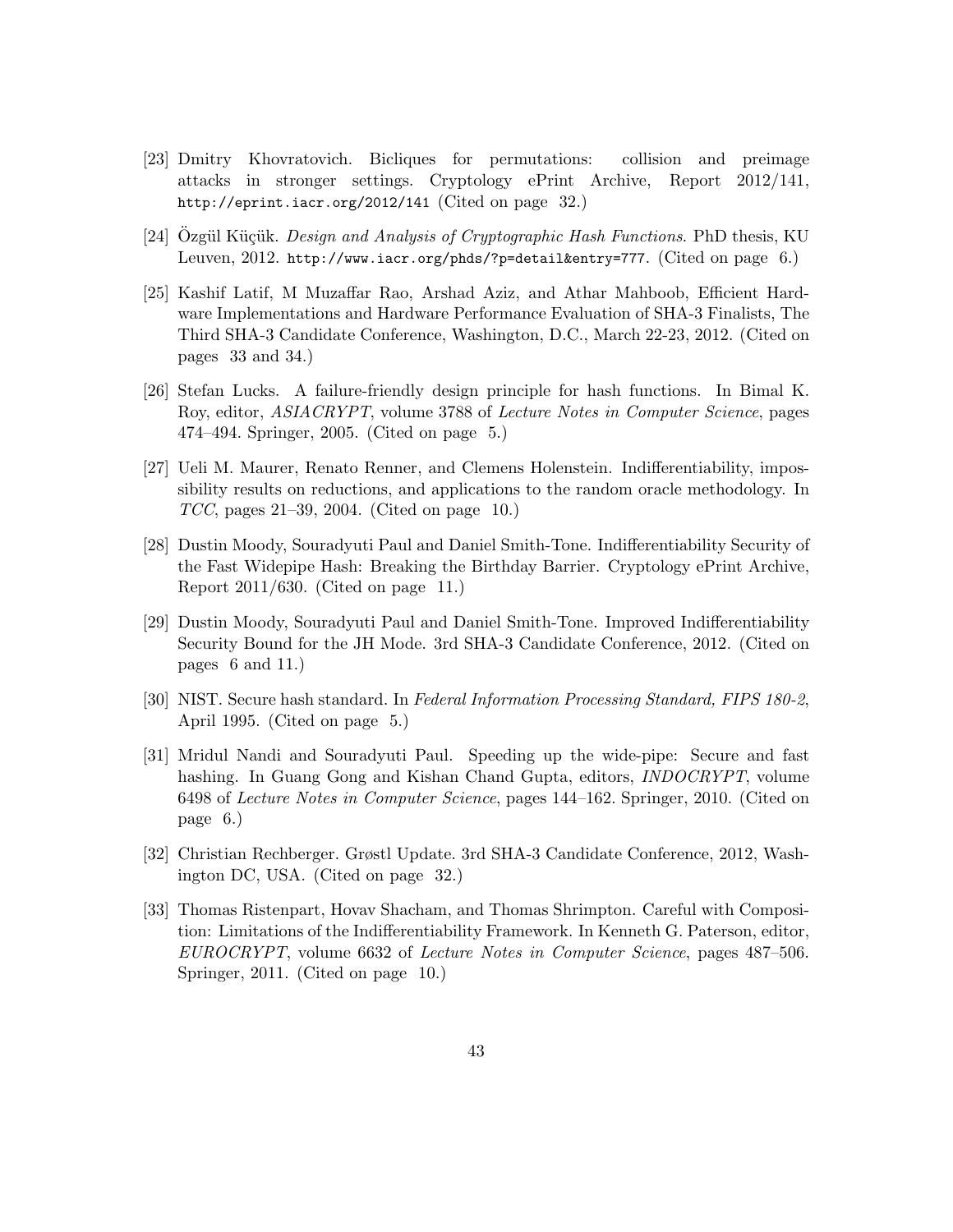[23] Dmitry Khovratovich. Bicliques for permutations: collision and preimage attacks in stronger settings. Cryptology ePrint Archive, Report 2012/141, `http://eprint.iacr.org/2012/141` (Cited on page 32.)

[24] Özgül Küçük. *Design and Analysis of Cryptographic Hash Functions*. PhD thesis, KU Leuven, 2012. `http://www.iacr.org/phds/?p=detail&entry=777`. (Cited on page 6.)

[25] Kashif Latif, M Muzaffar Rao, Arshad Aziz, and Athar Mahboob, Efficient Hardware Implementations and Hardware Performance Evaluation of SHA-3 Finalists, The Third SHA-3 Candidate Conference, Washington, D.C., March 22-23, 2012. (Cited on pages 33 and 34.)

[26] Stefan Lucks. A failure-friendly design principle for hash functions. In Bimal K. Roy, editor, *ASIACRYPT*, volume 3788 of *Lecture Notes in Computer Science*, pages 474–494. Springer, 2005. (Cited on page 5.)

[27] Ueli M. Maurer, Renato Renner, and Clemens Holenstein. Indifferentiability, impossibility results on reductions, and applications to the random oracle methodology. In *TCC*, pages 21–39, 2004. (Cited on page 10.)

[28] Dustin Moody, Souradyuti Paul and Daniel Smith-Tone. Indifferentiability Security of the Fast Widepipe Hash: Breaking the Birthday Barrier. Cryptology ePrint Archive, Report 2011/630. (Cited on page 11.)

[29] Dustin Moody, Souradyuti Paul and Daniel Smith-Tone. Improved Indifferentiability Security Bound for the JH Mode. 3rd SHA-3 Candidate Conference, 2012. (Cited on pages 6 and 11.)

[30] NIST. Secure hash standard. In *Federal Information Processing Standard, FIPS 180-2*, April 1995. (Cited on page 5.)

[31] Mridul Nandi and Souradyuti Paul. Speeding up the wide-pipe: Secure and fast hashing. In Guang Gong and Kishan Chand Gupta, editors, *INDOCRYPT*, volume 6498 of *Lecture Notes in Computer Science*, pages 144–162. Springer, 2010. (Cited on page 6.)

[32] Christian Rechberger. Grøstl Update. 3rd SHA-3 Candidate Conference, 2012, Washington DC, USA. (Cited on page 32.)

[33] Thomas Ristenpart, Hovav Shacham, and Thomas Shrimpton. Careful with Composition: Limitations of the Indifferentiability Framework. In Kenneth G. Paterson, editor, *EUROCRYPT*, volume 6632 of *Lecture Notes in Computer Science*, pages 487–506. Springer, 2011. (Cited on page 10.)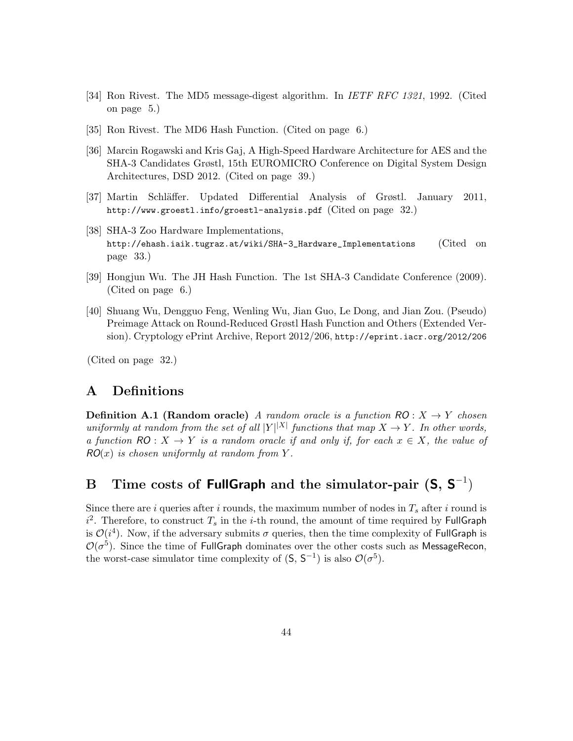[34] Ron Rivest. The MD5 message-digest algorithm. In *IETF RFC 1321*, 1992. (Cited on page 5.)

[35] Ron Rivest. The MD6 Hash Function. (Cited on page 6.)

[36] Marcin Rogawski and Kris Gaj, A High-Speed Hardware Architecture for AES and the SHA-3 Candidates Grøstl, 15th EUROMICRO Conference on Digital System Design Architectures, DSD 2012. (Cited on page 39.)

[37] Martin Schläffer. Updated Differential Analysis of Grøstl. January 2011, `http://www.groestl.info/groestl-analysis.pdf` (Cited on page 32.)

[38] SHA-3 Zoo Hardware Implementations, `http://ehash.iaik.tugraz.at/wiki/SHA-3_Hardware_Implementations` (Cited on page 33.)

[39] Hongjun Wu. The JH Hash Function. The 1st SHA-3 Candidate Conference (2009). (Cited on page 6.)

[40] Shuang Wu, Dengguo Feng, Wenling Wu, Jian Guo, Le Dong, and Jian Zou. (Pseudo) Preimage Attack on Round-Reduced Grøstl Hash Function and Others (Extended Version). Cryptology ePrint Archive, Report 2012/206, `http://eprint.iacr.org/2012/206`

(Cited on page 32.)

# A Definitions

**Definition A.1 (Random oracle)** *A random oracle is a function* $\mathsf{RO}: X \to Y$ *chosen uniformly at random from the set of all* $|Y|^{|X|}$ *functions that map* $X \to Y$*. In other words, a function* $\mathsf{RO}: X \to Y$ *is a random oracle if and only if, for each* $x \in X$*, the value of* $\mathsf{RO}(x)$ *is chosen uniformly at random from* $Y$*.*

# B Time costs of FullGraph and the simulator-pair ($\mathsf{S}$, $\mathsf{S}^{-1}$)

Since there are $i$ queries after $i$ rounds, the maximum number of nodes in $T_s$ after $i$ round is $i^2$. Therefore, to construct $T_s$ in the $i$-th round, the amount of time required by FullGraph is $\mathcal{O}(i^4)$. Now, if the adversary submits $\sigma$ queries, then the time complexity of FullGraph is $\mathcal{O}(\sigma^5)$. Since the time of FullGraph dominates over the other costs such as MessageRecon, the worst-case simulator time complexity of ($\mathsf{S}$, $\mathsf{S}^{-1}$) is also $\mathcal{O}(\sigma^5)$.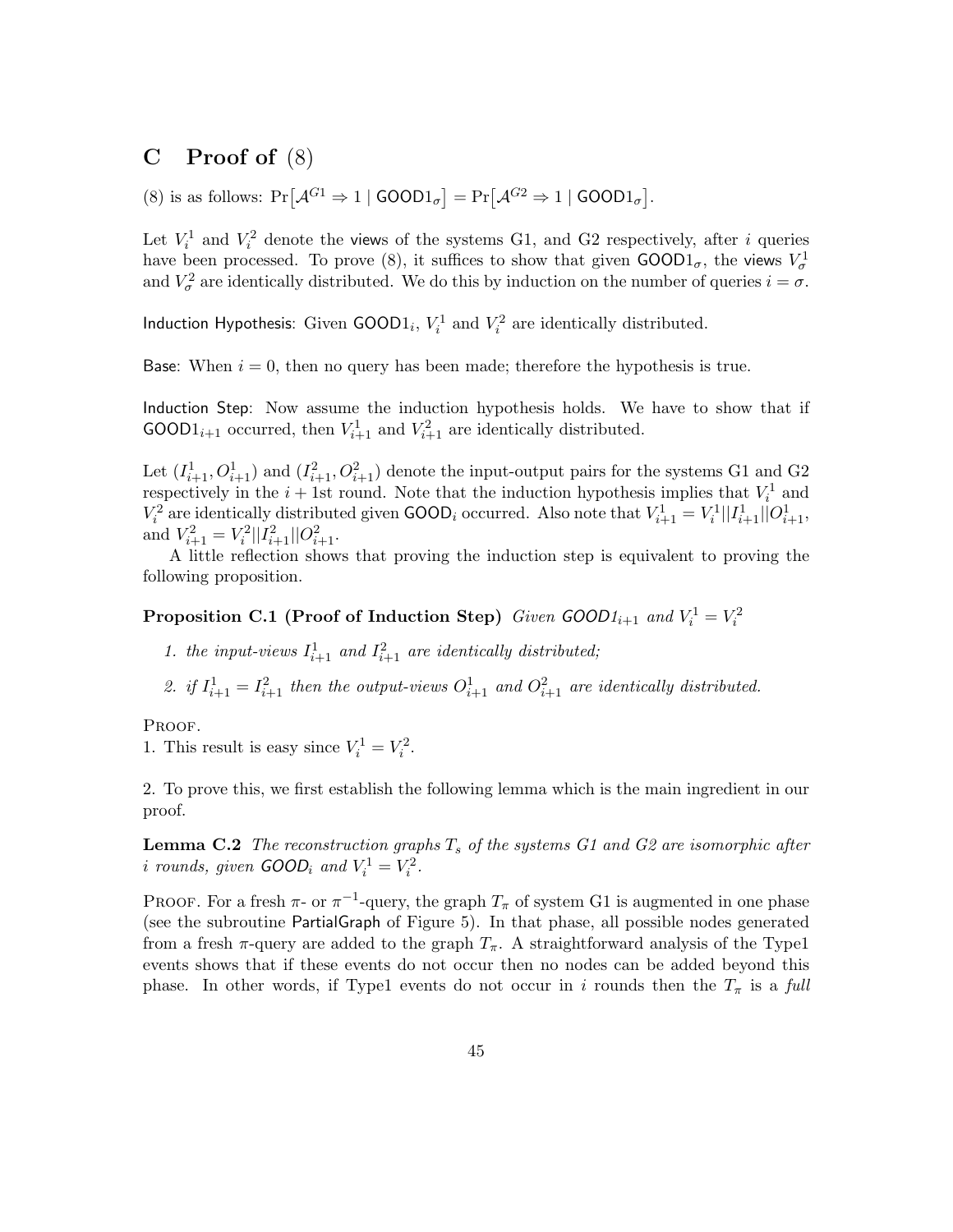## C Proof of (8)

(8) is as follows: $\Pr\big[\mathcal{A}^{G1} \Rightarrow 1 \mid \mathsf{GOOD1}_\sigma\big] = \Pr\big[\mathcal{A}^{G2} \Rightarrow 1 \mid \mathsf{GOOD1}_\sigma\big]$.

Let $V_i^1$ and $V_i^2$ denote the views of the systems G1, and G2 respectively, after $i$ queries have been processed. To prove (8), it suffices to show that given $\mathsf{GOOD1}_\sigma$, the views $V_\sigma^1$ and $V_\sigma^2$ are identically distributed. We do this by induction on the number of queries $i = \sigma$.

Induction Hypothesis: Given $\mathsf{GOOD1}_i$, $V_i^1$ and $V_i^2$ are identically distributed.

Base: When $i = 0$, then no query has been made; therefore the hypothesis is true.

Induction Step: Now assume the induction hypothesis holds. We have to show that if $\mathsf{GOOD1}_{i+1}$ occurred, then $V_{i+1}^1$ and $V_{i+1}^2$ are identically distributed.

Let $(I_{i+1}^1, O_{i+1}^1)$ and $(I_{i+1}^2, O_{i+1}^2)$ denote the input-output pairs for the systems G1 and G2 respectively in the $i+1$st round. Note that the induction hypothesis implies that $V_i^1$ and $V_i^2$ are identically distributed given $\mathsf{GOOD}_i$ occurred. Also note that $V_{i+1}^1 = V_i^1 || I_{i+1}^1 || O_{i+1}^1$, and $V_{i+1}^2 = V_i^2 || I_{i+1}^2 || O_{i+1}^2$.

A little reflection shows that proving the induction step is equivalent to proving the following proposition.

**Proposition C.1 (Proof of Induction Step)** *Given $\mathsf{GOOD1}_{i+1}$ and $V_i^1 = V_i^2$*

1. *the input-views $I_{i+1}^1$ and $I_{i+1}^2$ are identically distributed;*
2. *if $I_{i+1}^1 = I_{i+1}^2$ then the output-views $O_{i+1}^1$ and $O_{i+1}^2$ are identically distributed.*

Proof.
1. This result is easy since $V_i^1 = V_i^2$.

2. To prove this, we first establish the following lemma which is the main ingredient in our proof.

**Lemma C.2** *The reconstruction graphs $T_s$ of the systems G1 and G2 are isomorphic after $i$ rounds, given $\mathsf{GOOD}_i$ and $V_i^1 = V_i^2$.*

Proof. For a fresh $\pi$- or $\pi^{-1}$-query, the graph $T_\pi$ of system G1 is augmented in one phase (see the subroutine PartialGraph of Figure 5). In that phase, all possible nodes generated from a fresh $\pi$-query are added to the graph $T_\pi$. A straightforward analysis of the Type1 events shows that if these events do not occur then no nodes can be added beyond this phase. In other words, if Type1 events do not occur in $i$ rounds then the $T_\pi$ is a *full*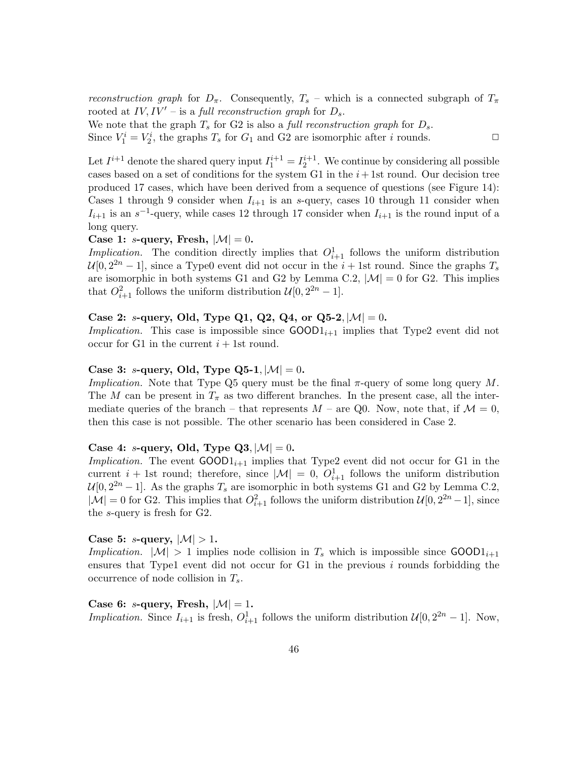*reconstruction graph* for $D_\pi$. Consequently, $T_s$ – which is a connected subgraph of $T_\pi$ rooted at $IV, IV'$ – is a *full reconstruction graph* for $D_s$.
We note that the graph $T_s$ for G2 is also a *full reconstruction graph* for $D_s$.
Since $V_1^i = V_2^i$, the graphs $T_s$ for $G_1$ and G2 are isomorphic after $i$ rounds. □

Let $I^{i+1}$ denote the shared query input $I_1^{i+1} = I_2^{i+1}$. We continue by considering all possible cases based on a set of conditions for the system G1 in the $i+1$st round. Our decision tree produced 17 cases, which have been derived from a sequence of questions (see Figure 14): Cases 1 through 9 consider when $I_{i+1}$ is an $s$-query, cases 10 through 11 consider when $I_{i+1}$ is an $s^{-1}$-query, while cases 12 through 17 consider when $I_{i+1}$ is the round input of a long query.

**Case 1: $s$-query, Fresh, $|\mathcal{M}| = 0$.**
*Implication.* The condition directly implies that $O_{i+1}^1$ follows the uniform distribution $\mathcal{U}[0, 2^{2n} - 1]$, since a Type0 event did not occur in the $i+1$st round. Since the graphs $T_s$ are isomorphic in both systems G1 and G2 by Lemma C.2, $|\mathcal{M}| = 0$ for G2. This implies that $O_{i+1}^2$ follows the uniform distribution $\mathcal{U}[0, 2^{2n} - 1]$.

**Case 2: $s$-query, Old, Type Q1, Q2, Q4, or Q5-2, $|\mathcal{M}| = 0$.**
*Implication.* This case is impossible since $\mathsf{GOOD1}_{i+1}$ implies that Type2 event did not occur for G1 in the current $i+1$st round.

**Case 3: $s$-query, Old, Type Q5-1, $|\mathcal{M}| = 0$.**
*Implication.* Note that Type Q5 query must be the final $\pi$-query of some long query $M$. The $M$ can be present in $T_\pi$ as two different branches. In the present case, all the intermediate queries of the branch – that represents $M$ – are Q0. Now, note that, if $\mathcal{M} = 0$, then this case is not possible. The other scenario has been considered in Case 2.

**Case 4: $s$-query, Old, Type Q3, $|\mathcal{M}| = 0$.**
*Implication.* The event $\mathsf{GOOD1}_{i+1}$ implies that Type2 event did not occur for G1 in the current $i+1$st round; therefore, since $|\mathcal{M}| = 0$, $O_{i+1}^1$ follows the uniform distribution $\mathcal{U}[0, 2^{2n} - 1]$. As the graphs $T_s$ are isomorphic in both systems G1 and G2 by Lemma C.2, $|\mathcal{M}| = 0$ for G2. This implies that $O_{i+1}^2$ follows the uniform distribution $\mathcal{U}[0, 2^{2n} - 1]$, since the $s$-query is fresh for G2.

**Case 5: $s$-query, $|\mathcal{M}| > 1$.**
*Implication.* $|\mathcal{M}| > 1$ implies node collision in $T_s$ which is impossible since $\mathsf{GOOD1}_{i+1}$ ensures that Type1 event did not occur for G1 in the previous $i$ rounds forbidding the occurrence of node collision in $T_s$.

**Case 6: $s$-query, Fresh, $|\mathcal{M}| = 1$.**
*Implication.* Since $I_{i+1}$ is fresh, $O_{i+1}^1$ follows the uniform distribution $\mathcal{U}[0, 2^{2n} - 1]$. Now,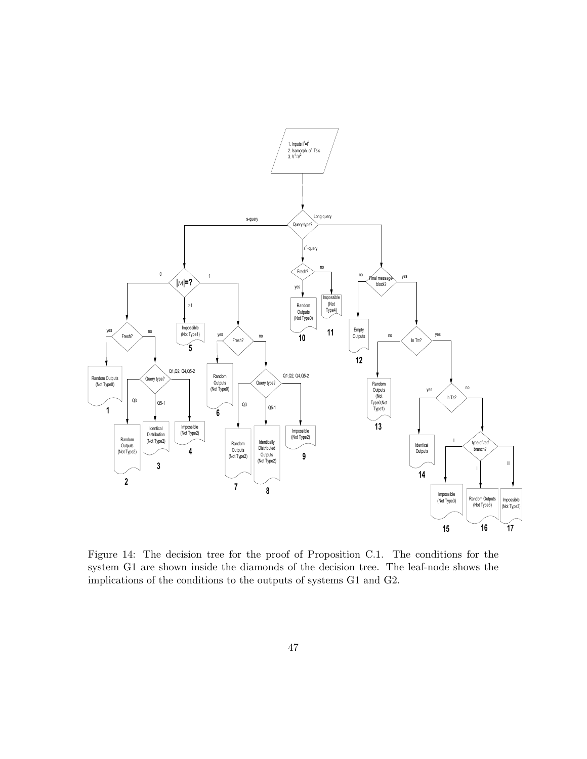Figure 14: The decision tree for the proof of Proposition C.1. The conditions for the system G1 are shown inside the diamonds of the decision tree. The leaf-node shows the implications of the conditions to the outputs of systems G1 and G2.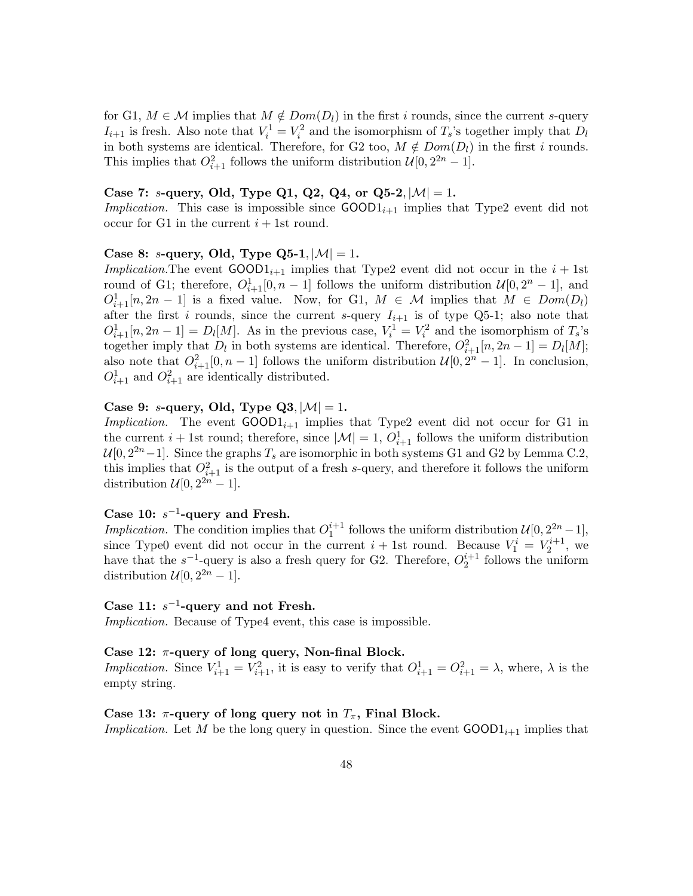for G1, $M \in \mathcal{M}$ implies that $M \notin Dom(D_l)$ in the first $i$ rounds, since the current $s$-query $I_{i+1}$ is fresh. Also note that $V_i^1 = V_i^2$ and the isomorphism of $T_s$'s together imply that $D_l$ in both systems are identical. Therefore, for G2 too, $M \notin Dom(D_l)$ in the first $i$ rounds. This implies that $O_{i+1}^2$ follows the uniform distribution $\mathcal{U}[0, 2^{2n} - 1]$.

**Case 7: $s$-query, Old, Type Q1, Q2, Q4, or Q5-2, $|\mathcal{M}| = 1$.**
*Implication.* This case is impossible since $\mathsf{GOOD1}_{i+1}$ implies that Type2 event did not occur for G1 in the current $i+1$st round.

**Case 8: $s$-query, Old, Type Q5-1, $|\mathcal{M}| = 1$.**
*Implication.* The event $\mathsf{GOOD1}_{i+1}$ implies that Type2 event did not occur in the $i+1$st round of G1; therefore, $O_{i+1}^1[0, n-1]$ follows the uniform distribution $\mathcal{U}[0, 2^n - 1]$, and $O_{i+1}^1[n, 2n-1]$ is a fixed value. Now, for G1, $M \in \mathcal{M}$ implies that $M \in Dom(D_l)$ after the first $i$ rounds, since the current $s$-query $I_{i+1}$ is of type Q5-1; also note that $O_{i+1}^1[n, 2n-1] = D_l[M]$. As in the previous case, $V_i^1 = V_i^2$ and the isomorphism of $T_s$'s together imply that $D_l$ in both systems are identical. Therefore, $O_{i+1}^2[n, 2n-1] = D_l[M]$; also note that $O_{i+1}^2[0, n-1]$ follows the uniform distribution $\mathcal{U}[0, 2^n - 1]$. In conclusion, $O_{i+1}^1$ and $O_{i+1}^2$ are identically distributed.

**Case 9: $s$-query, Old, Type Q3, $|\mathcal{M}| = 1$.**
*Implication.* The event $\mathsf{GOOD1}_{i+1}$ implies that Type2 event did not occur for G1 in the current $i+1$st round; therefore, since $|\mathcal{M}| = 1$, $O_{i+1}^1$ follows the uniform distribution $\mathcal{U}[0, 2^{2n}-1]$. Since the graphs $T_s$ are isomorphic in both systems G1 and G2 by Lemma C.2, this implies that $O_{i+1}^2$ is the output of a fresh $s$-query, and therefore it follows the uniform distribution $\mathcal{U}[0, 2^{2n} - 1]$.

**Case 10: $s^{-1}$-query and Fresh.**
*Implication.* The condition implies that $O_1^{i+1}$ follows the uniform distribution $\mathcal{U}[0, 2^{2n} - 1]$, since Type0 event did not occur in the current $i+1$st round. Because $V_1^i = V_2^{i+1}$, we have that the $s^{-1}$-query is also a fresh query for G2. Therefore, $O_2^{i+1}$ follows the uniform distribution $\mathcal{U}[0, 2^{2n} - 1]$.

**Case 11: $s^{-1}$-query and not Fresh.**
*Implication.* Because of Type4 event, this case is impossible.

**Case 12: $\pi$-query of long query, Non-final Block.**
*Implication.* Since $V_{i+1}^1 = V_{i+1}^2$, it is easy to verify that $O_{i+1}^1 = O_{i+1}^2 = \lambda$, where, $\lambda$ is the empty string.

**Case 13: $\pi$-query of long query not in $T_\pi$, Final Block.**
*Implication.* Let $M$ be the long query in question. Since the event $\mathsf{GOOD1}_{i+1}$ implies that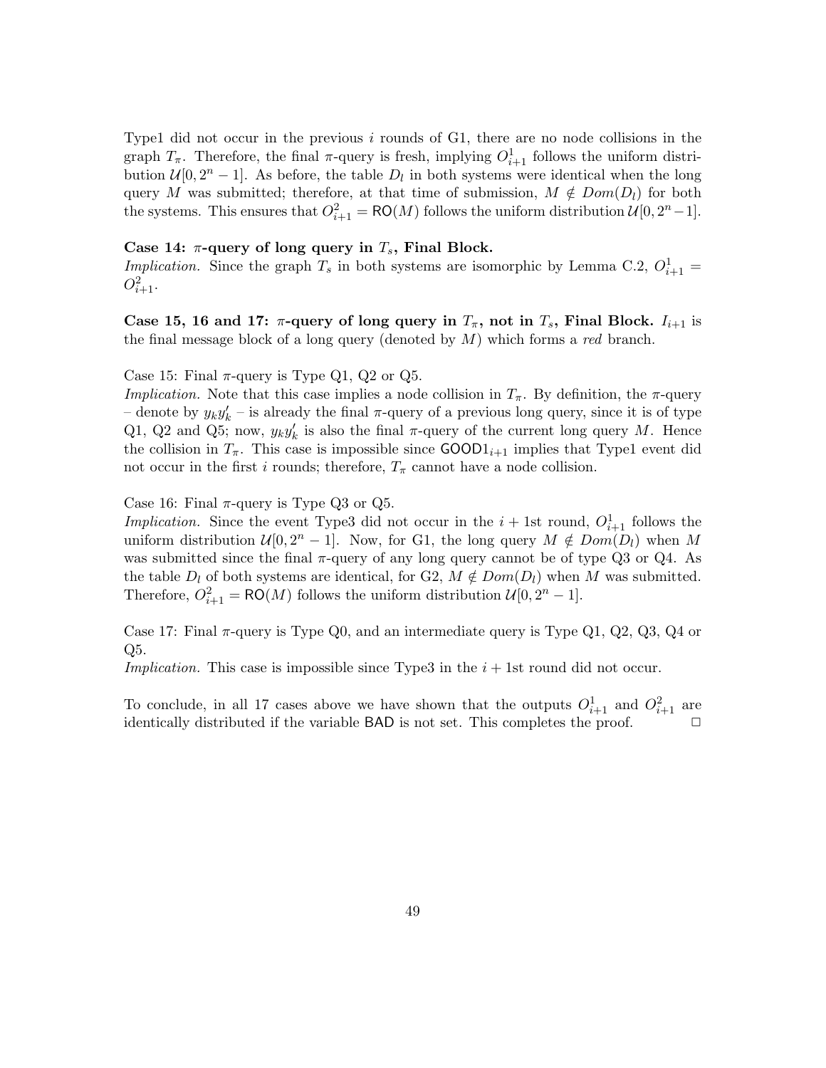Type1 did not occur in the previous $i$ rounds of G1, there are no node collisions in the graph $T_\pi$. Therefore, the final $\pi$-query is fresh, implying $O^1_{i+1}$ follows the uniform distribution $\mathcal{U}[0, 2^n - 1]$. As before, the table $D_l$ in both systems were identical when the long query $M$ was submitted; therefore, at that time of submission, $M \notin Dom(D_l)$ for both the systems. This ensures that $O^2_{i+1} = \mathsf{RO}(M)$ follows the uniform distribution $\mathcal{U}[0, 2^n - 1]$.

**Case 14: $\pi$-query of long query in $T_s$, Final Block.**
*Implication.* Since the graph $T_s$ in both systems are isomorphic by Lemma C.2, $O^1_{i+1} = O^2_{i+1}$.

**Case 15, 16 and 17: $\pi$-query of long query in $T_\pi$, not in $T_s$, Final Block.** $I_{i+1}$ is the final message block of a long query (denoted by $M$) which forms a *red* branch.

Case 15: Final $\pi$-query is Type Q1, Q2 or Q5.
*Implication.* Note that this case implies a node collision in $T_\pi$. By definition, the $\pi$-query – denote by $y_k y'_k$ – is already the final $\pi$-query of a previous long query, since it is of type Q1, Q2 and Q5; now, $y_k y'_k$ is also the final $\pi$-query of the current long query $M$. Hence the collision in $T_\pi$. This case is impossible since $\mathsf{GOOD1}_{i+1}$ implies that Type1 event did not occur in the first $i$ rounds; therefore, $T_\pi$ cannot have a node collision.

Case 16: Final $\pi$-query is Type Q3 or Q5.
*Implication.* Since the event Type3 did not occur in the $i+1$st round, $O^1_{i+1}$ follows the uniform distribution $\mathcal{U}[0, 2^n - 1]$. Now, for G1, the long query $M \notin Dom(D_l)$ when $M$ was submitted since the final $\pi$-query of any long query cannot be of type Q3 or Q4. As the table $D_l$ of both systems are identical, for G2, $M \notin Dom(D_l)$ when $M$ was submitted. Therefore, $O^2_{i+1} = \mathsf{RO}(M)$ follows the uniform distribution $\mathcal{U}[0, 2^n - 1]$.

Case 17: Final $\pi$-query is Type Q0, and an intermediate query is Type Q1, Q2, Q3, Q4 or Q5.
*Implication.* This case is impossible since Type3 in the $i+1$st round did not occur.

To conclude, in all 17 cases above we have shown that the outputs $O^1_{i+1}$ and $O^2_{i+1}$ are identically distributed if the variable $\mathsf{BAD}$ is not set. This completes the proof. $\square$